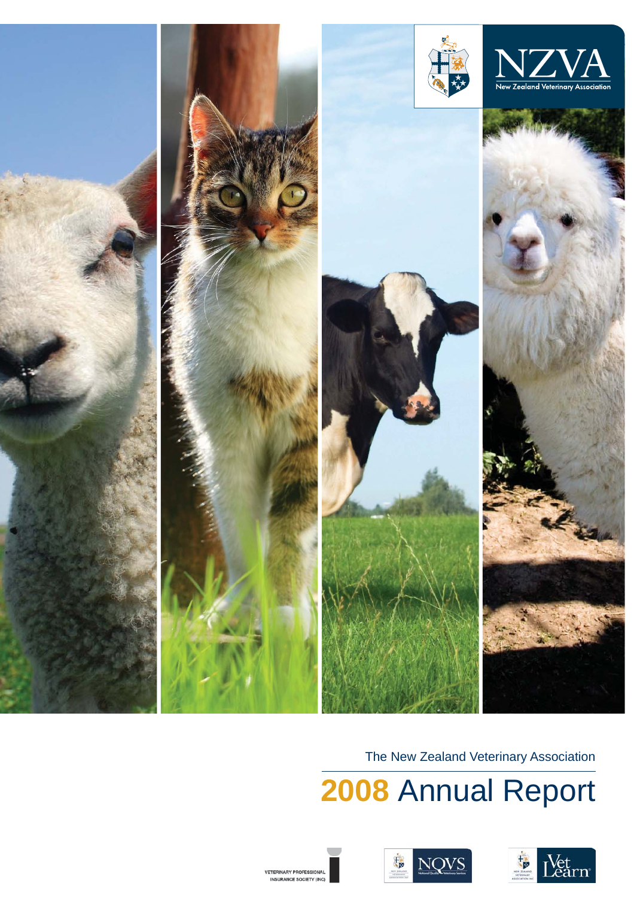NZVA

New Zealand Veterinary Association

The New Zealand Veterinary Association

# 2008 Annual Report

VETERINARY PROFESSIONAL INSURANCE SOCIETY (INC)

NQVS

VetLearn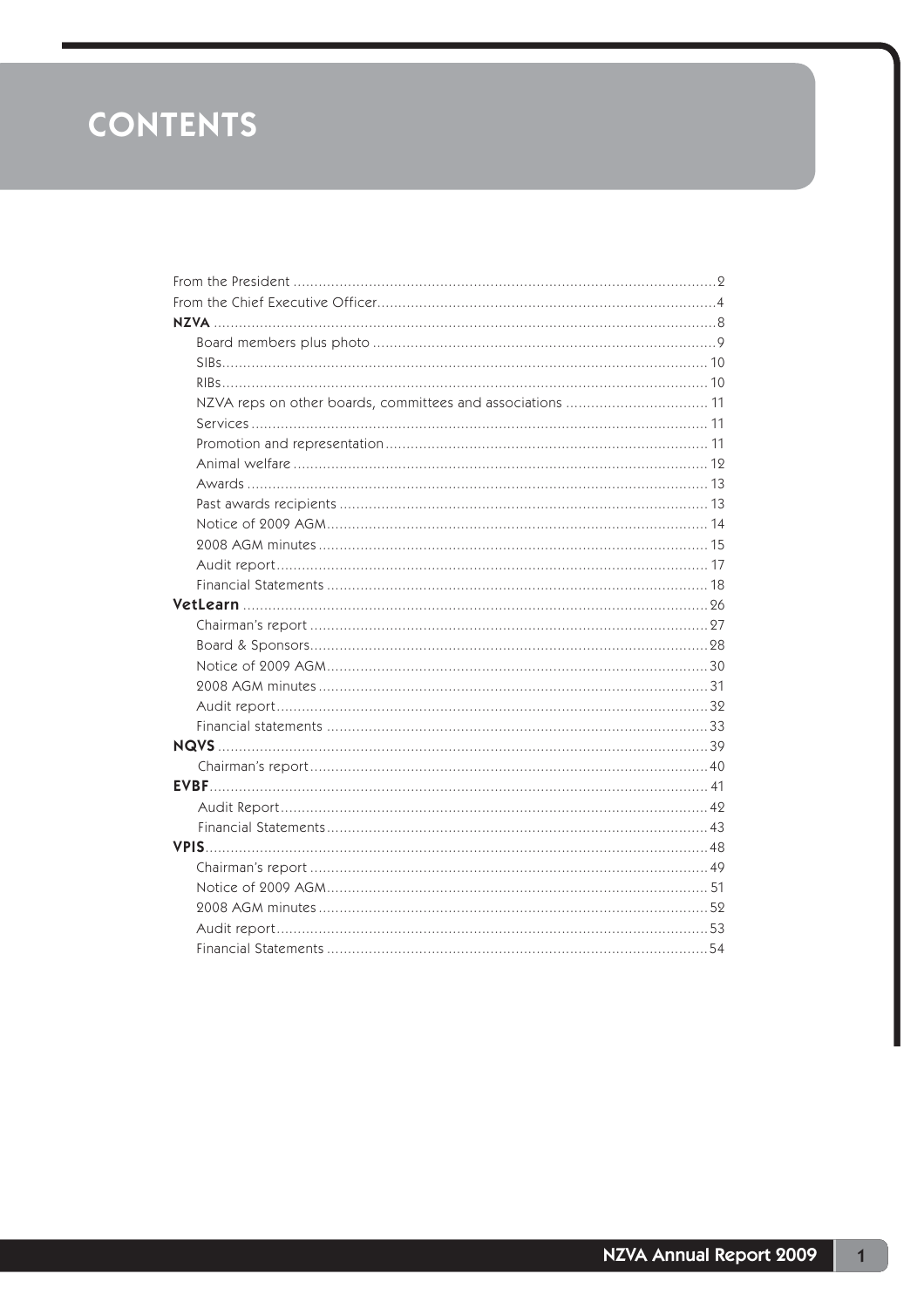# CONTENTS

From the President ........................................................................................... 2
From the Chief Executive Officer ........................................................................ 4
**NZVA** ........................................................................................................... 8
- Board members plus photo ................................................................................ 9
- SIBs ................................................................................................................ 10
- RIBs ................................................................................................................ 10
- NZVA reps on other boards, committees and associations ................................. 11
- Services .......................................................................................................... 11
- Promotion and representation .......................................................................... 11
- Animal welfare ................................................................................................ 12
- Awards ........................................................................................................... 13
- Past awards recipients ..................................................................................... 13
- Notice of 2009 AGM ......................................................................................... 14
- 2008 AGM minutes ........................................................................................... 15
- Audit report .................................................................................................... 17
- Financial Statements ........................................................................................ 18

**VetLearn** ...................................................................................................... 26
- Chairman's report ............................................................................................ 27
- Board & Sponsors ............................................................................................ 28
- Notice of 2009 AGM ......................................................................................... 30
- 2008 AGM minutes ........................................................................................... 31
- Audit report .................................................................................................... 32
- Financial statements ........................................................................................ 33

**NQVS** ........................................................................................................... 39
- Chairman's report ............................................................................................ 40

**EVBF** ............................................................................................................ 41
- Audit Report .................................................................................................... 42
- Financial Statements ........................................................................................ 43

**VPIS** ............................................................................................................. 48
- Chairman's report ............................................................................................ 49
- Notice of 2009 AGM ......................................................................................... 51
- 2008 AGM minutes ........................................................................................... 52
- Audit report .................................................................................................... 53
- Financial Statements ........................................................................................ 54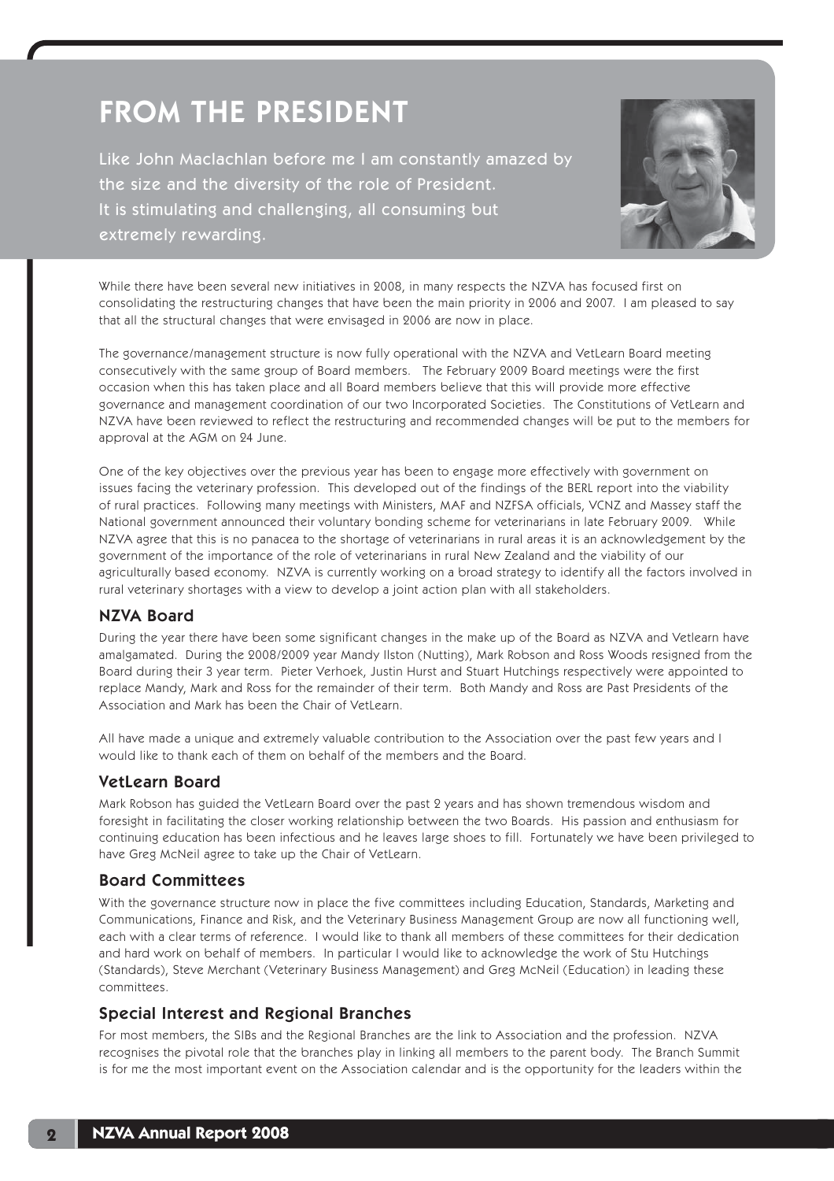# FROM THE PRESIDENT

Like John Maclachlan before me I am constantly amazed by the size and the diversity of the role of President. It is stimulating and challenging, all consuming but extremely rewarding.

While there have been several new initiatives in 2008, in many respects the NZVA has focused first on consolidating the restructuring changes that have been the main priority in 2006 and 2007. I am pleased to say that all the structural changes that were envisaged in 2006 are now in place.

The governance/management structure is now fully operational with the NZVA and VetLearn Board meeting consecutively with the same group of Board members. The February 2009 Board meetings were the first occasion when this has taken place and all Board members believe that this will provide more effective governance and management coordination of our two Incorporated Societies. The Constitutions of VetLearn and NZVA have been reviewed to reflect the restructuring and recommended changes will be put to the members for approval at the AGM on 24 June.

One of the key objectives over the previous year has been to engage more effectively with government on issues facing the veterinary profession. This developed out of the findings of the BERL report into the viability of rural practices. Following many meetings with Ministers, MAF and NZFSA officials, VCNZ and Massey staff the National government announced their voluntary bonding scheme for veterinarians in late February 2009. While NZVA agree that this is no panacea to the shortage of veterinarians in rural areas it is an acknowledgement by the government of the importance of the role of veterinarians in rural New Zealand and the viability of our agriculturally based economy. NZVA is currently working on a broad strategy to identify all the factors involved in rural veterinary shortages with a view to develop a joint action plan with all stakeholders.

## NZVA Board

During the year there have been some significant changes in the make up of the Board as NZVA and Vetlearn have amalgamated. During the 2008/2009 year Mandy Ilston (Nutting), Mark Robson and Ross Woods resigned from the Board during their 3 year term. Pieter Verhoek, Justin Hurst and Stuart Hutchings respectively were appointed to replace Mandy, Mark and Ross for the remainder of their term. Both Mandy and Ross are Past Presidents of the Association and Mark has been the Chair of VetLearn.

All have made a unique and extremely valuable contribution to the Association over the past few years and I would like to thank each of them on behalf of the members and the Board.

## VetLearn Board

Mark Robson has guided the VetLearn Board over the past 2 years and has shown tremendous wisdom and foresight in facilitating the closer working relationship between the two Boards. His passion and enthusiasm for continuing education has been infectious and he leaves large shoes to fill. Fortunately we have been privileged to have Greg McNeil agree to take up the Chair of VetLearn.

## Board Committees

With the governance structure now in place the five committees including Education, Standards, Marketing and Communications, Finance and Risk, and the Veterinary Business Management Group are now all functioning well, each with a clear terms of reference. I would like to thank all members of these committees for their dedication and hard work on behalf of members. In particular I would like to acknowledge the work of Stu Hutchings (Standards), Steve Merchant (Veterinary Business Management) and Greg McNeil (Education) in leading these committees.

## Special Interest and Regional Branches

For most members, the SIBs and the Regional Branches are the link to Association and the profession. NZVA recognises the pivotal role that the branches play in linking all members to the parent body. The Branch Summit is for me the most important event on the Association calendar and is the opportunity for the leaders within the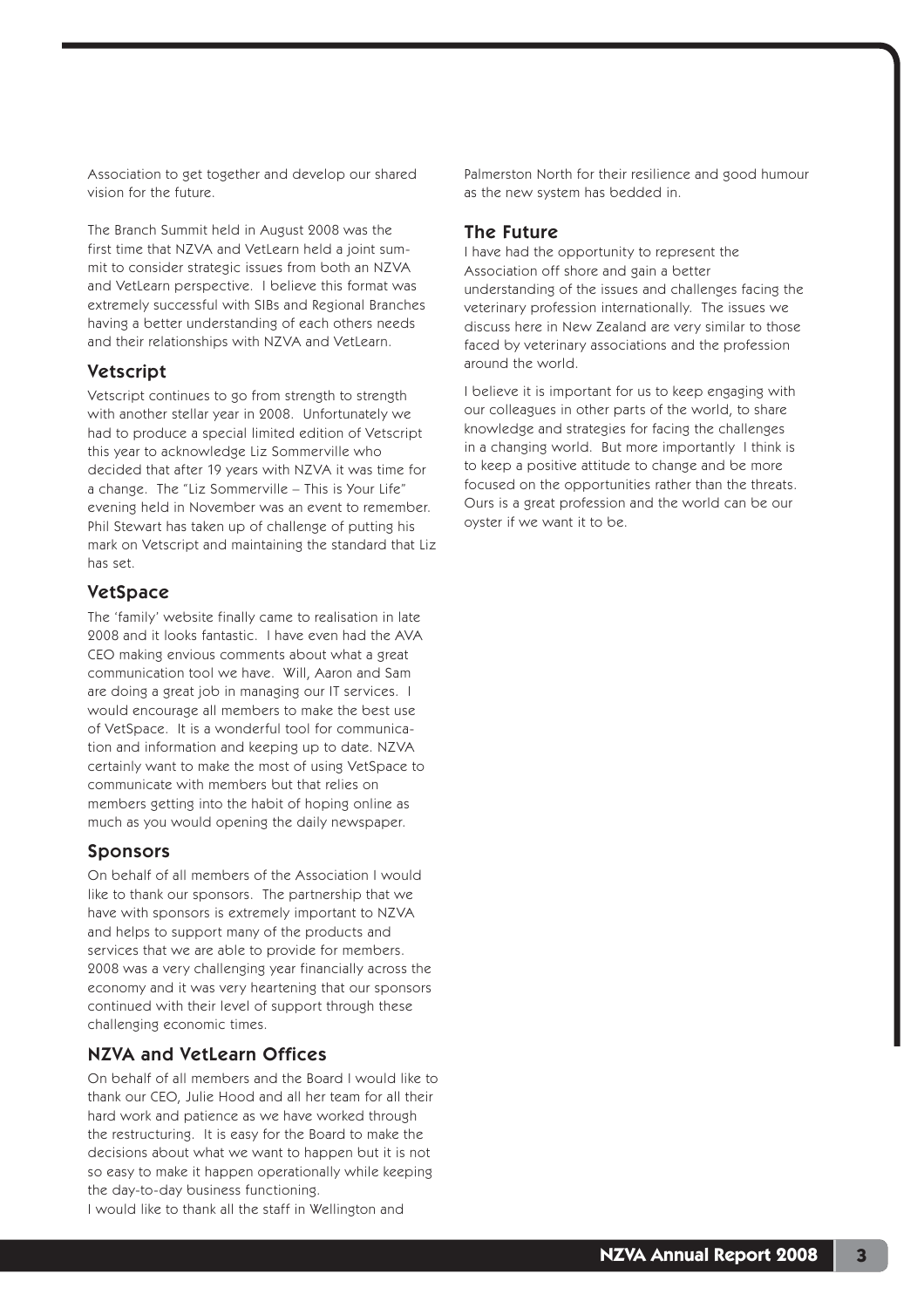Association to get together and develop our shared vision for the future.

The Branch Summit held in August 2008 was the first time that NZVA and VetLearn held a joint summit to consider strategic issues from both an NZVA and VetLearn perspective. I believe this format was extremely successful with SIBs and Regional Branches having a better understanding of each others needs and their relationships with NZVA and VetLearn.

### Vetscript

Vetscript continues to go from strength to strength with another stellar year in 2008. Unfortunately we had to produce a special limited edition of Vetscript this year to acknowledge Liz Sommerville who decided that after 19 years with NZVA it was time for a change. The "Liz Sommerville – This is Your Life" evening held in November was an event to remember. Phil Stewart has taken up of challenge of putting his mark on Vetscript and maintaining the standard that Liz has set.

### VetSpace

The 'family' website finally came to realisation in late 2008 and it looks fantastic. I have even had the AVA CEO making envious comments about what a great communication tool we have. Will, Aaron and Sam are doing a great job in managing our IT services. I would encourage all members to make the best use of VetSpace. It is a wonderful tool for communication and information and keeping up to date. NZVA certainly want to make the most of using VetSpace to communicate with members but that relies on members getting into the habit of hoping online as much as you would opening the daily newspaper.

### Sponsors

On behalf of all members of the Association I would like to thank our sponsors. The partnership that we have with sponsors is extremely important to NZVA and helps to support many of the products and services that we are able to provide for members. 2008 was a very challenging year financially across the economy and it was very heartening that our sponsors continued with their level of support through these challenging economic times.

### NZVA and VetLearn Offices

On behalf of all members and the Board I would like to thank our CEO, Julie Hood and all her team for all their hard work and patience as we have worked through the restructuring. It is easy for the Board to make the decisions about what we want to happen but it is not so easy to make it happen operationally while keeping the day-to-day business functioning.

I would like to thank all the staff in Wellington and Palmerston North for their resilience and good humour as the new system has bedded in.

### The Future

I have had the opportunity to represent the Association off shore and gain a better understanding of the issues and challenges facing the veterinary profession internationally. The issues we discuss here in New Zealand are very similar to those faced by veterinary associations and the profession around the world.

I believe it is important for us to keep engaging with our colleagues in other parts of the world, to share knowledge and strategies for facing the challenges in a changing world. But more importantly I think is to keep a positive attitude to change and be more focused on the opportunities rather than the threats. Ours is a great profession and the world can be our oyster if we want it to be.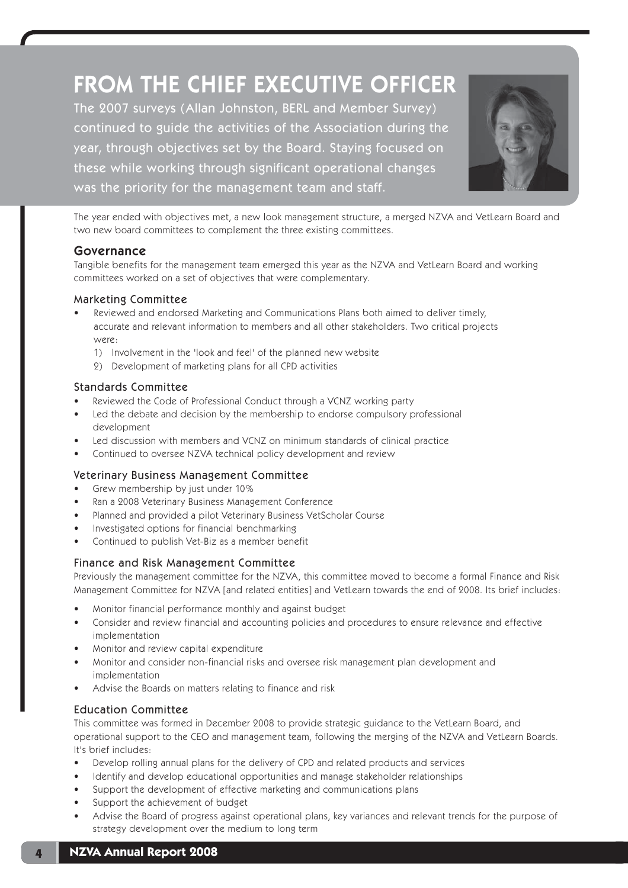# FROM THE CHIEF EXECUTIVE OFFICER

The 2007 surveys (Allan Johnston, BERL and Member Survey) continued to guide the activities of the Association during the year, through objectives set by the Board. Staying focused on these while working through significant operational changes was the priority for the management team and staff.

The year ended with objectives met, a new look management structure, a merged NZVA and VetLearn Board and two new board committees to complement the three existing committees.

## Governance

Tangible benefits for the management team emerged this year as the NZVA and VetLearn Board and working committees worked on a set of objectives that were complementary.

### Marketing Committee

- Reviewed and endorsed Marketing and Communications Plans both aimed to deliver timely, accurate and relevant information to members and all other stakeholders. Two critical projects were:
  1) Involvement in the 'look and feel' of the planned new website
  2) Development of marketing plans for all CPD activities

### Standards Committee

- Reviewed the Code of Professional Conduct through a VCNZ working party
- Led the debate and decision by the membership to endorse compulsory professional development
- Led discussion with members and VCNZ on minimum standards of clinical practice
- Continued to oversee NZVA technical policy development and review

### Veterinary Business Management Committee

- Grew membership by just under 10%
- Ran a 2008 Veterinary Business Management Conference
- Planned and provided a pilot Veterinary Business VetScholar Course
- Investigated options for financial benchmarking
- Continued to publish Vet-Biz as a member benefit

### Finance and Risk Management Committee

Previously the management committee for the NZVA, this committee moved to become a formal Finance and Risk Management Committee for NZVA [and related entities] and VetLearn towards the end of 2008. Its brief includes:

- Monitor financial performance monthly and against budget
- Consider and review financial and accounting policies and procedures to ensure relevance and effective implementation
- Monitor and review capital expenditure
- Monitor and consider non-financial risks and oversee risk management plan development and implementation
- Advise the Boards on matters relating to finance and risk

### Education Committee

This committee was formed in December 2008 to provide strategic guidance to the VetLearn Board, and operational support to the CEO and management team, following the merging of the NZVA and VetLearn Boards. It's brief includes:

- Develop rolling annual plans for the delivery of CPD and related products and services
- Identify and develop educational opportunities and manage stakeholder relationships
- Support the development of effective marketing and communications plans
- Support the achievement of budget
- Advise the Board of progress against operational plans, key variances and relevant trends for the purpose of strategy development over the medium to long term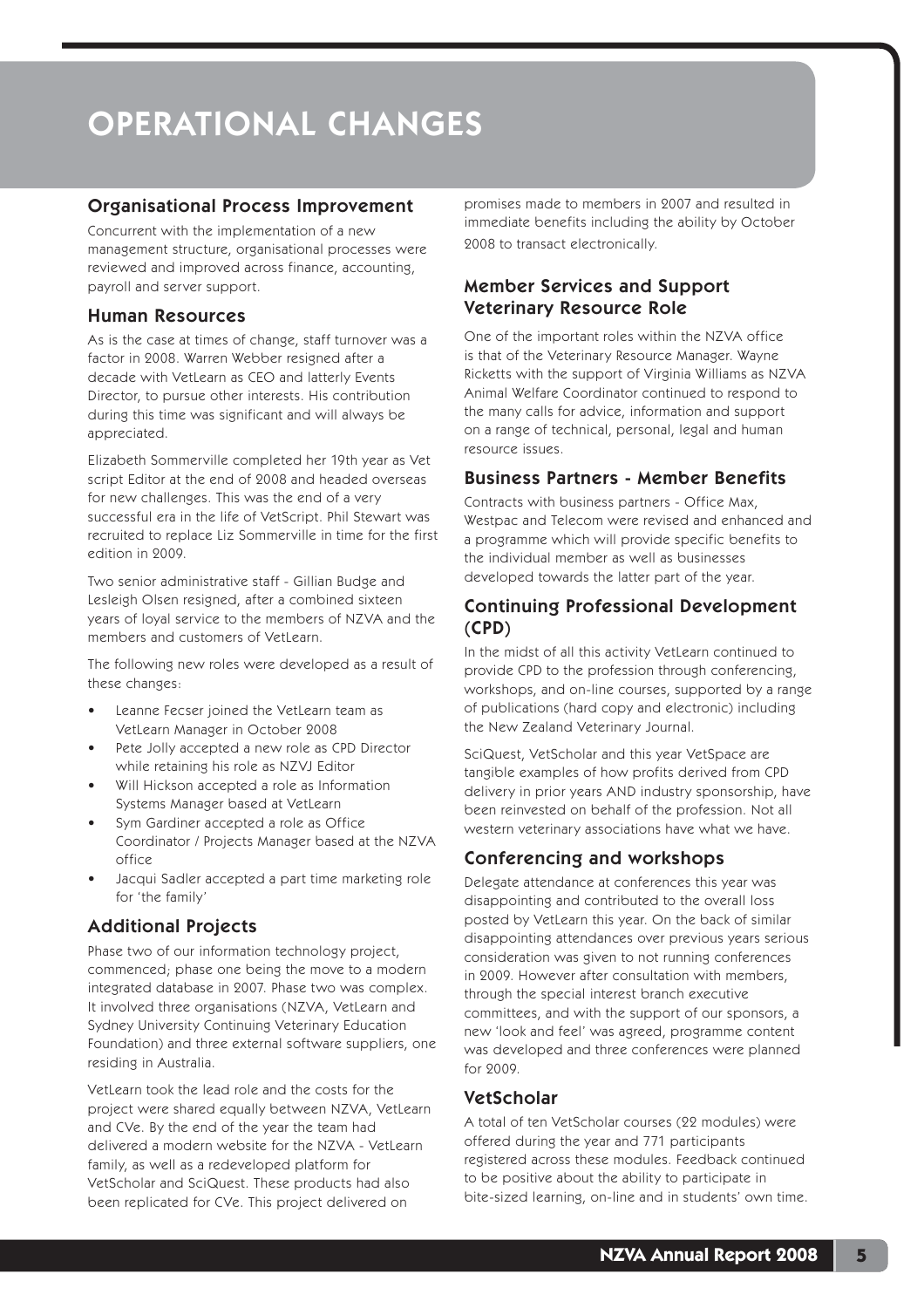# OPERATIONAL CHANGES

## Organisational Process Improvement

Concurrent with the implementation of a new management structure, organisational processes were reviewed and improved across finance, accounting, payroll and server support.

## Human Resources

As is the case at times of change, staff turnover was a factor in 2008. Warren Webber resigned after a decade with VetLearn as CEO and latterly Events Director, to pursue other interests. His contribution during this time was significant and will always be appreciated.

Elizabeth Sommerville completed her 19th year as Vet script Editor at the end of 2008 and headed overseas for new challenges. This was the end of a very successful era in the life of VetScript. Phil Stewart was recruited to replace Liz Sommerville in time for the first edition in 2009.

Two senior administrative staff - Gillian Budge and Lesleigh Olsen resigned, after a combined sixteen years of loyal service to the members of NZVA and the members and customers of VetLearn.

The following new roles were developed as a result of these changes:

- Leanne Fecser joined the VetLearn team as VetLearn Manager in October 2008
- Pete Jolly accepted a new role as CPD Director while retaining his role as NZVJ Editor
- Will Hickson accepted a role as Information Systems Manager based at VetLearn
- Sym Gardiner accepted a role as Office Coordinator / Projects Manager based at the NZVA office
- Jacqui Sadler accepted a part time marketing role for 'the family'

## Additional Projects

Phase two of our information technology project, commenced; phase one being the move to a modern integrated database in 2007. Phase two was complex. It involved three organisations (NZVA, VetLearn and Sydney University Continuing Veterinary Education Foundation) and three external software suppliers, one residing in Australia.

VetLearn took the lead role and the costs for the project were shared equally between NZVA, VetLearn and CVe. By the end of the year the team had delivered a modern website for the NZVA - VetLearn family, as well as a redeveloped platform for VetScholar and SciQuest. These products had also been replicated for CVe. This project delivered on promises made to members in 2007 and resulted in immediate benefits including the ability by October 2008 to transact electronically.

## Member Services and Support Veterinary Resource Role

One of the important roles within the NZVA office is that of the Veterinary Resource Manager. Wayne Ricketts with the support of Virginia Williams as NZVA Animal Welfare Coordinator continued to respond to the many calls for advice, information and support on a range of technical, personal, legal and human resource issues.

## Business Partners - Member Benefits

Contracts with business partners - Office Max, Westpac and Telecom were revised and enhanced and a programme which will provide specific benefits to the individual member as well as businesses developed towards the latter part of the year.

## Continuing Professional Development (CPD)

In the midst of all this activity VetLearn continued to provide CPD to the profession through conferencing, workshops, and on-line courses, supported by a range of publications (hard copy and electronic) including the New Zealand Veterinary Journal.

SciQuest, VetScholar and this year VetSpace are tangible examples of how profits derived from CPD delivery in prior years AND industry sponsorship, have been reinvested on behalf of the profession. Not all western veterinary associations have what we have.

## Conferencing and workshops

Delegate attendance at conferences this year was disappointing and contributed to the overall loss posted by VetLearn this year. On the back of similar disappointing attendances over previous years serious consideration was given to not running conferences in 2009. However after consultation with members, through the special interest branch executive committees, and with the support of our sponsors, a new 'look and feel' was agreed, programme content was developed and three conferences were planned for 2009.

## VetScholar

A total of ten VetScholar courses (22 modules) were offered during the year and 771 participants registered across these modules. Feedback continued to be positive about the ability to participate in bite-sized learning, on-line and in students' own time.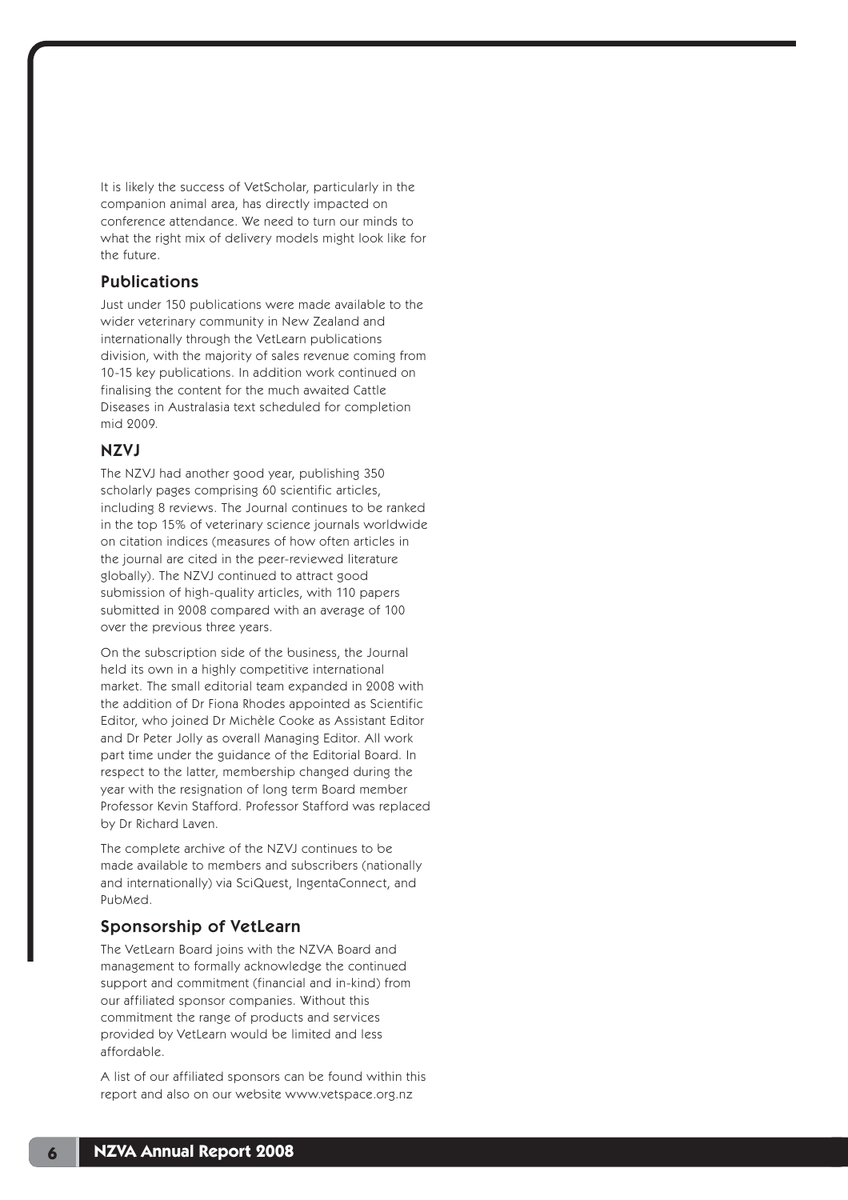It is likely the success of VetScholar, particularly in the companion animal area, has directly impacted on conference attendance. We need to turn our minds to what the right mix of delivery models might look like for the future.

## Publications

Just under 150 publications were made available to the wider veterinary community in New Zealand and internationally through the VetLearn publications division, with the majority of sales revenue coming from 10-15 key publications. In addition work continued on finalising the content for the much awaited Cattle Diseases in Australasia text scheduled for completion mid 2009.

## NZVJ

The NZVJ had another good year, publishing 350 scholarly pages comprising 60 scientific articles, including 8 reviews. The Journal continues to be ranked in the top 15% of veterinary science journals worldwide on citation indices (measures of how often articles in the journal are cited in the peer-reviewed literature globally). The NZVJ continued to attract good submission of high-quality articles, with 110 papers submitted in 2008 compared with an average of 100 over the previous three years.

On the subscription side of the business, the Journal held its own in a highly competitive international market. The small editorial team expanded in 2008 with the addition of Dr Fiona Rhodes appointed as Scientific Editor, who joined Dr Michèle Cooke as Assistant Editor and Dr Peter Jolly as overall Managing Editor. All work part time under the guidance of the Editorial Board. In respect to the latter, membership changed during the year with the resignation of long term Board member Professor Kevin Stafford. Professor Stafford was replaced by Dr Richard Laven.

The complete archive of the NZVJ continues to be made available to members and subscribers (nationally and internationally) via SciQuest, IngentaConnect, and PubMed.

## Sponsorship of VetLearn

The VetLearn Board joins with the NZVA Board and management to formally acknowledge the continued support and commitment (financial and in-kind) from our affiliated sponsor companies. Without this commitment the range of products and services provided by VetLearn would be limited and less affordable.

A list of our affiliated sponsors can be found within this report and also on our website www.vetspace.org.nz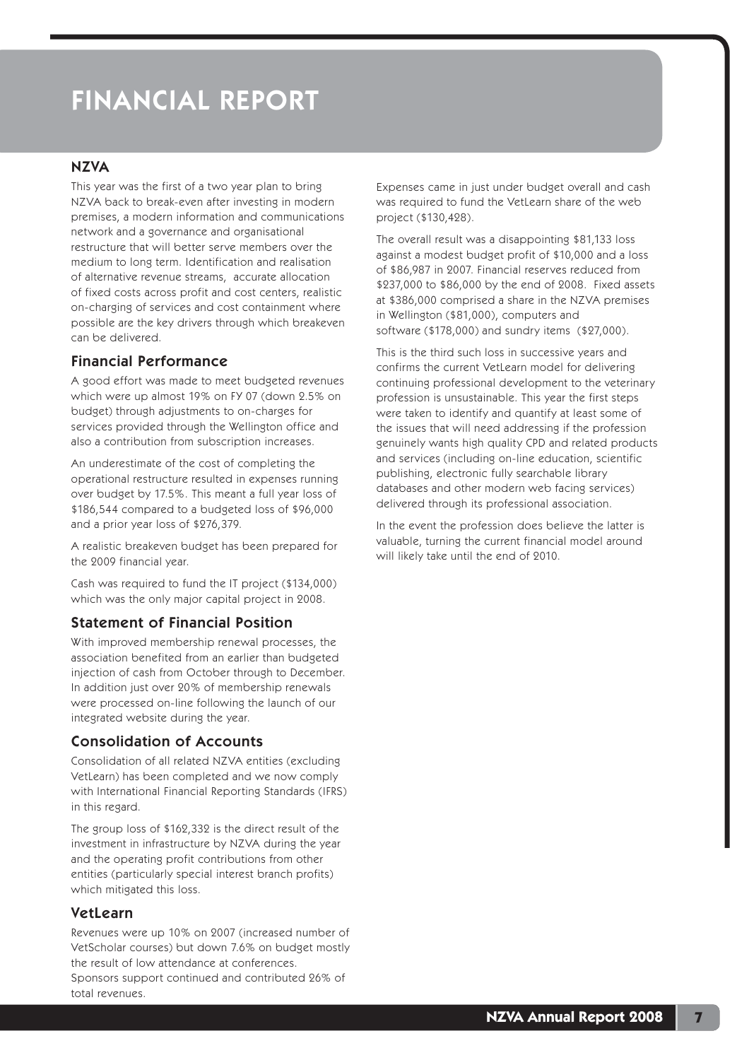# FINANCIAL REPORT

## NZVA

This year was the first of a two year plan to bring NZVA back to break-even after investing in modern premises, a modern information and communications network and a governance and organisational restructure that will better serve members over the medium to long term. Identification and realisation of alternative revenue streams, accurate allocation of fixed costs across profit and cost centers, realistic on-charging of services and cost containment where possible are the key drivers through which breakeven can be delivered.

### Financial Performance

A good effort was made to meet budgeted revenues which were up almost 19% on FY 07 (down 2.5% on budget) through adjustments to on-charges for services provided through the Wellington office and also a contribution from subscription increases.

An underestimate of the cost of completing the operational restructure resulted in expenses running over budget by 17.5%. This meant a full year loss of \$186,544 compared to a budgeted loss of \$96,000 and a prior year loss of \$276,379.

A realistic breakeven budget has been prepared for the 2009 financial year.

Cash was required to fund the IT project (\$134,000) which was the only major capital project in 2008.

### Statement of Financial Position

With improved membership renewal processes, the association benefited from an earlier than budgeted injection of cash from October through to December. In addition just over 20% of membership renewals were processed on-line following the launch of our integrated website during the year.

### Consolidation of Accounts

Consolidation of all related NZVA entities (excluding VetLearn) has been completed and we now comply with International Financial Reporting Standards (IFRS) in this regard.

The group loss of \$162,332 is the direct result of the investment in infrastructure by NZVA during the year and the operating profit contributions from other entities (particularly special interest branch profits) which mitigated this loss.

### VetLearn

Revenues were up 10% on 2007 (increased number of VetScholar courses) but down 7.6% on budget mostly the result of low attendance at conferences. Sponsors support continued and contributed 26% of total revenues.

Expenses came in just under budget overall and cash was required to fund the VetLearn share of the web project (\$130,428).

The overall result was a disappointing \$81,133 loss against a modest budget profit of \$10,000 and a loss of \$86,987 in 2007. Financial reserves reduced from \$237,000 to \$86,000 by the end of 2008. Fixed assets at \$386,000 comprised a share in the NZVA premises in Wellington (\$81,000), computers and software (\$178,000) and sundry items (\$27,000).

This is the third such loss in successive years and confirms the current VetLearn model for delivering continuing professional development to the veterinary profession is unsustainable. This year the first steps were taken to identify and quantify at least some of the issues that will need addressing if the profession genuinely wants high quality CPD and related products and services (including on-line education, scientific publishing, electronic fully searchable library databases and other modern web facing services) delivered through its professional association.

In the event the profession does believe the latter is valuable, turning the current financial model around will likely take until the end of 2010.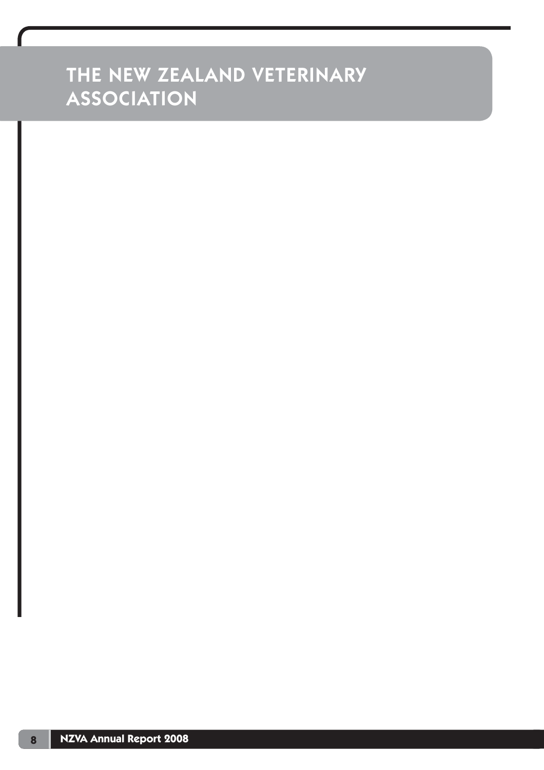# THE NEW ZEALAND VETERINARY ASSOCIATION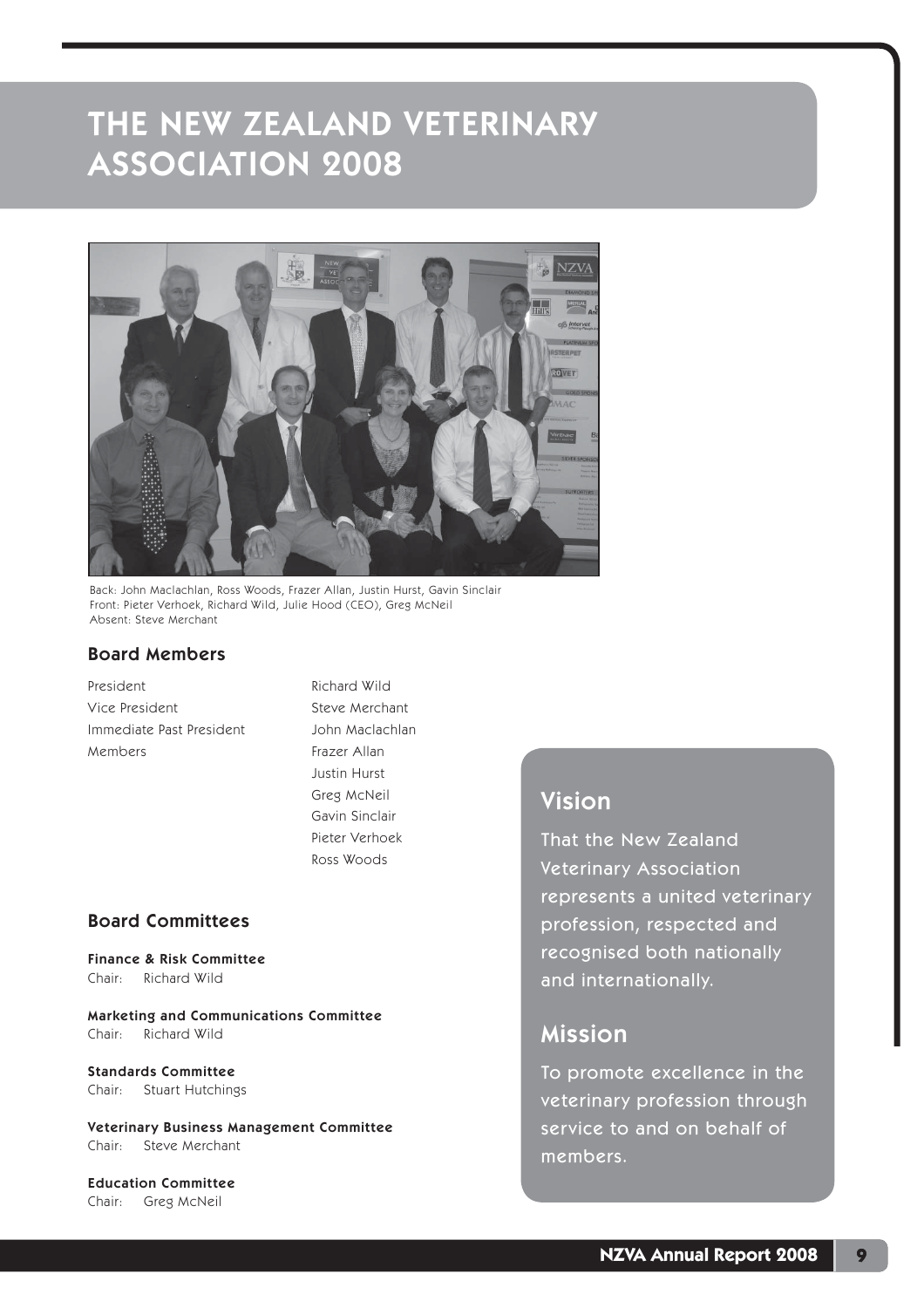# THE NEW ZEALAND VETERINARY ASSOCIATION 2008

Back: John Maclachlan, Ross Woods, Frazer Allan, Justin Hurst, Gavin Sinclair
Front: Pieter Verhoek, Richard Wild, Julie Hood (CEO), Greg McNeil
Absent: Steve Merchant

## Board Members

| | |
|---|---|
| President | Richard Wild |
| Vice President | Steve Merchant |
| Immediate Past President | John Maclachlan |
| Members | Frazer Allan |
| | Justin Hurst |
| | Greg McNeil |
| | Gavin Sinclair |
| | Pieter Verhoek |
| | Ross Woods |

## Board Committees

**Finance & Risk Committee**
Chair: Richard Wild

**Marketing and Communications Committee**
Chair: Richard Wild

**Standards Committee**
Chair: Stuart Hutchings

**Veterinary Business Management Committee**
Chair: Steve Merchant

**Education Committee**
Chair: Greg McNeil

## Vision

That the New Zealand Veterinary Association represents a united veterinary profession, respected and recognised both nationally and internationally.

## Mission

To promote excellence in the veterinary profession through service to and on behalf of members.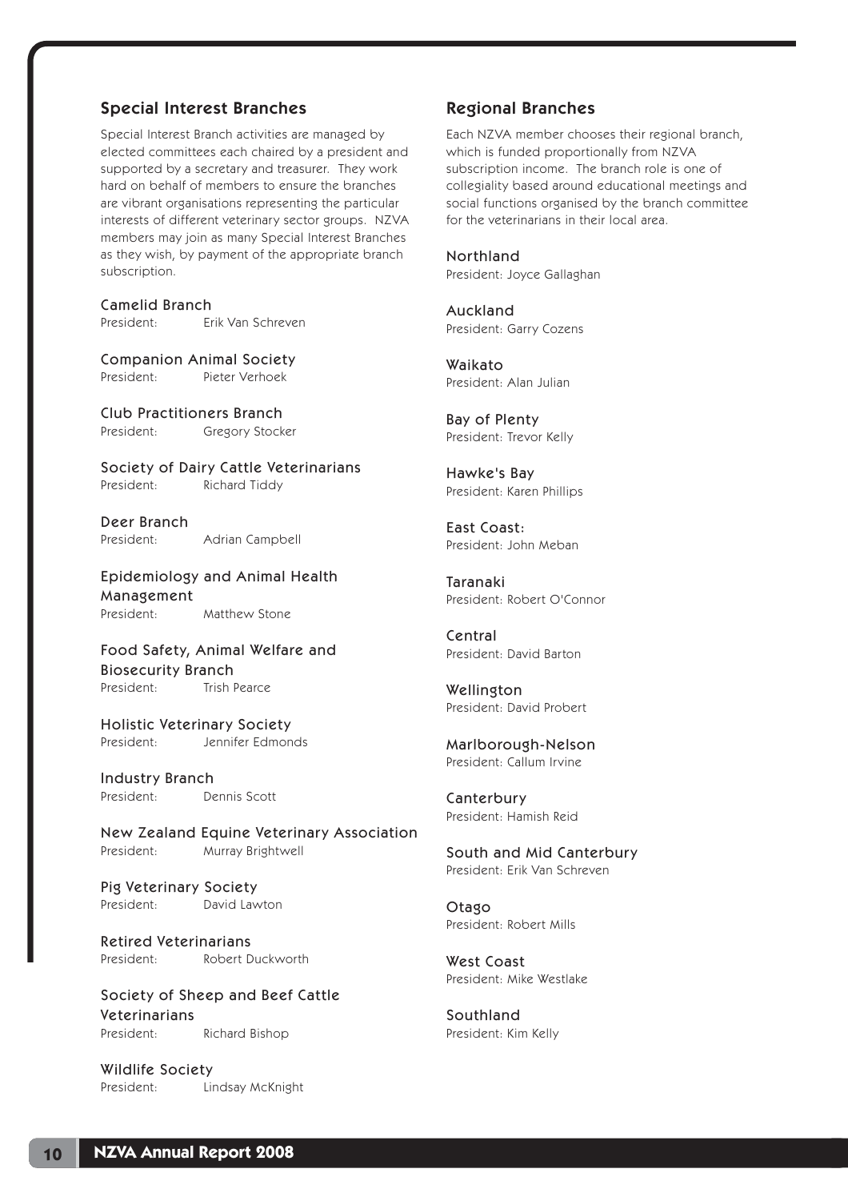## Special Interest Branches

Special Interest Branch activities are managed by elected committees each chaired by a president and supported by a secretary and treasurer. They work hard on behalf of members to ensure the branches are vibrant organisations representing the particular interests of different veterinary sector groups. NZVA members may join as many Special Interest Branches as they wish, by payment of the appropriate branch subscription.

### Camelid Branch
President: Erik Van Schreven

### Companion Animal Society
President: Pieter Verhoek

### Club Practitioners Branch
President: Gregory Stocker

### Society of Dairy Cattle Veterinarians
President: Richard Tiddy

### Deer Branch
President: Adrian Campbell

### Epidemiology and Animal Health Management
President: Matthew Stone

### Food Safety, Animal Welfare and Biosecurity Branch
President: Trish Pearce

### Holistic Veterinary Society
President: Jennifer Edmonds

### Industry Branch
President: Dennis Scott

### New Zealand Equine Veterinary Association
President: Murray Brightwell

### Pig Veterinary Society
President: David Lawton

### Retired Veterinarians
President: Robert Duckworth

### Society of Sheep and Beef Cattle Veterinarians
President: Richard Bishop

### Wildlife Society
President: Lindsay McKnight

## Regional Branches

Each NZVA member chooses their regional branch, which is funded proportionally from NZVA subscription income. The branch role is one of collegiality based around educational meetings and social functions organised by the branch committee for the veterinarians in their local area.

### Northland
President: Joyce Gallaghan

### Auckland
President: Garry Cozens

### Waikato
President: Alan Julian

### Bay of Plenty
President: Trevor Kelly

### Hawke's Bay
President: Karen Phillips

### East Coast:
President: John Meban

### Taranaki
President: Robert O'Connor

### Central
President: David Barton

### Wellington
President: David Probert

### Marlborough-Nelson
President: Callum Irvine

### Canterbury
President: Hamish Reid

### South and Mid Canterbury
President: Erik Van Schreven

### Otago
President: Robert Mills

### West Coast
President: Mike Westlake

### Southland
President: Kim Kelly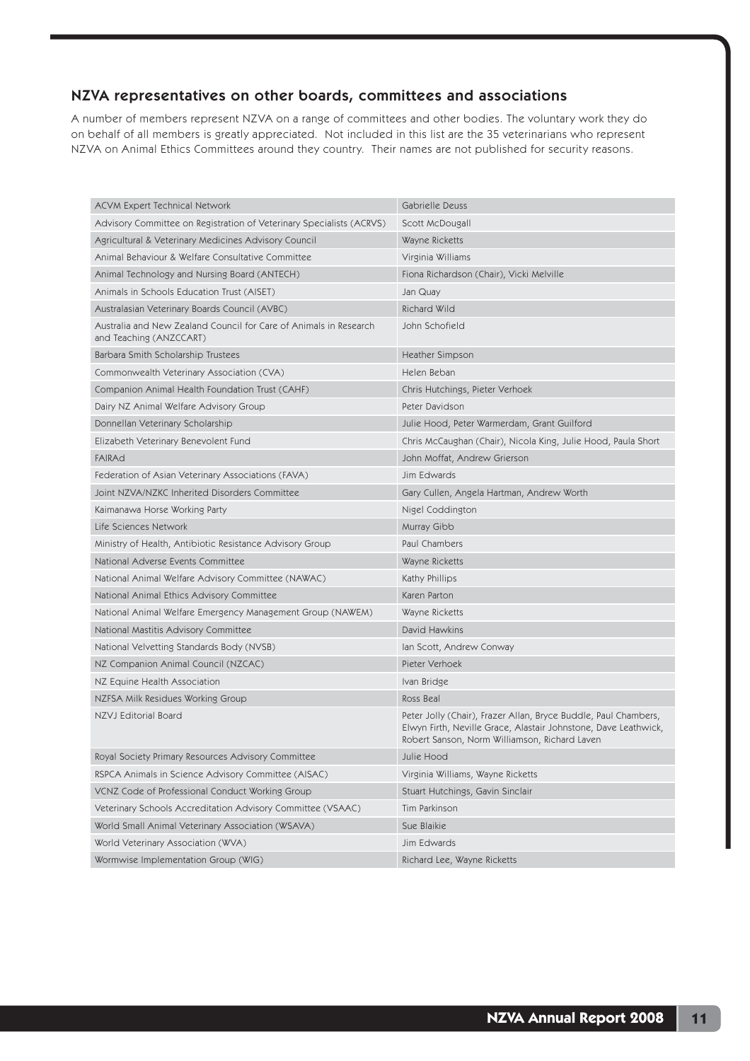## NZVA representatives on other boards, committees and associations

A number of members represent NZVA on a range of committees and other bodies. The voluntary work they do on behalf of all members is greatly appreciated. Not included in this list are the 35 veterinarians who represent NZVA on Animal Ethics Committees around they country. Their names are not published for security reasons.

| | |
|---|---|
| ACVM Expert Technical Network | Gabrielle Deuss |
| Advisory Committee on Registration of Veterinary Specialists (ACRVS) | Scott McDougall |
| Agricultural & Veterinary Medicines Advisory Council | Wayne Ricketts |
| Animal Behaviour & Welfare Consultative Committee | Virginia Williams |
| Animal Technology and Nursing Board (ANTECH) | Fiona Richardson (Chair), Vicki Melville |
| Animals in Schools Education Trust (AISET) | Jan Quay |
| Australasian Veterinary Boards Council (AVBC) | Richard Wild |
| Australia and New Zealand Council for Care of Animals in Research and Teaching (ANZCCART) | John Schofield |
| Barbara Smith Scholarship Trustees | Heather Simpson |
| Commonwealth Veterinary Association (CVA) | Helen Beban |
| Companion Animal Health Foundation Trust (CAHF) | Chris Hutchings, Pieter Verhoek |
| Dairy NZ Animal Welfare Advisory Group | Peter Davidson |
| Donnellan Veterinary Scholarship | Julie Hood, Peter Warmerdam, Grant Guilford |
| Elizabeth Veterinary Benevolent Fund | Chris McCaughan (Chair), Nicola King, Julie Hood, Paula Short |
| FAIRAd | John Moffat, Andrew Grierson |
| Federation of Asian Veterinary Associations (FAVA) | Jim Edwards |
| Joint NZVA/NZKC Inherited Disorders Committee | Gary Cullen, Angela Hartman, Andrew Worth |
| Kaimanawa Horse Working Party | Nigel Coddington |
| Life Sciences Network | Murray Gibb |
| Ministry of Health, Antibiotic Resistance Advisory Group | Paul Chambers |
| National Adverse Events Committee | Wayne Ricketts |
| National Animal Welfare Advisory Committee (NAWAC) | Kathy Phillips |
| National Animal Ethics Advisory Committee | Karen Parton |
| National Animal Welfare Emergency Management Group (NAWEM) | Wayne Ricketts |
| National Mastitis Advisory Committee | David Hawkins |
| National Velvetting Standards Body (NVSB) | Ian Scott, Andrew Conway |
| NZ Companion Animal Council (NZCAC) | Pieter Verhoek |
| NZ Equine Health Association | Ivan Bridge |
| NZFSA Milk Residues Working Group | Ross Beal |
| NZVJ Editorial Board | Peter Jolly (Chair), Frazer Allan, Bryce Buddle, Paul Chambers, Elwyn Firth, Neville Grace, Alastair Johnstone, Dave Leathwick, Robert Sanson, Norm Williamson, Richard Laven |
| Royal Society Primary Resources Advisory Committee | Julie Hood |
| RSPCA Animals in Science Advisory Committee (AISAC) | Virginia Williams, Wayne Ricketts |
| VCNZ Code of Professional Conduct Working Group | Stuart Hutchings, Gavin Sinclair |
| Veterinary Schools Accreditation Advisory Committee (VSAAC) | Tim Parkinson |
| World Small Animal Veterinary Association (WSAVA) | Sue Blaikie |
| World Veterinary Association (WVA) | Jim Edwards |
| Wormwise Implementation Group (WIG) | Richard Lee, Wayne Ricketts |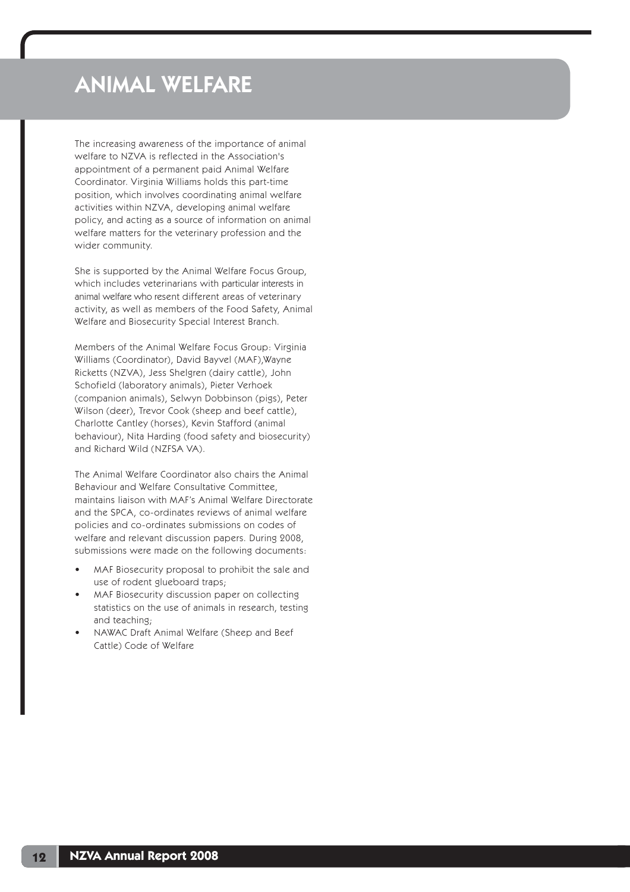# ANIMAL WELFARE

The increasing awareness of the importance of animal welfare to NZVA is reflected in the Association's appointment of a permanent paid Animal Welfare Coordinator. Virginia Williams holds this part-time position, which involves coordinating animal welfare activities within NZVA, developing animal welfare policy, and acting as a source of information on animal welfare matters for the veterinary profession and the wider community.

She is supported by the Animal Welfare Focus Group, which includes veterinarians with particular interests in animal welfare who resent different areas of veterinary activity, as well as members of the Food Safety, Animal Welfare and Biosecurity Special Interest Branch.

Members of the Animal Welfare Focus Group: Virginia Williams (Coordinator), David Bayvel (MAF),Wayne Ricketts (NZVA), Jess Shelgren (dairy cattle), John Schofield (laboratory animals), Pieter Verhoek (companion animals), Selwyn Dobbinson (pigs), Peter Wilson (deer), Trevor Cook (sheep and beef cattle), Charlotte Cantley (horses), Kevin Stafford (animal behaviour), Nita Harding (food safety and biosecurity) and Richard Wild (NZFSA VA).

The Animal Welfare Coordinator also chairs the Animal Behaviour and Welfare Consultative Committee, maintains liaison with MAF's Animal Welfare Directorate and the SPCA, co-ordinates reviews of animal welfare policies and co-ordinates submissions on codes of welfare and relevant discussion papers. During 2008, submissions were made on the following documents:

- MAF Biosecurity proposal to prohibit the sale and use of rodent glueboard traps;
- MAF Biosecurity discussion paper on collecting statistics on the use of animals in research, testing and teaching;
- NAWAC Draft Animal Welfare (Sheep and Beef Cattle) Code of Welfare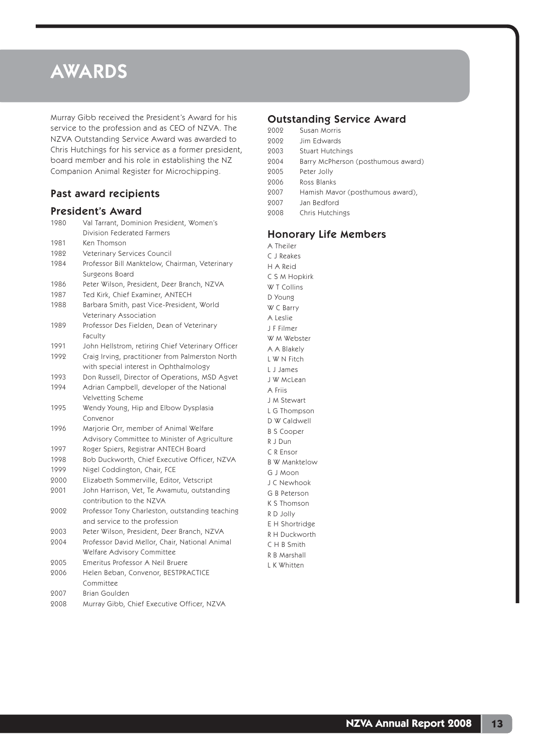# AWARDS

Murray Gibb received the President's Award for his service to the profession and as CEO of NZVA. The NZVA Outstanding Service Award was awarded to Chris Hutchings for his service as a former president, board member and his role in establishing the NZ Companion Animal Register for Microchipping.

## Past award recipients

### President's Award

1980 Val Tarrant, Dominion President, Women's Division Federated Farmers
1981 Ken Thomson
1982 Veterinary Services Council
1984 Professor Bill Manktelow, Chairman, Veterinary Surgeons Board
1986 Peter Wilson, President, Deer Branch, NZVA
1987 Ted Kirk, Chief Examiner, ANTECH
1988 Barbara Smith, past Vice-President, World Veterinary Association
1989 Professor Des Fielden, Dean of Veterinary Faculty
1991 John Hellstrom, retiring Chief Veterinary Officer
1992 Craig Irving, practitioner from Palmerston North with special interest in Ophthalmology
1993 Don Russell, Director of Operations, MSD Agvet
1994 Adrian Campbell, developer of the National Velvetting Scheme
1995 Wendy Young, Hip and Elbow Dysplasia Convenor
1996 Marjorie Orr, member of Animal Welfare Advisory Committee to Minister of Agriculture
1997 Roger Spiers, Registrar ANTECH Board
1998 Bob Duckworth, Chief Executive Officer, NZVA
1999 Nigel Coddington, Chair, FCE
2000 Elizabeth Sommerville, Editor, Vetscript
2001 John Harrison, Vet, Te Awamutu, outstanding contribution to the NZVA
2002 Professor Tony Charleston, outstanding teaching and service to the profession
2003 Peter Wilson, President, Deer Branch, NZVA
2004 Professor David Mellor, Chair, National Animal Welfare Advisory Committee
2005 Emeritus Professor A Neil Bruere
2006 Helen Beban, Convenor, BESTPRACTICE Committee
2007 Brian Goulden
2008 Murray Gibb, Chief Executive Officer, NZVA

### Outstanding Service Award

2002 Susan Morris
2002 Jim Edwards
2003 Stuart Hutchings
2004 Barry McPherson (posthumous award)
2005 Peter Jolly
2006 Ross Blanks
2007 Hamish Mavor (posthumous award),
2007 Jan Bedford
2008 Chris Hutchings

### Honorary Life Members

A Theiler
C J Reakes
H A Reid
C S M Hopkirk
W T Collins
D Young
W C Barry
A Leslie
J F Filmer
W M Webster
A A Blakely
L W N Fitch
L J James
J W McLean
A Friis
J M Stewart
L G Thompson
D W Caldwell
B S Cooper
R J Dun
C R Ensor
B W Manktelow
G J Moon
J C Newhook
G B Peterson
K S Thomson
R D Jolly
E H Shortridge
R H Duckworth
C H B Smith
R B Marshall
L K Whitten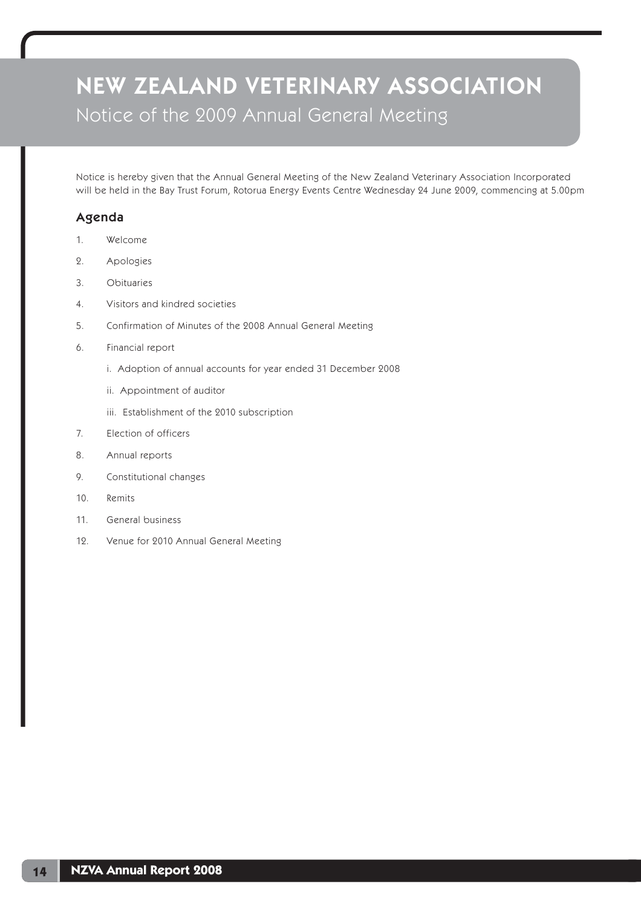# NEW ZEALAND VETERINARY ASSOCIATION

## Notice of the 2009 Annual General Meeting

Notice is hereby given that the Annual General Meeting of the New Zealand Veterinary Association Incorporated will be held in the Bay Trust Forum, Rotorua Energy Events Centre Wednesday 24 June 2009, commencing at 5.00pm

### Agenda

1. Welcome
2. Apologies
3. Obituaries
4. Visitors and kindred societies
5. Confirmation of Minutes of the 2008 Annual General Meeting
6. Financial report
   - i. Adoption of annual accounts for year ended 31 December 2008
   - ii. Appointment of auditor
   - iii. Establishment of the 2010 subscription
7. Election of officers
8. Annual reports
9. Constitutional changes
10. Remits
11. General business
12. Venue for 2010 Annual General Meeting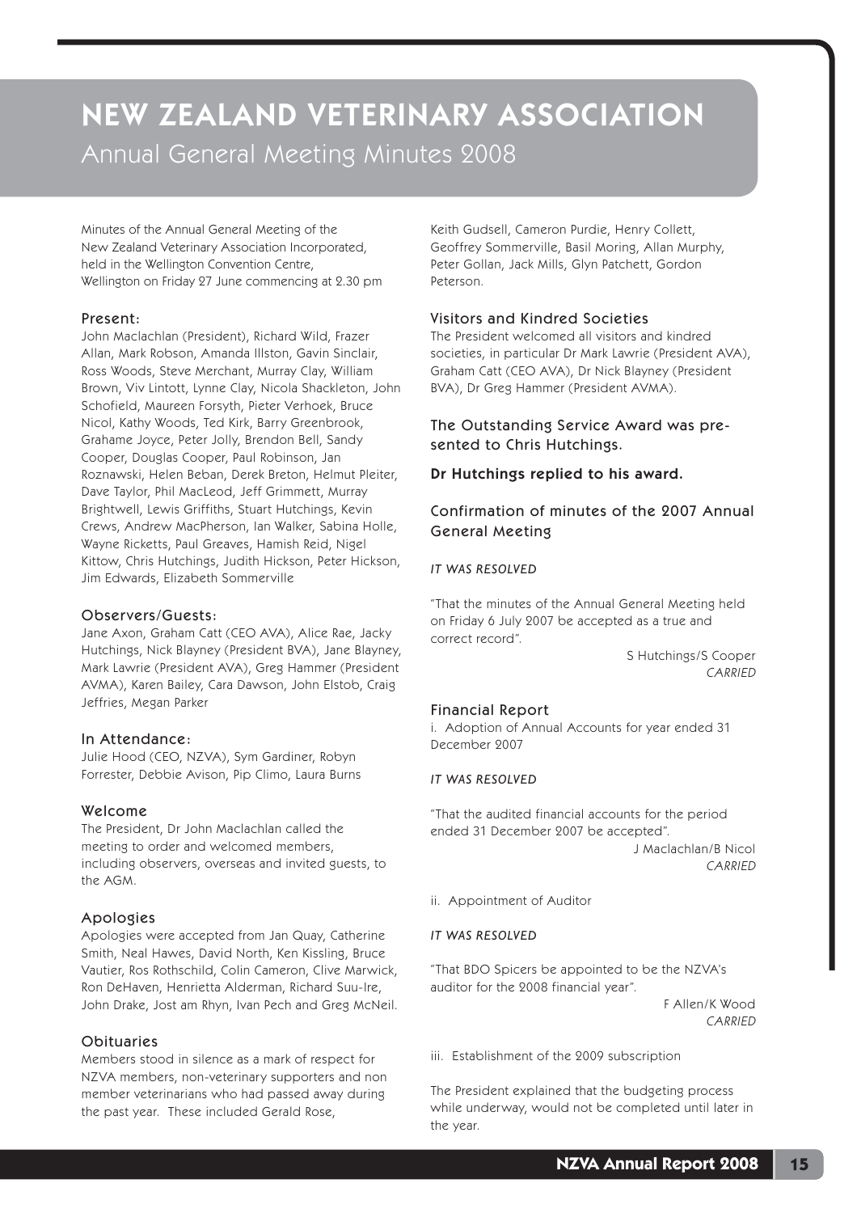# NEW ZEALAND VETERINARY ASSOCIATION

## Annual General Meeting Minutes 2008

Minutes of the Annual General Meeting of the New Zealand Veterinary Association Incorporated, held in the Wellington Convention Centre, Wellington on Friday 27 June commencing at 2.30 pm

### Present:

John Maclachlan (President), Richard Wild, Frazer Allan, Mark Robson, Amanda Illston, Gavin Sinclair, Ross Woods, Steve Merchant, Murray Clay, William Brown, Viv Lintott, Lynne Clay, Nicola Shackleton, John Schofield, Maureen Forsyth, Pieter Verhoek, Bruce Nicol, Kathy Woods, Ted Kirk, Barry Greenbrook, Grahame Joyce, Peter Jolly, Brendon Bell, Sandy Cooper, Douglas Cooper, Paul Robinson, Jan Roznawski, Helen Beban, Derek Breton, Helmut Pleiter, Dave Taylor, Phil MacLeod, Jeff Grimmett, Murray Brightwell, Lewis Griffiths, Stuart Hutchings, Kevin Crews, Andrew MacPherson, Ian Walker, Sabina Holle, Wayne Ricketts, Paul Greaves, Hamish Reid, Nigel Kittow, Chris Hutchings, Judith Hickson, Peter Hickson, Jim Edwards, Elizabeth Sommerville

### Observers/Guests:

Jane Axon, Graham Catt (CEO AVA), Alice Rae, Jacky Hutchings, Nick Blayney (President BVA), Jane Blayney, Mark Lawrie (President AVA), Greg Hammer (President AVMA), Karen Bailey, Cara Dawson, John Elstob, Craig Jeffries, Megan Parker

### In Attendance:

Julie Hood (CEO, NZVA), Sym Gardiner, Robyn Forrester, Debbie Avison, Pip Climo, Laura Burns

### Welcome

The President, Dr John Maclachlan called the meeting to order and welcomed members, including observers, overseas and invited guests, to the AGM.

### Apologies

Apologies were accepted from Jan Quay, Catherine Smith, Neal Hawes, David North, Ken Kissling, Bruce Vautier, Ros Rothschild, Colin Cameron, Clive Marwick, Ron DeHaven, Henrietta Alderman, Richard Suu-Ire, John Drake, Jost am Rhyn, Ivan Pech and Greg McNeil.

### Obituaries

Members stood in silence as a mark of respect for NZVA members, non-veterinary supporters and non member veterinarians who had passed away during the past year. These included Gerald Rose, Keith Gudsell, Cameron Purdie, Henry Collett, Geoffrey Sommerville, Basil Moring, Allan Murphy, Peter Gollan, Jack Mills, Glyn Patchett, Gordon Peterson.

### Visitors and Kindred Societies

The President welcomed all visitors and kindred societies, in particular Dr Mark Lawrie (President AVA), Graham Catt (CEO AVA), Dr Nick Blayney (President BVA), Dr Greg Hammer (President AVMA).

### The Outstanding Service Award was presented to Chris Hutchings.

**Dr Hutchings replied to his award.**

### Confirmation of minutes of the 2007 Annual General Meeting

*IT WAS RESOLVED*

"That the minutes of the Annual General Meeting held on Friday 6 July 2007 be accepted as a true and correct record".

S Hutchings/S Cooper
*CARRIED*

### Financial Report

i. Adoption of Annual Accounts for year ended 31 December 2007

*IT WAS RESOLVED*

"That the audited financial accounts for the period ended 31 December 2007 be accepted".

J Maclachlan/B Nicol
*CARRIED*

ii. Appointment of Auditor

*IT WAS RESOLVED*

"That BDO Spicers be appointed to be the NZVA's auditor for the 2008 financial year".

F Allen/K Wood
*CARRIED*

iii. Establishment of the 2009 subscription

The President explained that the budgeting process while underway, would not be completed until later in the year.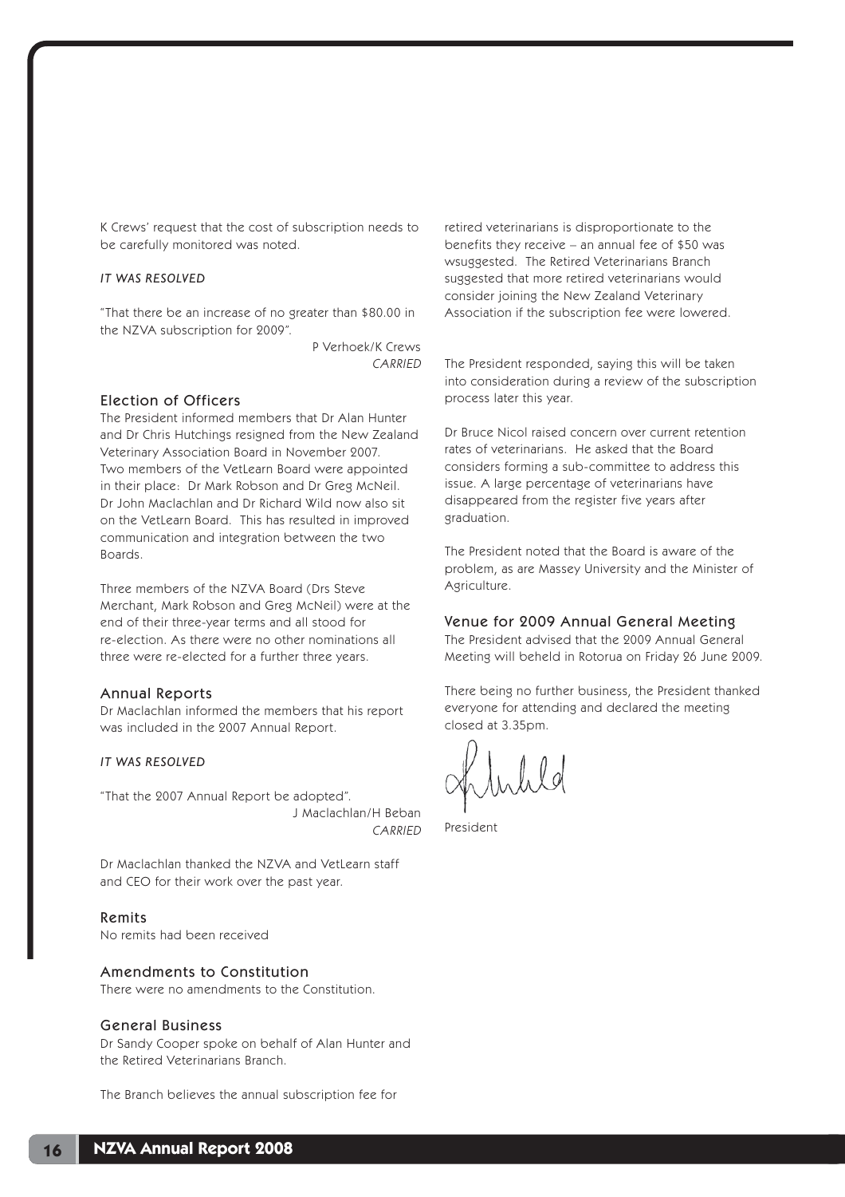K Crews' request that the cost of subscription needs to be carefully monitored was noted.

*IT WAS RESOLVED*

"That there be an increase of no greater than $80.00 in the NZVA subscription for 2009".

P Verhoek/K Crews
*CARRIED*

## Election of Officers

The President informed members that Dr Alan Hunter and Dr Chris Hutchings resigned from the New Zealand Veterinary Association Board in November 2007. Two members of the VetLearn Board were appointed in their place: Dr Mark Robson and Dr Greg McNeil. Dr John Maclachlan and Dr Richard Wild now also sit on the VetLearn Board. This has resulted in improved communication and integration between the two Boards.

Three members of the NZVA Board (Drs Steve Merchant, Mark Robson and Greg McNeil) were at the end of their three-year terms and all stood for re-election. As there were no other nominations all three were re-elected for a further three years.

## Annual Reports

Dr Maclachlan informed the members that his report was included in the 2007 Annual Report.

*IT WAS RESOLVED*

"That the 2007 Annual Report be adopted".

J Maclachlan/H Beban
*CARRIED*

Dr Maclachlan thanked the NZVA and VetLearn staff and CEO for their work over the past year.

## Remits

No remits had been received

## Amendments to Constitution

There were no amendments to the Constitution.

## General Business

Dr Sandy Cooper spoke on behalf of Alan Hunter and the Retired Veterinarians Branch.

The Branch believes the annual subscription fee for retired veterinarians is disproportionate to the benefits they receive – an annual fee of $50 was wsuggested. The Retired Veterinarians Branch suggested that more retired veterinarians would consider joining the New Zealand Veterinary Association if the subscription fee were lowered.

The President responded, saying this will be taken into consideration during a review of the subscription process later this year.

Dr Bruce Nicol raised concern over current retention rates of veterinarians. He asked that the Board considers forming a sub-committee to address this issue. A large percentage of veterinarians have disappeared from the register five years after graduation.

The President noted that the Board is aware of the problem, as are Massey University and the Minister of Agriculture.

## Venue for 2009 Annual General Meeting

The President advised that the 2009 Annual General Meeting will beheld in Rotorua on Friday 26 June 2009.

There being no further business, the President thanked everyone for attending and declared the meeting closed at 3.35pm.

President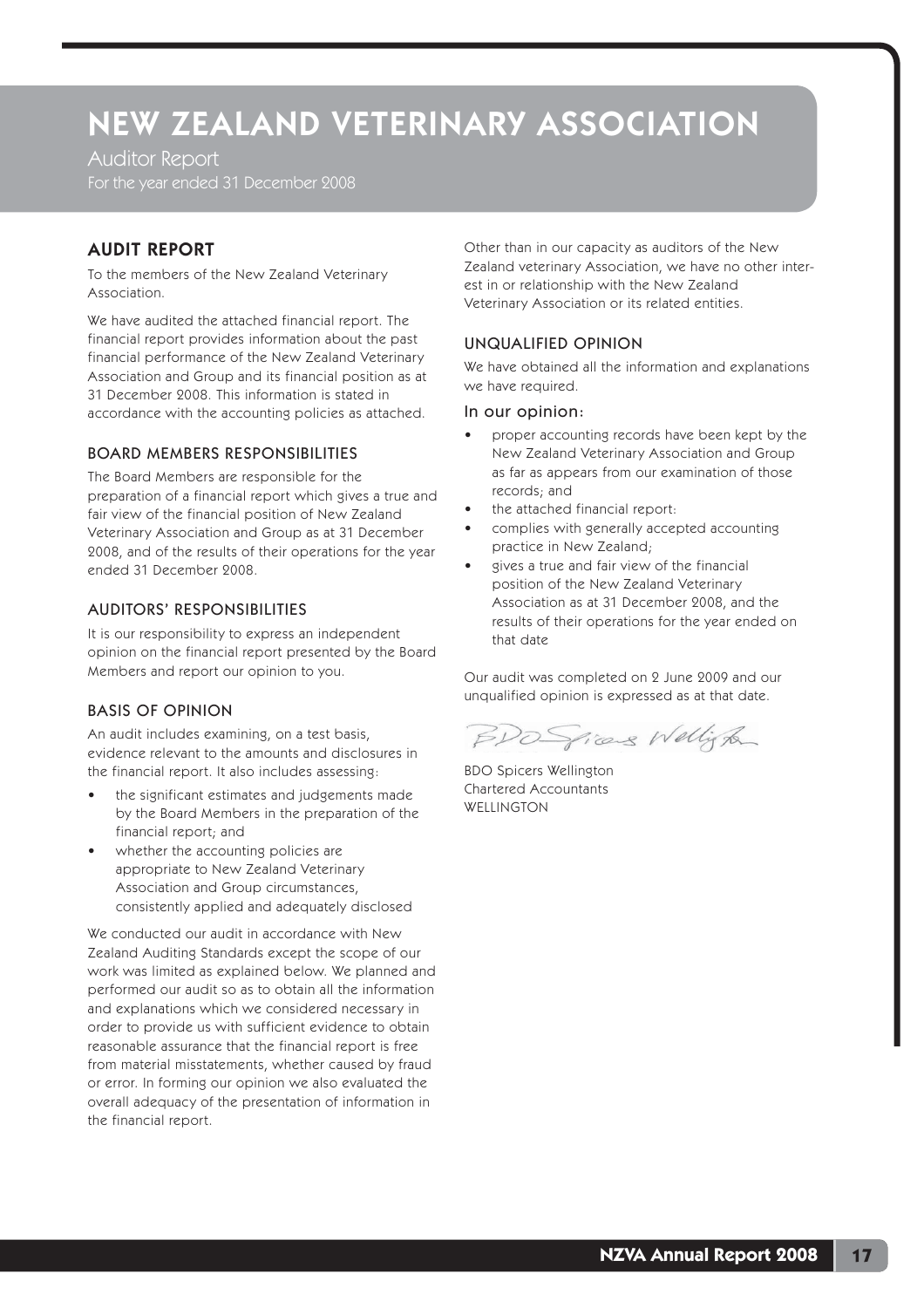# NEW ZEALAND VETERINARY ASSOCIATION

Auditor Report

For the year ended 31 December 2008

## AUDIT REPORT

To the members of the New Zealand Veterinary Association.

We have audited the attached financial report. The financial report provides information about the past financial performance of the New Zealand Veterinary Association and Group and its financial position as at 31 December 2008. This information is stated in accordance with the accounting policies as attached.

### BOARD MEMBERS RESPONSIBILITIES

The Board Members are responsible for the preparation of a financial report which gives a true and fair view of the financial position of New Zealand Veterinary Association and Group as at 31 December 2008, and of the results of their operations for the year ended 31 December 2008.

### AUDITORS' RESPONSIBILITIES

It is our responsibility to express an independent opinion on the financial report presented by the Board Members and report our opinion to you.

### BASIS OF OPINION

An audit includes examining, on a test basis, evidence relevant to the amounts and disclosures in the financial report. It also includes assessing:

- the significant estimates and judgements made by the Board Members in the preparation of the financial report; and
- whether the accounting policies are appropriate to New Zealand Veterinary Association and Group circumstances, consistently applied and adequately disclosed

We conducted our audit in accordance with New Zealand Auditing Standards except the scope of our work was limited as explained below. We planned and performed our audit so as to obtain all the information and explanations which we considered necessary in order to provide us with sufficient evidence to obtain reasonable assurance that the financial report is free from material misstatements, whether caused by fraud or error. In forming our opinion we also evaluated the overall adequacy of the presentation of information in the financial report.

Other than in our capacity as auditors of the New Zealand veterinary Association, we have no other interest in or relationship with the New Zealand Veterinary Association or its related entities.

### UNQUALIFIED OPINION

We have obtained all the information and explanations we have required.

In our opinion:

- proper accounting records have been kept by the New Zealand Veterinary Association and Group as far as appears from our examination of those records; and
- the attached financial report:
- complies with generally accepted accounting practice in New Zealand;
- gives a true and fair view of the financial position of the New Zealand Veterinary Association as at 31 December 2008, and the results of their operations for the year ended on that date

Our audit was completed on 2 June 2009 and our unqualified opinion is expressed as at that date.

BDO Spicers Wellington

BDO Spicers Wellington
Chartered Accountants
WELLINGTON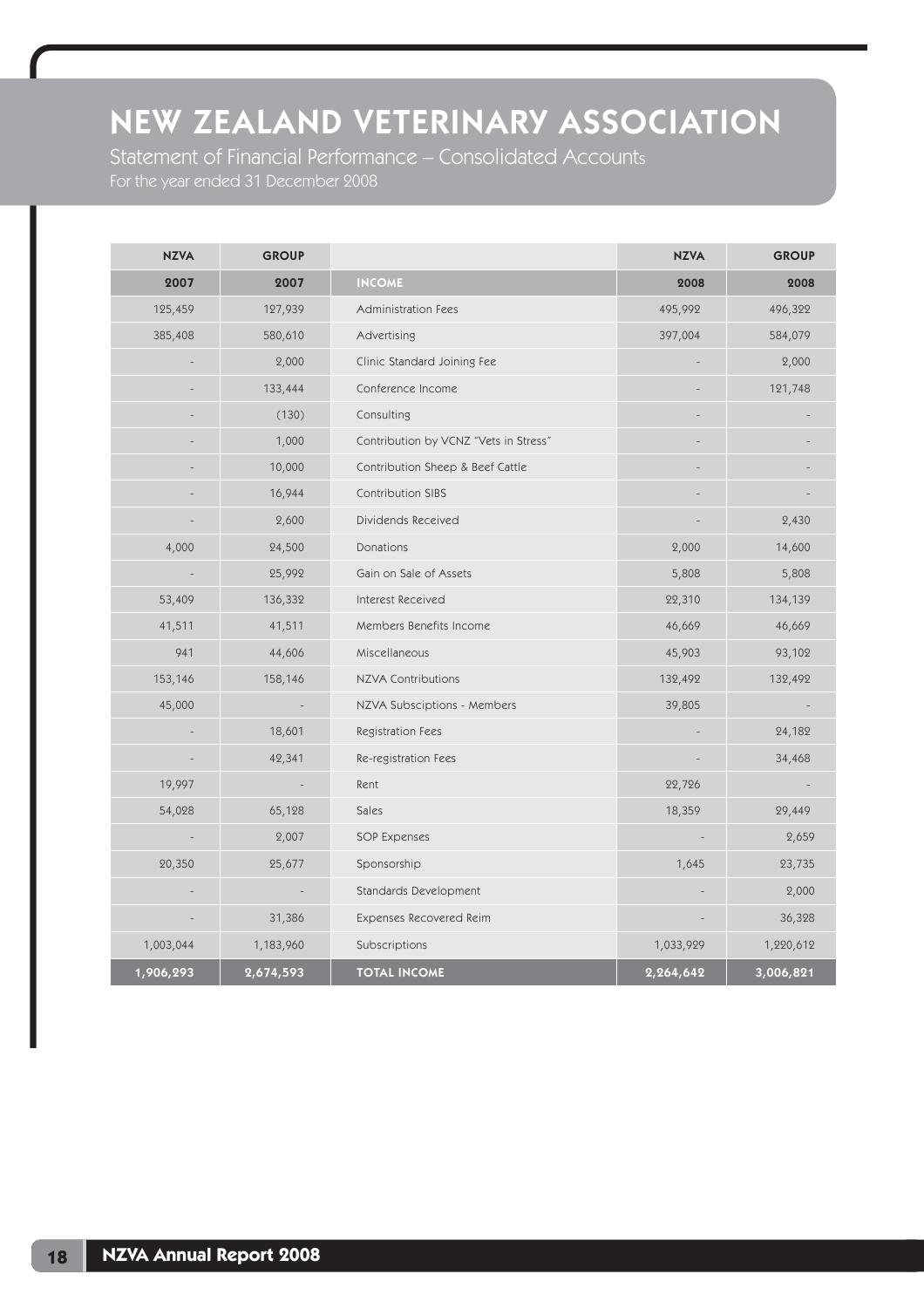# NEW ZEALAND VETERINARY ASSOCIATION

## Statement of Financial Performance – Consolidated Accounts

For the year ended 31 December 2008

| NZVA | GROUP | | NZVA | GROUP |
|---|---|---|---|---|
| **2007** | **2007** | **INCOME** | **2008** | **2008** |
| 125,459 | 127,939 | Administration Fees | 495,992 | 496,322 |
| 385,408 | 580,610 | Advertising | 397,004 | 584,079 |
| - | 2,000 | Clinic Standard Joining Fee | - | 2,000 |
| - | 133,444 | Conference Income | - | 121,748 |
| - | (130) | Consulting | - | - |
| - | 1,000 | Contribution by VCNZ "Vets in Stress" | - | - |
| - | 10,000 | Contribution Sheep & Beef Cattle | - | - |
| - | 16,944 | Contribution SIBS | - | - |
| - | 2,600 | Dividends Received | - | 2,430 |
| 4,000 | 24,500 | Donations | 2,000 | 14,600 |
| - | 25,992 | Gain on Sale of Assets | 5,808 | 5,808 |
| 53,409 | 136,332 | Interest Received | 22,310 | 134,139 |
| 41,511 | 41,511 | Members Benefits Income | 46,669 | 46,669 |
| 941 | 44,606 | Miscellaneous | 45,903 | 93,102 |
| 153,146 | 158,146 | NZVA Contributions | 132,492 | 132,492 |
| 45,000 | - | NZVA Subsciptions - Members | 39,805 | - |
| - | 18,601 | Registration Fees | - | 24,182 |
| - | 42,341 | Re-registration Fees | - | 34,468 |
| 19,997 | - | Rent | 22,726 | - |
| 54,028 | 65,128 | Sales | 18,359 | 29,449 |
| - | 2,007 | SOP Expenses | - | 2,659 |
| 20,350 | 25,677 | Sponsorship | 1,645 | 23,735 |
| - | - | Standards Development | - | 2,000 |
| - | 31,386 | Expenses Recovered Reim | - | 36,328 |
| 1,003,044 | 1,183,960 | Subscriptions | 1,033,929 | 1,220,612 |
| **1,906,293** | **2,674,593** | **TOTAL INCOME** | **2,264,642** | **3,006,821** |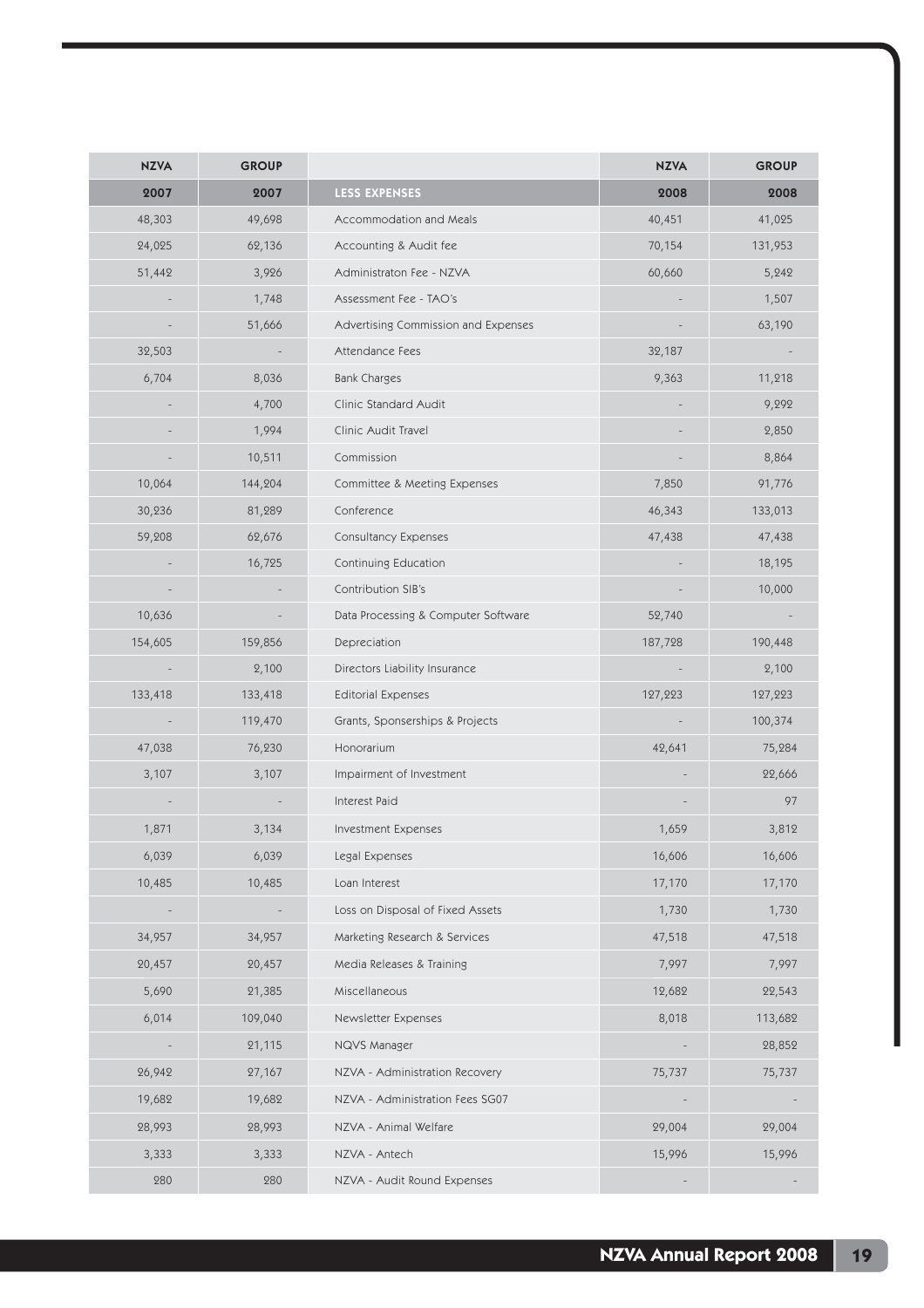| NZVA | GROUP | | NZVA | GROUP |
|---|---|---|---|---|
| 2007 | 2007 | LESS EXPENSES | 2008 | 2008 |
| 48,303 | 49,698 | Accommodation and Meals | 40,451 | 41,025 |
| 24,025 | 62,136 | Accounting & Audit fee | 70,154 | 131,953 |
| 51,442 | 3,926 | Administraton Fee - NZVA | 60,660 | 5,242 |
| - | 1,748 | Assessment Fee - TAO's | - | 1,507 |
| - | 51,666 | Advertising Commission and Expenses | - | 63,190 |
| 32,503 | - | Attendance Fees | 32,187 | - |
| 6,704 | 8,036 | Bank Charges | 9,363 | 11,218 |
| - | 4,700 | Clinic Standard Audit | - | 9,292 |
| - | 1,994 | Clinic Audit Travel | - | 2,850 |
| - | 10,511 | Commission | - | 8,864 |
| 10,064 | 144,204 | Committee & Meeting Expenses | 7,850 | 91,776 |
| 30,236 | 81,289 | Conference | 46,343 | 133,013 |
| 59,208 | 62,676 | Consultancy Expenses | 47,438 | 47,438 |
| - | 16,725 | Continuing Education | - | 18,195 |
| - | - | Contribution SIB's | - | 10,000 |
| 10,636 | - | Data Processing & Computer Software | 52,740 | - |
| 154,605 | 159,856 | Depreciation | 187,728 | 190,448 |
| - | 2,100 | Directors Liability Insurance | - | 2,100 |
| 133,418 | 133,418 | Editorial Expenses | 127,223 | 127,223 |
| - | 119,470 | Grants, Sponserships & Projects | - | 100,374 |
| 47,038 | 76,230 | Honorarium | 42,641 | 75,284 |
| 3,107 | 3,107 | Impairment of Investment | - | 22,666 |
| - | - | Interest Paid | - | 97 |
| 1,871 | 3,134 | Investment Expenses | 1,659 | 3,812 |
| 6,039 | 6,039 | Legal Expenses | 16,606 | 16,606 |
| 10,485 | 10,485 | Loan Interest | 17,170 | 17,170 |
| - | - | Loss on Disposal of Fixed Assets | 1,730 | 1,730 |
| 34,957 | 34,957 | Marketing Research & Services | 47,518 | 47,518 |
| 20,457 | 20,457 | Media Releases & Training | 7,997 | 7,997 |
| 5,690 | 21,385 | Miscellaneous | 12,682 | 22,543 |
| 6,014 | 109,040 | Newsletter Expenses | 8,018 | 113,682 |
| - | 21,115 | NQVS Manager | - | 28,852 |
| 26,942 | 27,167 | NZVA - Administration Recovery | 75,737 | 75,737 |
| 19,682 | 19,682 | NZVA - Administration Fees SG07 | - | - |
| 28,993 | 28,993 | NZVA - Animal Welfare | 29,004 | 29,004 |
| 3,333 | 3,333 | NZVA - Antech | 15,996 | 15,996 |
| 280 | 280 | NZVA - Audit Round Expenses | - | - |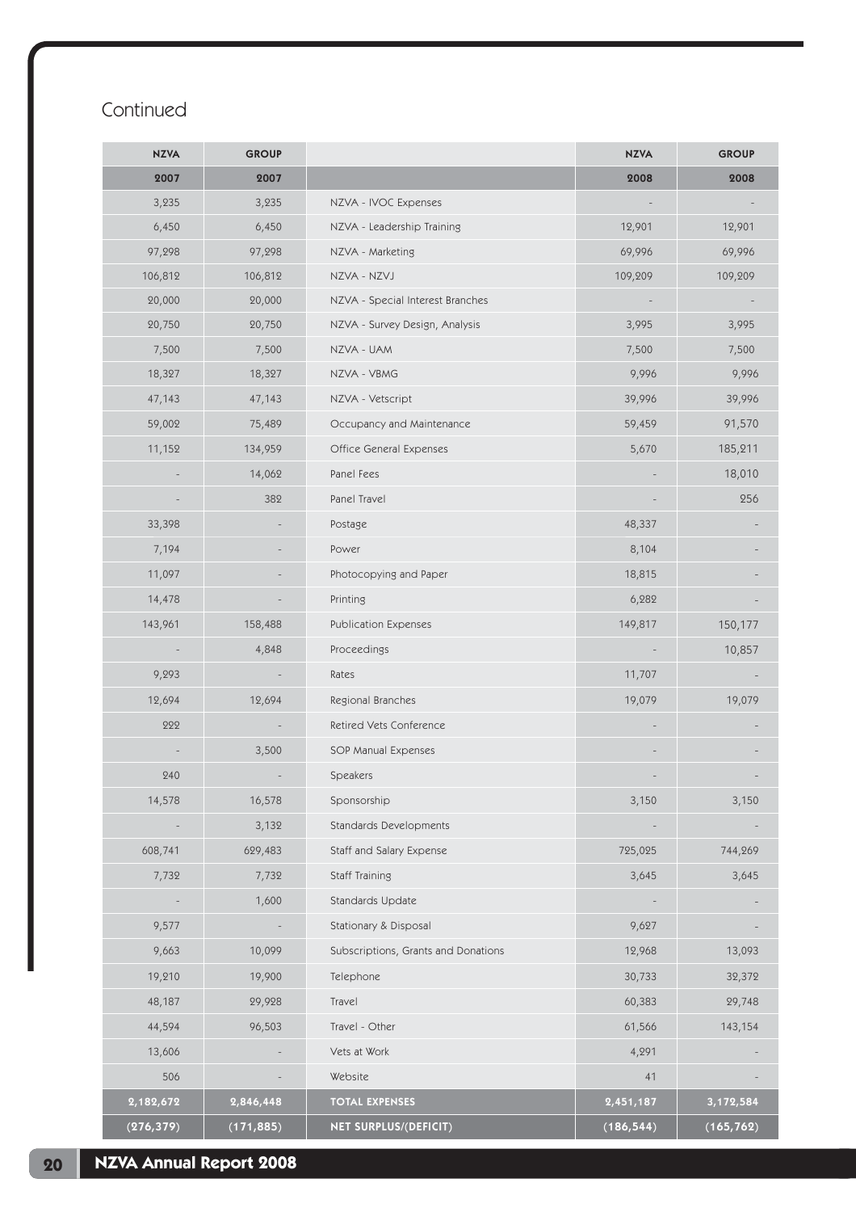## Continued

| NZVA | GROUP | | NZVA | GROUP |
|---|---|---|---|---|
| **2007** | **2007** | | **2008** | **2008** |
| 3,235 | 3,235 | NZVA - IVOC Expenses | - | - |
| 6,450 | 6,450 | NZVA - Leadership Training | 12,901 | 12,901 |
| 97,298 | 97,298 | NZVA - Marketing | 69,996 | 69,996 |
| 106,812 | 106,812 | NZVA - NZVJ | 109,209 | 109,209 |
| 20,000 | 20,000 | NZVA - Special Interest Branches | - | - |
| 20,750 | 20,750 | NZVA - Survey Design, Analysis | 3,995 | 3,995 |
| 7,500 | 7,500 | NZVA - UAM | 7,500 | 7,500 |
| 18,327 | 18,327 | NZVA - VBMG | 9,996 | 9,996 |
| 47,143 | 47,143 | NZVA - Vetscript | 39,996 | 39,996 |
| 59,002 | 75,489 | Occupancy and Maintenance | 59,459 | 91,570 |
| 11,152 | 134,959 | Office General Expenses | 5,670 | 185,211 |
| - | 14,062 | Panel Fees | - | 18,010 |
| - | 382 | Panel Travel | - | 256 |
| 33,398 | - | Postage | 48,337 | - |
| 7,194 | - | Power | 8,104 | - |
| 11,097 | - | Photocopying and Paper | 18,815 | - |
| 14,478 | - | Printing | 6,282 | - |
| 143,961 | 158,488 | Publication Expenses | 149,817 | 150,177 |
| - | 4,848 | Proceedings | - | 10,857 |
| 9,293 | - | Rates | 11,707 | - |
| 12,694 | 12,694 | Regional Branches | 19,079 | 19,079 |
| 222 | - | Retired Vets Conference | - | - |
| - | 3,500 | SOP Manual Expenses | - | - |
| 240 | - | Speakers | - | - |
| 14,578 | 16,578 | Sponsorship | 3,150 | 3,150 |
| - | 3,132 | Standards Developments | - | - |
| 608,741 | 629,483 | Staff and Salary Expense | 725,025 | 744,269 |
| 7,732 | 7,732 | Staff Training | 3,645 | 3,645 |
| - | 1,600 | Standards Update | - | - |
| 9,577 | - | Stationary & Disposal | 9,627 | - |
| 9,663 | 10,099 | Subscriptions, Grants and Donations | 12,968 | 13,093 |
| 19,210 | 19,900 | Telephone | 30,733 | 32,372 |
| 48,187 | 29,928 | Travel | 60,383 | 29,748 |
| 44,594 | 96,503 | Travel - Other | 61,566 | 143,154 |
| 13,606 | - | Vets at Work | 4,291 | - |
| 506 | - | Website | 41 | - |
| **2,182,672** | **2,846,448** | **TOTAL EXPENSES** | **2,451,187** | **3,172,584** |
| **(276,379)** | **(171,885)** | **NET SURPLUS/(DEFICIT)** | **(186,544)** | **(165,762)** |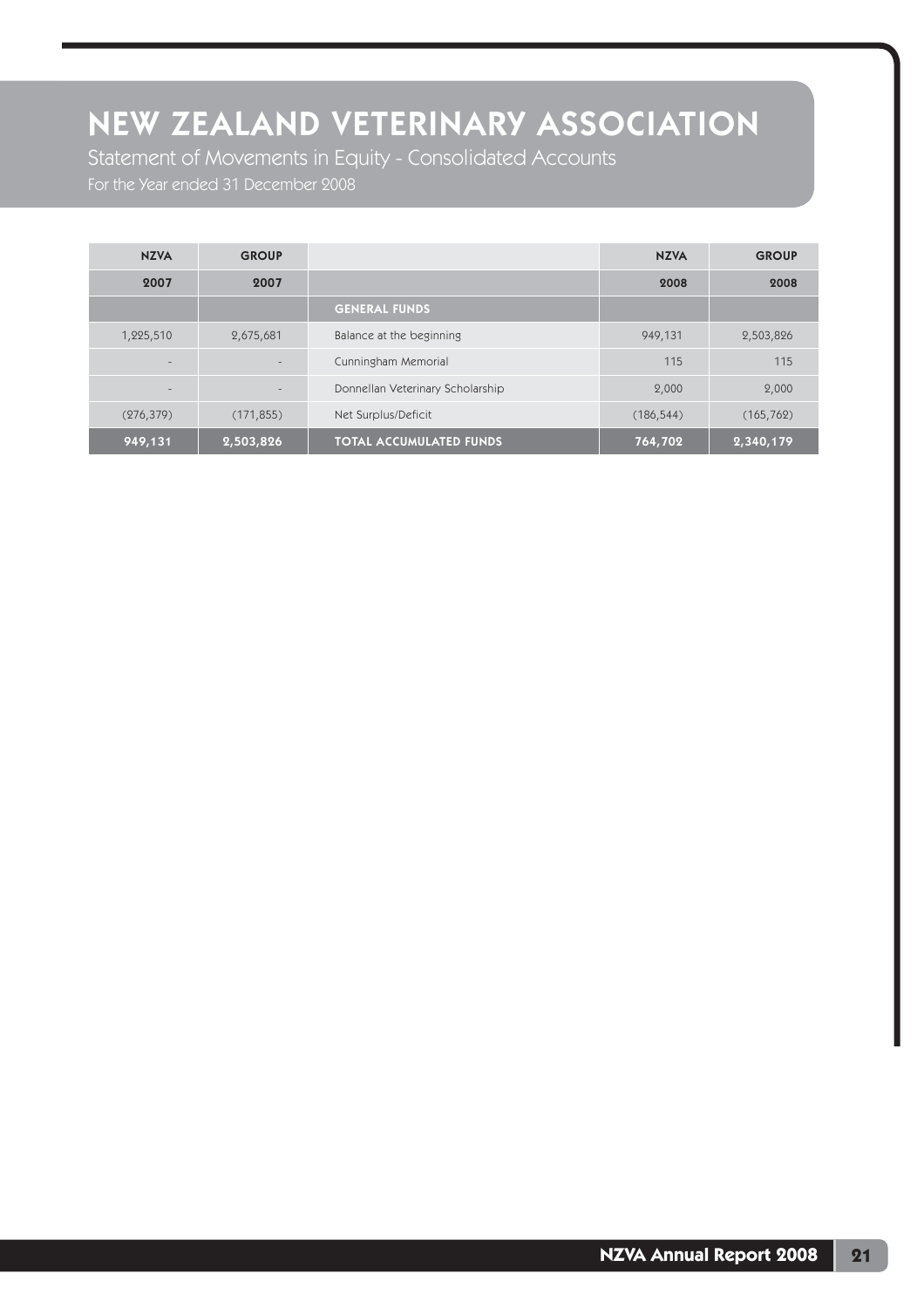# NEW ZEALAND VETERINARY ASSOCIATION

## Statement of Movements in Equity - Consolidated Accounts

For the Year ended 31 December 2008

| NZVA | GROUP | | NZVA | GROUP |
|---|---|---|---|---|
| **2007** | **2007** | | **2008** | **2008** |
| | | **GENERAL FUNDS** | | |
| 1,225,510 | 2,675,681 | Balance at the beginning | 949,131 | 2,503,826 |
| - | - | Cunningham Memorial | 115 | 115 |
| - | - | Donnellan Veterinary Scholarship | 2,000 | 2,000 |
| (276,379) | (171,855) | Net Surplus/Deficit | (186,544) | (165,762) |
| **949,131** | **2,503,826** | **TOTAL ACCUMULATED FUNDS** | **764,702** | **2,340,179** |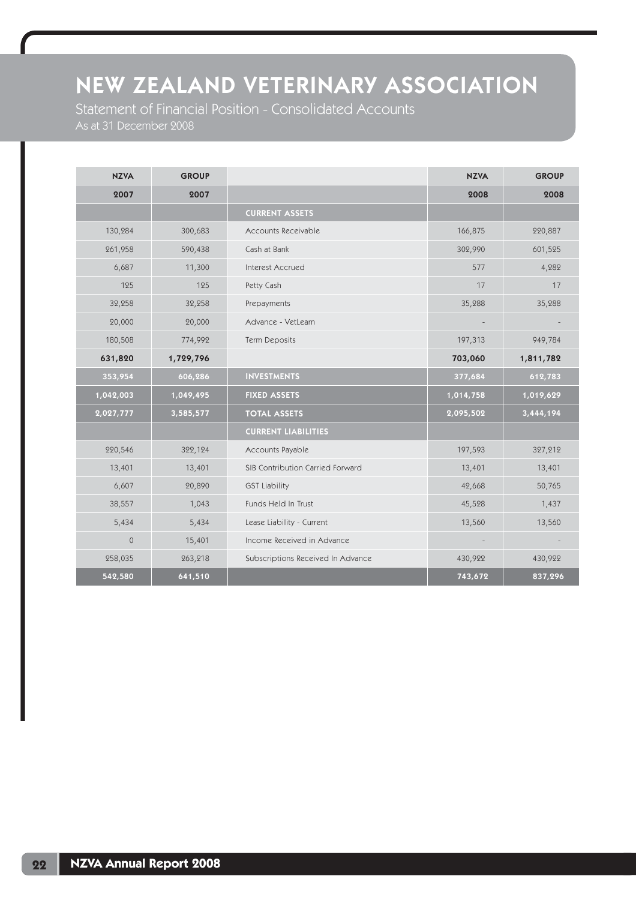# NEW ZEALAND VETERINARY ASSOCIATION

Statement of Financial Position - Consolidated Accounts

As at 31 December 2008

| NZVA | GROUP | | NZVA | GROUP |
|---|---|---|---|---|
| **2007** | **2007** | | **2008** | **2008** |
| | | **CURRENT ASSETS** | | |
| 130,284 | 300,683 | Accounts Receivable | 166,875 | 220,887 |
| 261,958 | 590,438 | Cash at Bank | 302,990 | 601,525 |
| 6,687 | 11,300 | Interest Accrued | 577 | 4,282 |
| 125 | 125 | Petty Cash | 17 | 17 |
| 32,258 | 32,258 | Prepayments | 35,288 | 35,288 |
| 20,000 | 20,000 | Advance - VetLearn | - | - |
| 180,508 | 774,992 | Term Deposits | 197,313 | 949,784 |
| **631,820** | **1,729,796** | | **703,060** | **1,811,782** |
| **353,954** | **606,286** | **INVESTMENTS** | **377,684** | **612,783** |
| **1,042,003** | **1,049,495** | **FIXED ASSETS** | **1,014,758** | **1,019,629** |
| **2,027,777** | **3,385,577** | **TOTAL ASSETS** | **2,095,502** | **3,444,194** |
| | | **CURRENT LIABILITIES** | | |
| 220,546 | 322,124 | Accounts Payable | 197,593 | 327,212 |
| 13,401 | 13,401 | SIB Contribution Carried Forward | 13,401 | 13,401 |
| 6,607 | 20,890 | GST Liability | 42,668 | 50,765 |
| 38,557 | 1,043 | Funds Held In Trust | 45,528 | 1,437 |
| 5,434 | 5,434 | Lease Liability - Current | 13,560 | 13,560 |
| 0 | 15,401 | Income Received in Advance | - | - |
| 258,035 | 263,218 | Subscriptions Received In Advance | 430,922 | 430,922 |
| **542,580** | **641,510** | | **743,672** | **837,296** |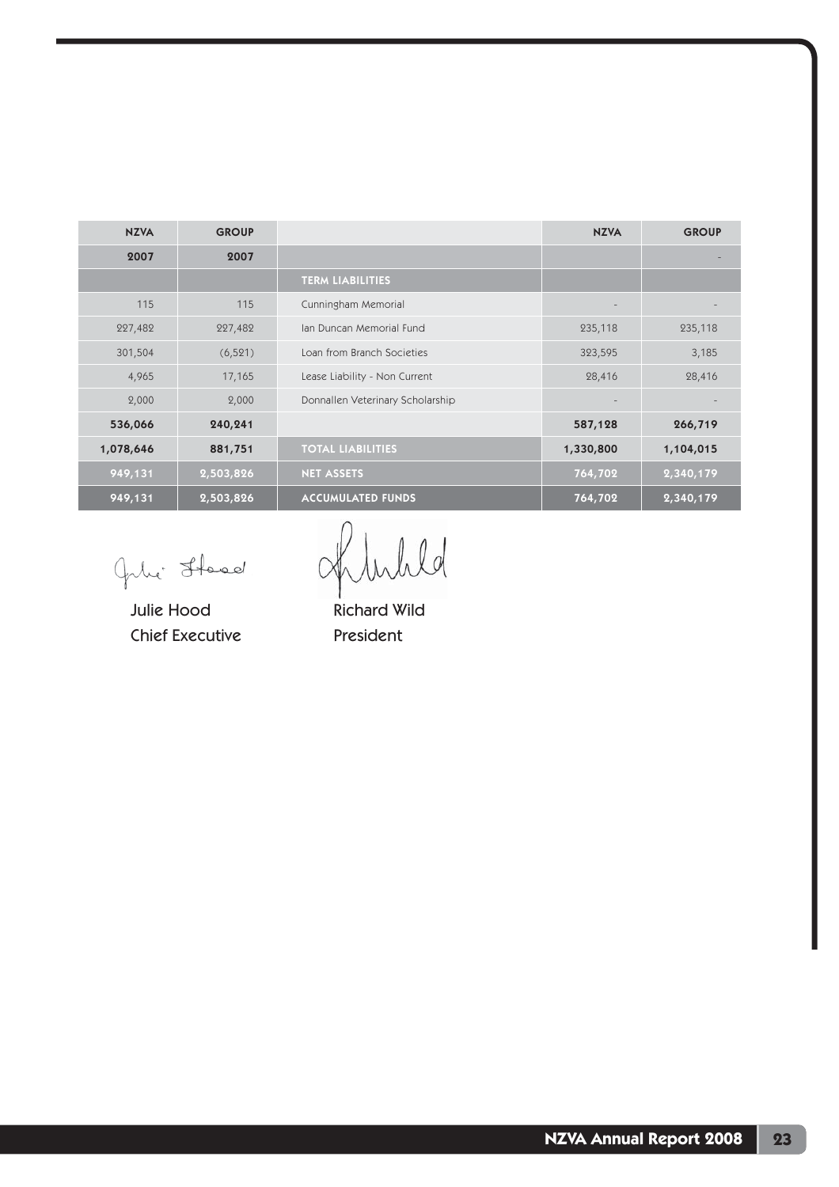| NZVA | GROUP | | NZVA | GROUP |
|---|---|---|---|---|
| 2007 | 2007 | | | - |
| | | TERM LIABILITIES | | |
| 115 | 115 | Cunningham Memorial | - | - |
| 227,482 | 227,482 | Ian Duncan Memorial Fund | 235,118 | 235,118 |
| 301,504 | (6,521) | Loan from Branch Societies | 323,595 | 3,185 |
| 4,965 | 17,165 | Lease Liability - Non Current | 28,416 | 28,416 |
| 2,000 | 2,000 | Donnallen Veterinary Scholarship | - | - |
| **536,066** | **240,241** | | **587,128** | **266,719** |
| **1,078,646** | **881,751** | **TOTAL LIABILITIES** | **1,330,800** | **1,104,015** |
| **949,131** | **2,503,826** | **NET ASSETS** | **764,702** | **2,340,179** |
| **949,131** | **2,503,826** | **ACCUMULATED FUNDS** | **764,702** | **2,340,179** |

Julie Hood
Chief Executive

Richard Wild
President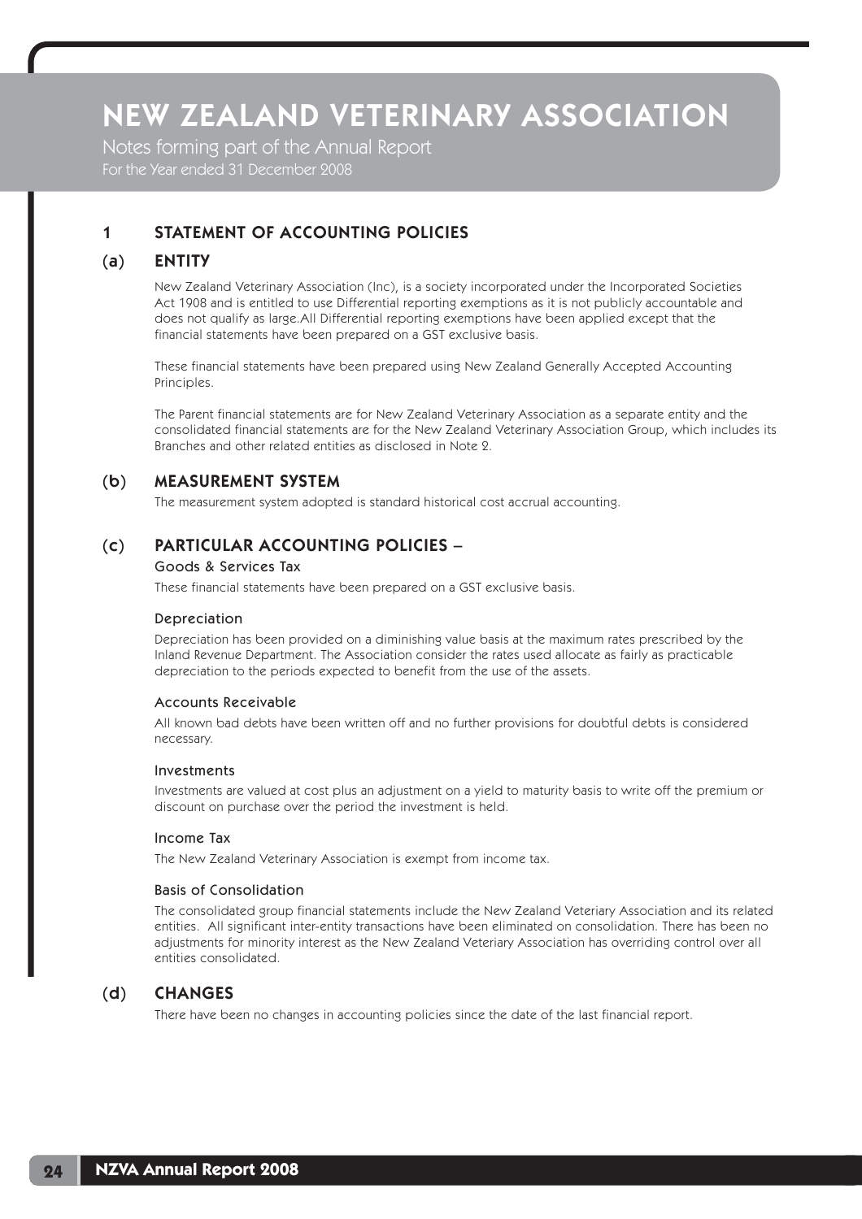# NEW ZEALAND VETERINARY ASSOCIATION

Notes forming part of the Annual Report
For the Year ended 31 December 2008

## 1 STATEMENT OF ACCOUNTING POLICIES

### (a) ENTITY

New Zealand Veterinary Association (Inc), is a society incorporated under the Incorporated Societies Act 1908 and is entitled to use Differential reporting exemptions as it is not publicly accountable and does not qualify as large.All Differential reporting exemptions have been applied except that the financial statements have been prepared on a GST exclusive basis.

These financial statements have been prepared using New Zealand Generally Accepted Accounting Principles.

The Parent financial statements are for New Zealand Veterinary Association as a separate entity and the consolidated financial statements are for the New Zealand Veterinary Association Group, which includes its Branches and other related entities as disclosed in Note 2.

### (b) MEASUREMENT SYSTEM

The measurement system adopted is standard historical cost accrual accounting.

### (c) PARTICULAR ACCOUNTING POLICIES –

#### Goods & Services Tax

These financial statements have been prepared on a GST exclusive basis.

#### Depreciation

Depreciation has been provided on a diminishing value basis at the maximum rates prescribed by the Inland Revenue Department. The Association consider the rates used allocate as fairly as practicable depreciation to the periods expected to benefit from the use of the assets.

#### Accounts Receivable

All known bad debts have been written off and no further provisions for doubtful debts is considered necessary.

#### Investments

Investments are valued at cost plus an adjustment on a yield to maturity basis to write off the premium or discount on purchase over the period the investment is held.

#### Income Tax

The New Zealand Veterinary Association is exempt from income tax.

#### Basis of Consolidation

The consolidated group financial statements include the New Zealand Veteriary Association and its related entities. All significant inter-entity transactions have been eliminated on consolidation. There has been no adjustments for minority interest as the New Zealand Veteriary Association has overriding control over all entities consolidated.

### (d) CHANGES

There have been no changes in accounting policies since the date of the last financial report.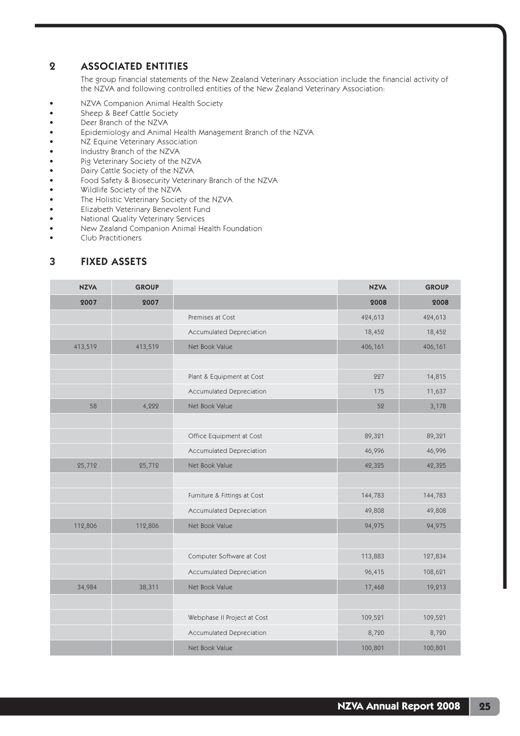## 2 ASSOCIATED ENTITIES

The group financial statements of the New Zealand Veterinary Association include the financial activity of the NZVA and following controlled entities of the New Zealand Veterinary Association:

- NZVA Companion Animal Health Society
- Sheep & Beef Cattle Society
- Deer Branch of the NZVA
- Epidemiology and Animal Health Management Branch of the NZVA
- NZ Equine Veterinary Association
- Industry Branch of the NZVA
- Pig Veterinary Society of the NZVA
- Dairy Cattle Society of the NZVA
- Food Safety & Biosecurity Veterinary Branch of the NZVA
- Wildlife Society of the NZVA
- The Holistic Veterinary Society of the NZVA
- Elizabeth Veterinary Benevolent Fund
- National Quality Veterinary Services
- New Zealand Companion Animal Health Foundation
- Club Practitioners

## 3 FIXED ASSETS

| NZVA | GROUP | | NZVA | GROUP |
|---|---|---|---|---|
| 2007 | 2007 | | 2008 | 2008 |
| | | Premises at Cost | 424,613 | 424,613 |
| | | Accumulated Depreciation | 18,452 | 18,452 |
| 413,519 | 413,519 | Net Book Value | 406,161 | 406,161 |
| | | | | |
| | | Plant & Equipment at Cost | 227 | 14,815 |
| | | Accumulated Depreciation | 175 | 11,637 |
| 58 | 4,222 | Net Book Value | 52 | 3,178 |
| | | | | |
| | | Office Equipment at Cost | 89,321 | 89,321 |
| | | Accumulated Depreciation | 46,996 | 46,996 |
| 25,712 | 25,712 | Net Book Value | 42,325 | 42,325 |
| | | | | |
| | | Furniture & Fittings at Cost | 144,783 | 144,783 |
| | | Accumulated Depreciation | 49,808 | 49,808 |
| 112,806 | 112,806 | Net Book Value | 94,975 | 94,975 |
| | | | | |
| | | Computer Software at Cost | 113,883 | 127,834 |
| | | Accumulated Depreciation | 96,415 | 108,621 |
| 34,984 | 38,311 | Net Book Value | 17,468 | 19,213 |
| | | | | |
| | | Webphase II Project at Cost | 109,521 | 109,521 |
| | | Accumulated Depreciation | 8,720 | 8,720 |
| | | Net Book Value | 100,801 | 100,801 |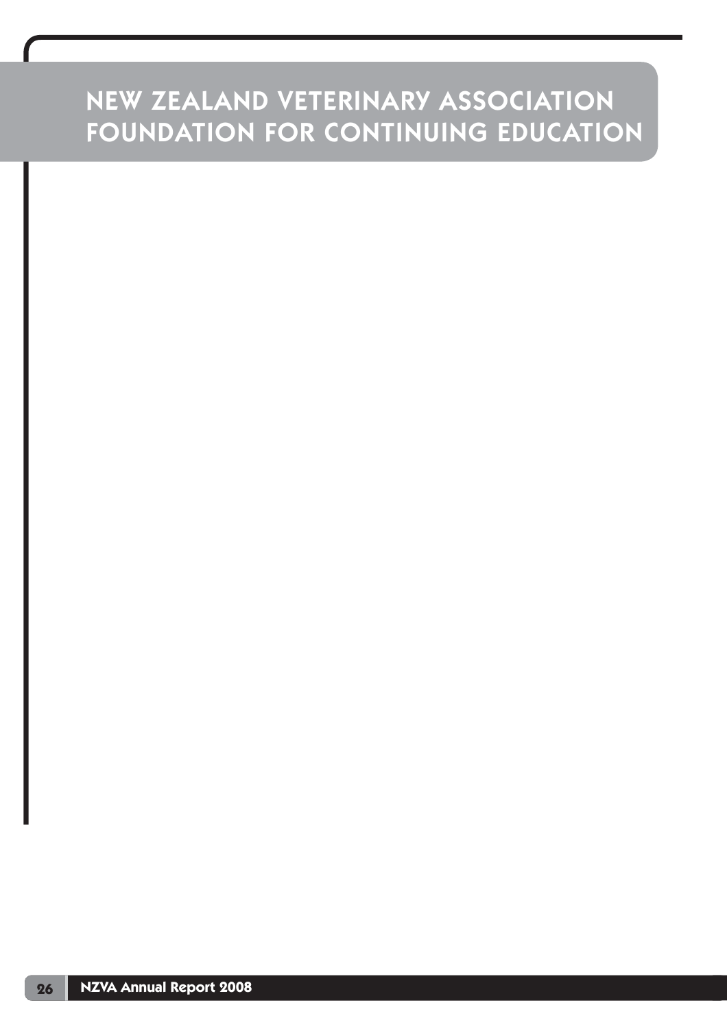# NEW ZEALAND VETERINARY ASSOCIATION FOUNDATION FOR CONTINUING EDUCATION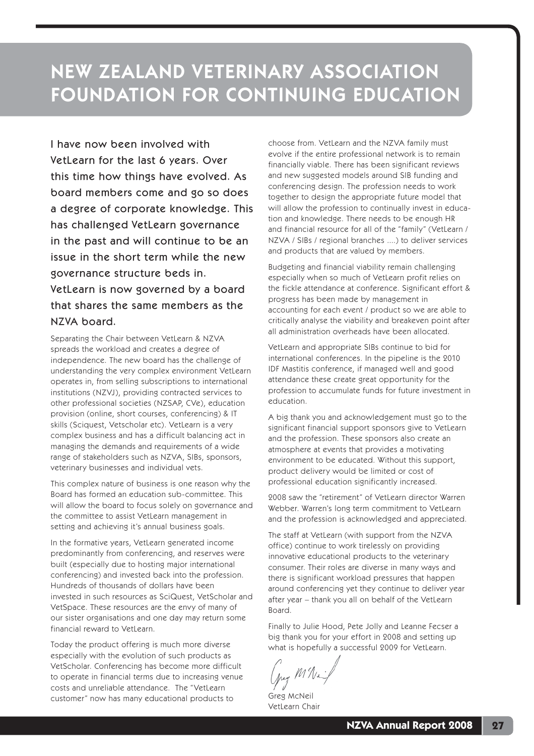# NEW ZEALAND VETERINARY ASSOCIATION FOUNDATION FOR CONTINUING EDUCATION

I have now been involved with VetLearn for the last 6 years. Over this time how things have evolved. As board members come and go so does a degree of corporate knowledge. This has challenged VetLearn governance in the past and will continue to be an issue in the short term while the new governance structure beds in. VetLearn is now governed by a board that shares the same members as the NZVA board.

Separating the Chair between VetLearn & NZVA spreads the workload and creates a degree of independence. The new board has the challenge of understanding the very complex environment VetLearn operates in, from selling subscriptions to international institutions (NZVJ), providing contracted services to other professional societies (NZSAP, CVe), education provision (online, short courses, conferencing) & IT skills (Sciquest, Vetscholar etc). VetLearn is a very complex business and has a difficult balancing act in managing the demands and requirements of a wide range of stakeholders such as NZVA, SIBs, sponsors, veterinary businesses and individual vets.

This complex nature of business is one reason why the Board has formed an education sub-committee. This will allow the board to focus solely on governance and the committee to assist VetLearn management in setting and achieving it's annual business goals.

In the formative years, VetLearn generated income predominantly from conferencing, and reserves were built (especially due to hosting major international conferencing) and invested back into the profession. Hundreds of thousands of dollars have been invested in such resources as SciQuest, VetScholar and VetSpace. These resources are the envy of many of our sister organisations and one day may return some financial reward to VetLearn.

Today the product offering is much more diverse especially with the evolution of such products as VetScholar. Conferencing has become more difficult to operate in financial terms due to increasing venue costs and unreliable attendance. The "VetLearn customer" now has many educational products to choose from. VetLearn and the NZVA family must evolve if the entire professional network is to remain financially viable. There has been significant reviews and new suggested models around SIB funding and conferencing design. The profession needs to work together to design the appropriate future model that will allow the profession to continually invest in education and knowledge. There needs to be enough HR and financial resource for all of the "family" (VetLearn / NZVA / SIBs / regional branches ....) to deliver services and products that are valued by members.

Budgeting and financial viability remain challenging especially when so much of VetLearn profit relies on the fickle attendance at conference. Significant effort & progress has been made by management in accounting for each event / product so we are able to critically analyse the viability and breakeven point after all administration overheads have been allocated.

VetLearn and appropriate SIBs continue to bid for international conferences. In the pipeline is the 2010 IDF Mastitis conference, if managed well and good attendance these create great opportunity for the profession to accumulate funds for future investment in education.

A big thank you and acknowledgement must go to the significant financial support sponsors give to VetLearn and the profession. These sponsors also create an atmosphere at events that provides a motivating environment to be educated. Without this support, product delivery would be limited or cost of professional education significantly increased.

2008 saw the "retirement" of VetLearn director Warren Webber. Warren's long term commitment to VetLearn and the profession is acknowledged and appreciated.

The staff at VetLearn (with support from the NZVA office) continue to work tirelessly on providing innovative educational products to the veterinary consumer. Their roles are diverse in many ways and there is significant workload pressures that happen around conferencing yet they continue to deliver year after year – thank you all on behalf of the VetLearn Board.

Finally to Julie Hood, Pete Jolly and Leanne Fecser a big thank you for your effort in 2008 and setting up what is hopefully a successful 2009 for VetLearn.

Greg McNeil
VetLearn Chair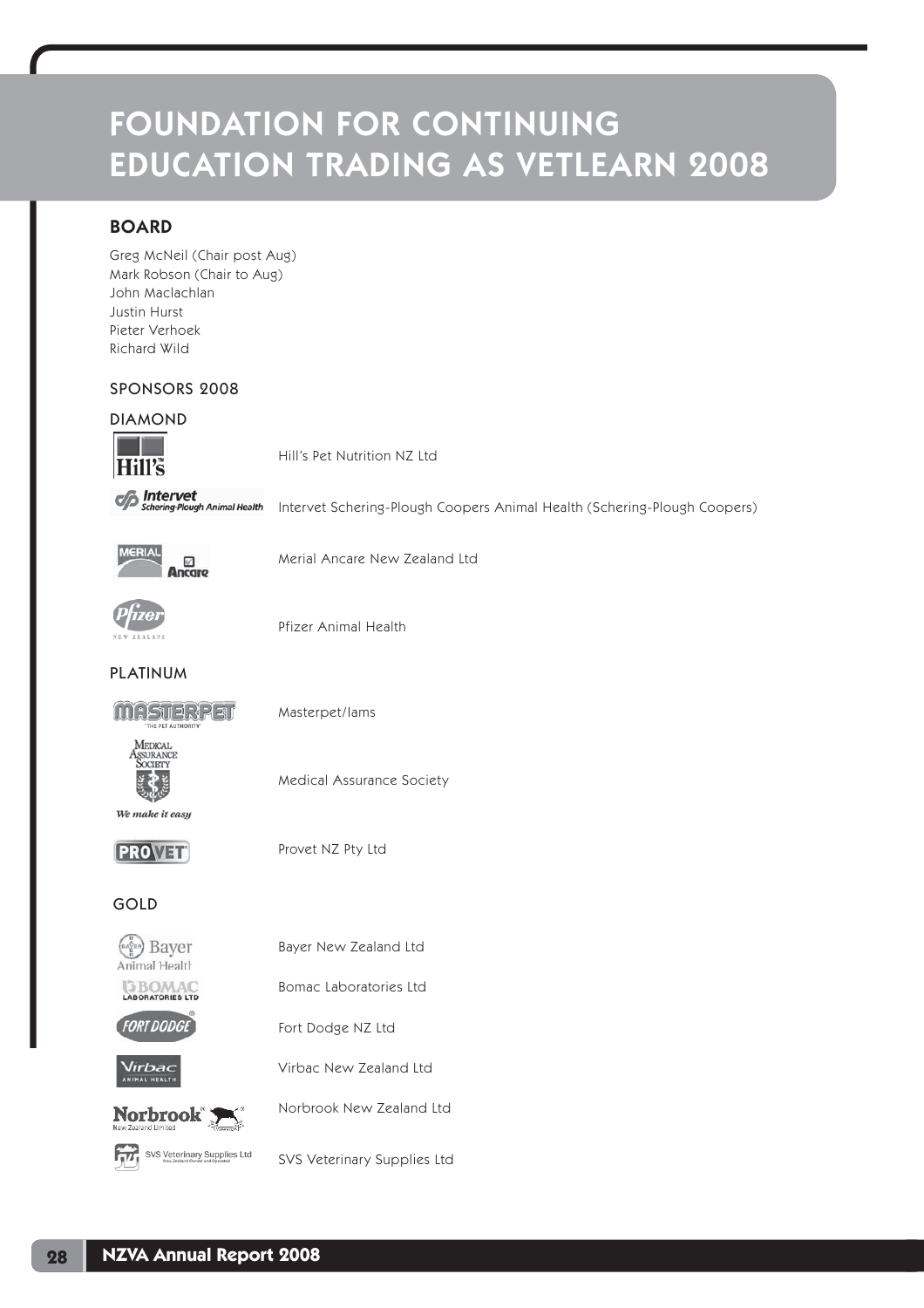# FOUNDATION FOR CONTINUING EDUCATION TRADING AS VETLEARN 2008

## BOARD

Greg McNeil (Chair post Aug)
Mark Robson (Chair to Aug)
John Maclachlan
Justin Hurst
Pieter Verhoek
Richard Wild

## SPONSORS 2008

### DIAMOND

Hill's Pet Nutrition NZ Ltd

Intervet Schering-Plough Coopers Animal Health (Schering-Plough Coopers)

Merial Ancare New Zealand Ltd

Pfizer Animal Health

### PLATINUM

Masterpet/Iams

Medical Assurance Society

Provet NZ Pty Ltd

### GOLD

Bayer New Zealand Ltd

Bomac Laboratories Ltd

Fort Dodge NZ Ltd

Virbac New Zealand Ltd

Norbrook New Zealand Ltd

SVS Veterinary Supplies Ltd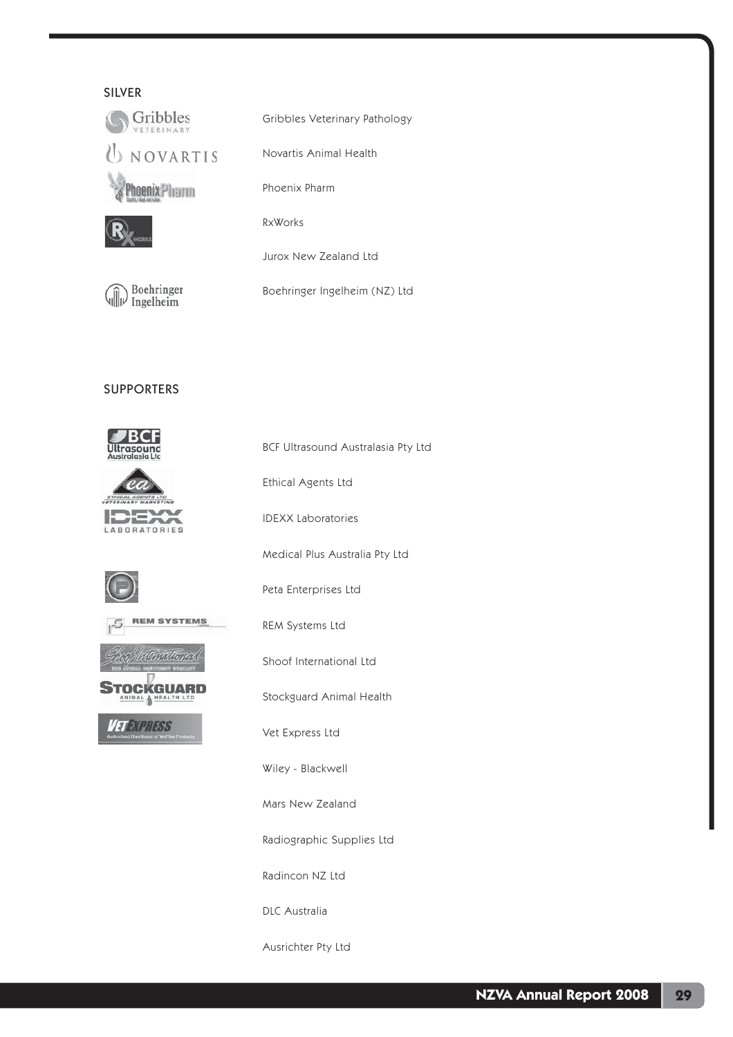## SILVER

Gribbles Veterinary Pathology

Novartis Animal Health

Phoenix Pharm

RxWorks

Jurox New Zealand Ltd

Boehringer Ingelheim (NZ) Ltd

## SUPPORTERS

BCF Ultrasound Australasia Pty Ltd

Ethical Agents Ltd

IDEXX Laboratories

Medical Plus Australia Pty Ltd

Peta Enterprises Ltd

REM Systems Ltd

Shoof International Ltd

Stockguard Animal Health

Vet Express Ltd

Wiley - Blackwell

Mars New Zealand

Radiographic Supplies Ltd

Radincon NZ Ltd

DLC Australia

Ausrichter Pty Ltd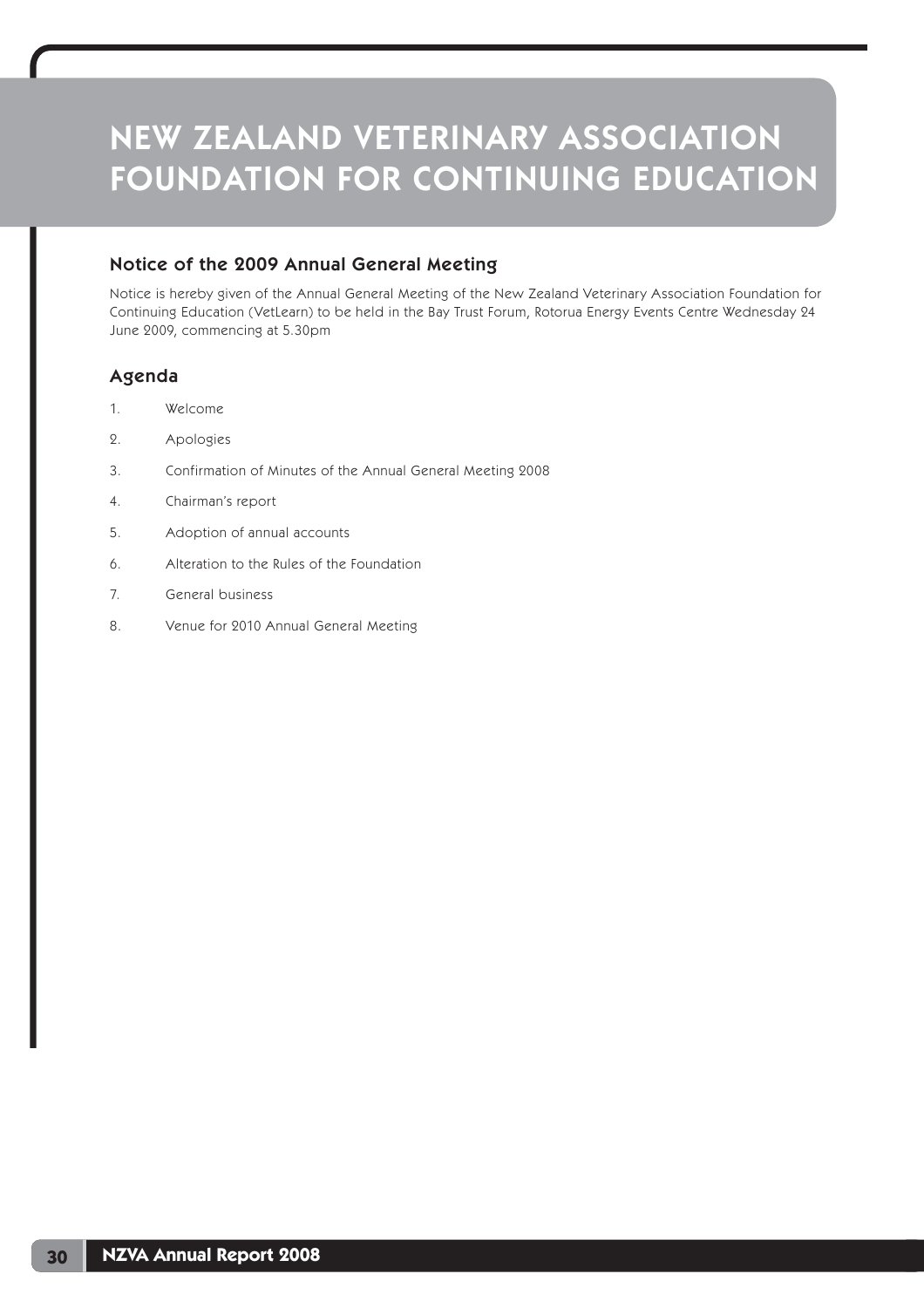# NEW ZEALAND VETERINARY ASSOCIATION FOUNDATION FOR CONTINUING EDUCATION

## Notice of the 2009 Annual General Meeting

Notice is hereby given of the Annual General Meeting of the New Zealand Veterinary Association Foundation for Continuing Education (VetLearn) to be held in the Bay Trust Forum, Rotorua Energy Events Centre Wednesday 24 June 2009, commencing at 5.30pm

## Agenda

1. Welcome
2. Apologies
3. Confirmation of Minutes of the Annual General Meeting 2008
4. Chairman's report
5. Adoption of annual accounts
6. Alteration to the Rules of the Foundation
7. General business
8. Venue for 2010 Annual General Meeting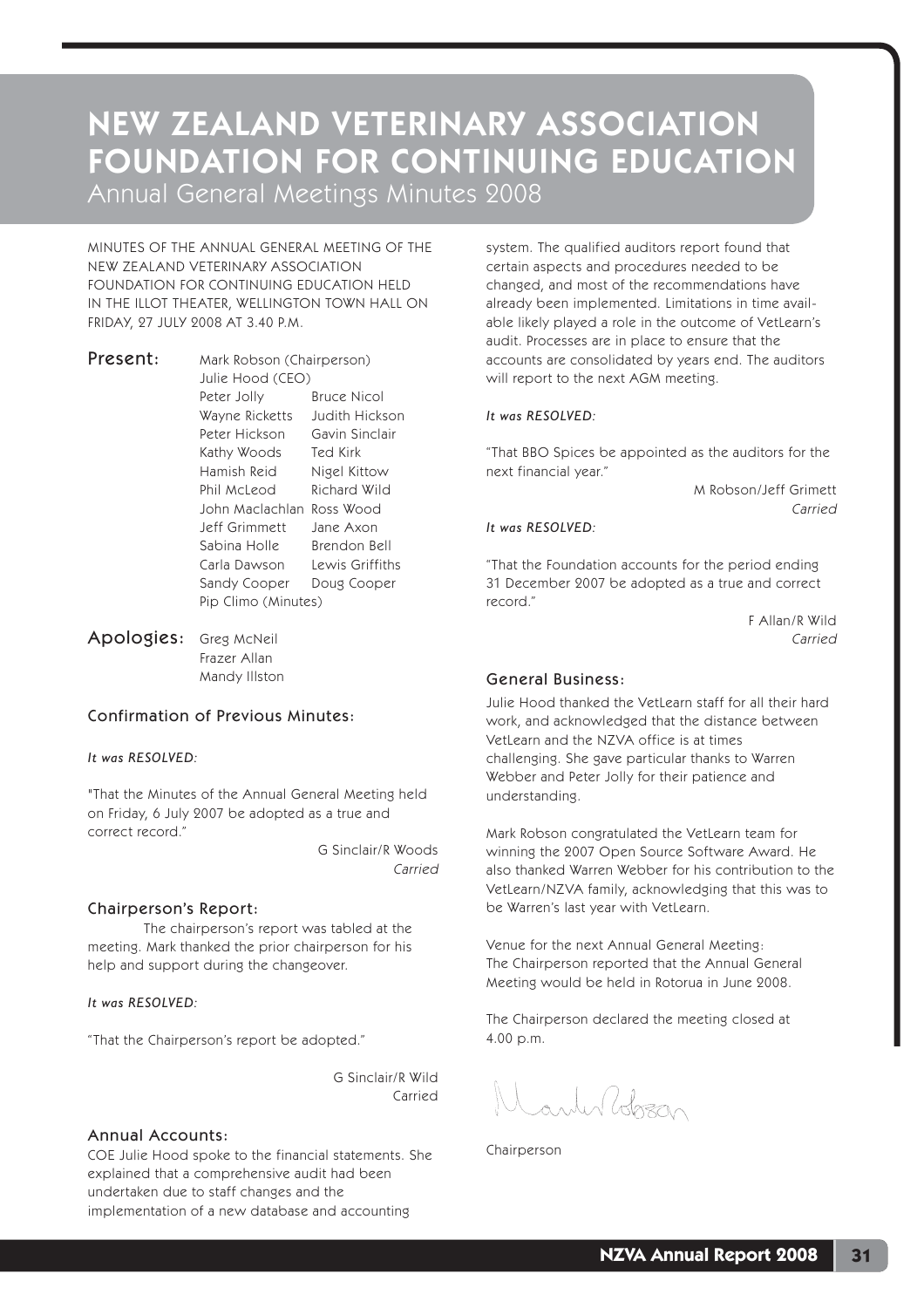# NEW ZEALAND VETERINARY ASSOCIATION FOUNDATION FOR CONTINUING EDUCATION

Annual General Meetings Minutes 2008

MINUTES OF THE ANNUAL GENERAL MEETING OF THE NEW ZEALAND VETERINARY ASSOCIATION FOUNDATION FOR CONTINUING EDUCATION HELD IN THE ILLOT THEATER, WELLINGTON TOWN HALL ON FRIDAY, 27 JULY 2008 AT 3.40 P.M.

**Present:**

Mark Robson (Chairperson)
Julie Hood (CEO)

| | |
|---|---|
| Peter Jolly | Bruce Nicol |
| Wayne Ricketts | Judith Hickson |
| Peter Hickson | Gavin Sinclair |
| Kathy Woods | Ted Kirk |
| Hamish Reid | Nigel Kittow |
| Phil McLeod | Richard Wild |
| John Maclachlan | Ross Wood |
| Jeff Grimmett | Jane Axon |
| Sabina Holle | Brendon Bell |
| Carla Dawson | Lewis Griffiths |
| Sandy Cooper | Doug Cooper |

Pip Climo (Minutes)

**Apologies:**

Greg McNeil
Frazer Allan
Mandy Illston

### Confirmation of Previous Minutes:

*It was RESOLVED:*

"That the Minutes of the Annual General Meeting held on Friday, 6 July 2007 be adopted as a true and correct record."

G Sinclair/R Woods
*Carried*

### Chairperson's Report:

The chairperson's report was tabled at the meeting. Mark thanked the prior chairperson for his help and support during the changeover.

*It was RESOLVED:*

"That the Chairperson's report be adopted."

G Sinclair/R Wild
Carried

### Annual Accounts:

COE Julie Hood spoke to the financial statements. She explained that a comprehensive audit had been undertaken due to staff changes and the implementation of a new database and accounting system. The qualified auditors report found that certain aspects and procedures needed to be changed, and most of the recommendations have already been implemented. Limitations in time available likely played a role in the outcome of VetLearn's audit. Processes are in place to ensure that the accounts are consolidated by years end. The auditors will report to the next AGM meeting.

*It was RESOLVED:*

"That BBO Spices be appointed as the auditors for the next financial year."

M Robson/Jeff Grimett
*Carried*

*It was RESOLVED:*

"That the Foundation accounts for the period ending 31 December 2007 be adopted as a true and correct record."

F Allan/R Wild
*Carried*

### General Business:

Julie Hood thanked the VetLearn staff for all their hard work, and acknowledged that the distance between VetLearn and the NZVA office is at times challenging. She gave particular thanks to Warren Webber and Peter Jolly for their patience and understanding.

Mark Robson congratulated the VetLearn team for winning the 2007 Open Source Software Award. He also thanked Warren Webber for his contribution to the VetLearn/NZVA family, acknowledging that this was to be Warren's last year with VetLearn.

Venue for the next Annual General Meeting:
The Chairperson reported that the Annual General Meeting would be held in Rotorua in June 2008.

The Chairperson declared the meeting closed at 4.00 p.m.

Mark Robson

Chairperson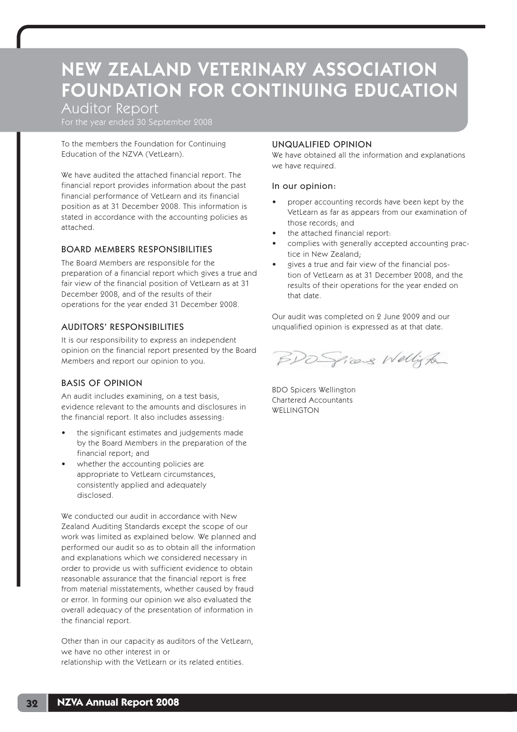# NEW ZEALAND VETERINARY ASSOCIATION FOUNDATION FOR CONTINUING EDUCATION

## Auditor Report

For the year ended 30 September 2008

To the members the Foundation for Continuing Education of the NZVA (VetLearn).

We have audited the attached financial report. The financial report provides information about the past financial performance of VetLearn and its financial position as at 31 December 2008. This information is stated in accordance with the accounting policies as attached.

### BOARD MEMBERS RESPONSIBILITIES

The Board Members are responsible for the preparation of a financial report which gives a true and fair view of the financial position of VetLearn as at 31 December 2008, and of the results of their operations for the year ended 31 December 2008.

### AUDITORS' RESPONSIBILITIES

It is our responsibility to express an independent opinion on the financial report presented by the Board Members and report our opinion to you.

### BASIS OF OPINION

An audit includes examining, on a test basis, evidence relevant to the amounts and disclosures in the financial report. It also includes assessing:

- the significant estimates and judgements made by the Board Members in the preparation of the financial report; and
- whether the accounting policies are appropriate to VetLearn circumstances, consistently applied and adequately disclosed.

We conducted our audit in accordance with New Zealand Auditing Standards except the scope of our work was limited as explained below. We planned and performed our audit so as to obtain all the information and explanations which we considered necessary in order to provide us with sufficient evidence to obtain reasonable assurance that the financial report is free from material misstatements, whether caused by fraud or error. In forming our opinion we also evaluated the overall adequacy of the presentation of information in the financial report.

Other than in our capacity as auditors of the VetLearn, we have no other interest in or relationship with the VetLearn or its related entities.

### UNQUALIFIED OPINION

We have obtained all the information and explanations we have required.

#### In our opinion:

- proper accounting records have been kept by the VetLearn as far as appears from our examination of those records; and
- the attached financial report:
- complies with generally accepted accounting practice in New Zealand;
- gives a true and fair view of the financial position of VetLearn as at 31 December 2008, and the results of their operations for the year ended on that date.

Our audit was completed on 2 June 2009 and our unqualified opinion is expressed as at that date.

BDO Spicers Wellington

BDO Spicers Wellington
Chartered Accountants
WELLINGTON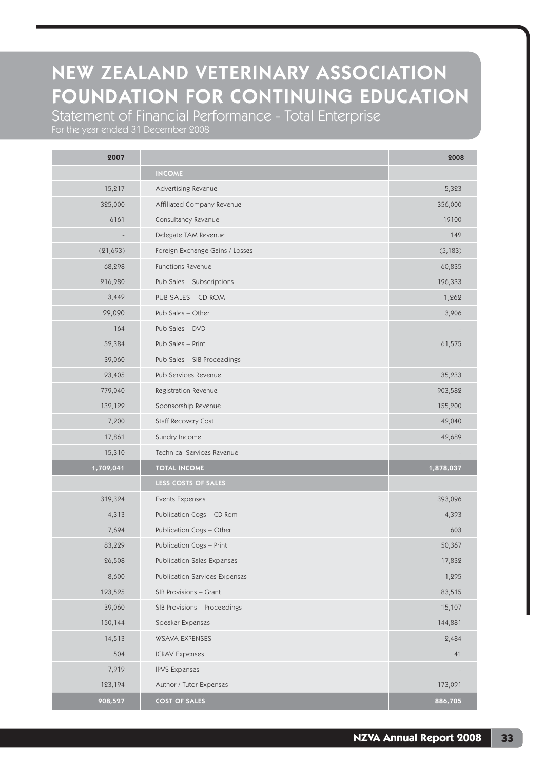# NEW ZEALAND VETERINARY ASSOCIATION FOUNDATION FOR CONTINUING EDUCATION

## Statement of Financial Performance - Total Enterprise

For the year ended 31 December 2008

| 2007 | | 2008 |
|---|---|---|
| | **INCOME** | |
| 15,217 | Advertising Revenue | 5,323 |
| 325,000 | Affiliated Company Revenue | 356,000 |
| 6161 | Consultancy Revenue | 19100 |
| - | Delegate TAM Revenue | 142 |
| (21,693) | Foreign Exchange Gains / Losses | (5,183) |
| 68,298 | Functions Revenue | 60,835 |
| 216,980 | Pub Sales – Subscriptions | 196,333 |
| 3,442 | PUB SALES – CD ROM | 1,262 |
| 29,090 | Pub Sales – Other | 3,906 |
| 164 | Pub Sales – DVD | - |
| 52,384 | Pub Sales – Print | 61,575 |
| 39,060 | Pub Sales – SIB Proceedings | - |
| 23,405 | Pub Services Revenue | 35,233 |
| 779,040 | Registration Revenue | 903,582 |
| 132,122 | Sponsorship Revenue | 155,200 |
| 7,200 | Staff Recovery Cost | 42,040 |
| 17,861 | Sundry Income | 42,689 |
| 15,310 | Technical Services Revenue | - |
| **1,709,041** | **TOTAL INCOME** | **1,878,037** |
| | **LESS COSTS OF SALES** | |
| 319,324 | Events Expenses | 393,096 |
| 4,313 | Publication Cogs – CD Rom | 4,393 |
| 7,694 | Publication Cogs – Other | 603 |
| 83,229 | Publication Cogs – Print | 50,367 |
| 26,508 | Publication Sales Expenses | 17,832 |
| 8,600 | Publication Services Expenses | 1,295 |
| 123,525 | SIB Provisions – Grant | 83,515 |
| 39,060 | SIB Provisions – Proceedings | 15,107 |
| 150,144 | Speaker Expenses | 144,881 |
| 14,513 | WSAVA EXPENSES | 2,484 |
| 504 | ICRAV Expenses | 41 |
| 7,919 | IPVS Expenses | - |
| 123,194 | Author / Tutor Expenses | 173,091 |
| **908,527** | **COST OF SALES** | **886,705** |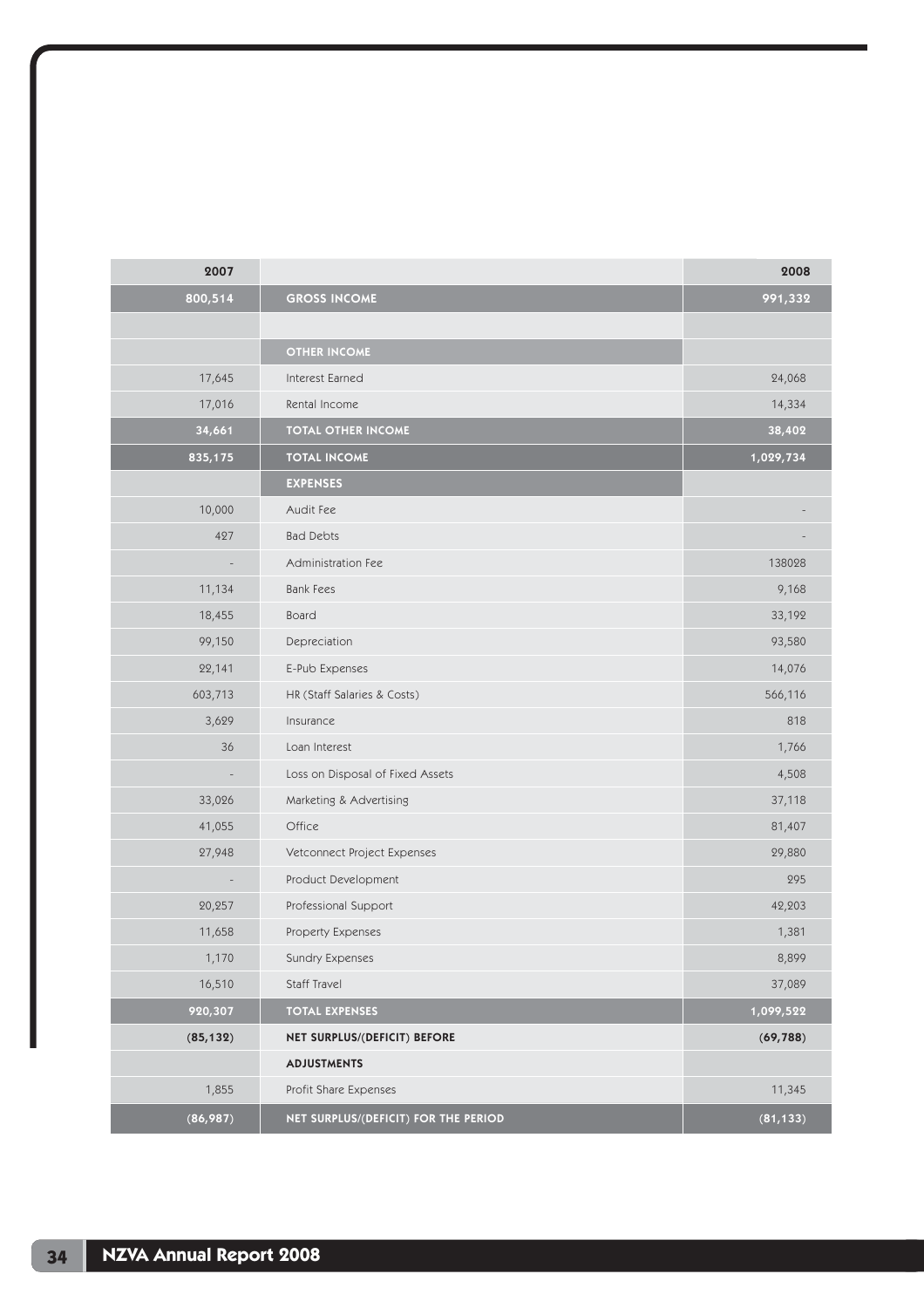| 2007 | | 2008 |
|---|---|---|
| **800,514** | **GROSS INCOME** | **991,332** |
| | | |
| | **OTHER INCOME** | |
| 17,645 | Interest Earned | 24,068 |
| 17,016 | Rental Income | 14,334 |
| **34,661** | **TOTAL OTHER INCOME** | **38,402** |
| **835,175** | **TOTAL INCOME** | **1,029,734** |
| | **EXPENSES** | |
| 10,000 | Audit Fee | - |
| 427 | Bad Debts | - |
| - | Administration Fee | 138028 |
| 11,134 | Bank Fees | 9,168 |
| 18,455 | Board | 33,192 |
| 99,150 | Depreciation | 93,580 |
| 22,141 | E-Pub Expenses | 14,076 |
| 603,713 | HR (Staff Salaries & Costs) | 566,116 |
| 3,629 | Insurance | 818 |
| 36 | Loan Interest | 1,766 |
| - | Loss on Disposal of Fixed Assets | 4,508 |
| 33,026 | Marketing & Advertising | 37,118 |
| 41,055 | Office | 81,407 |
| 27,948 | Vetconnect Project Expenses | 29,880 |
| - | Product Development | 295 |
| 20,257 | Professional Support | 42,203 |
| 11,658 | Property Expenses | 1,381 |
| 1,170 | Sundry Expenses | 8,899 |
| 16,510 | Staff Travel | 37,089 |
| **920,307** | **TOTAL EXPENSES** | **1,099,522** |
| **(85,132)** | **NET SURPLUS/(DEFICIT) BEFORE** | **(69,788)** |
| | **ADJUSTMENTS** | |
| 1,855 | Profit Share Expenses | 11,345 |
| **(86,987)** | **NET SURPLUS/(DEFICIT) FOR THE PERIOD** | **(81,133)** |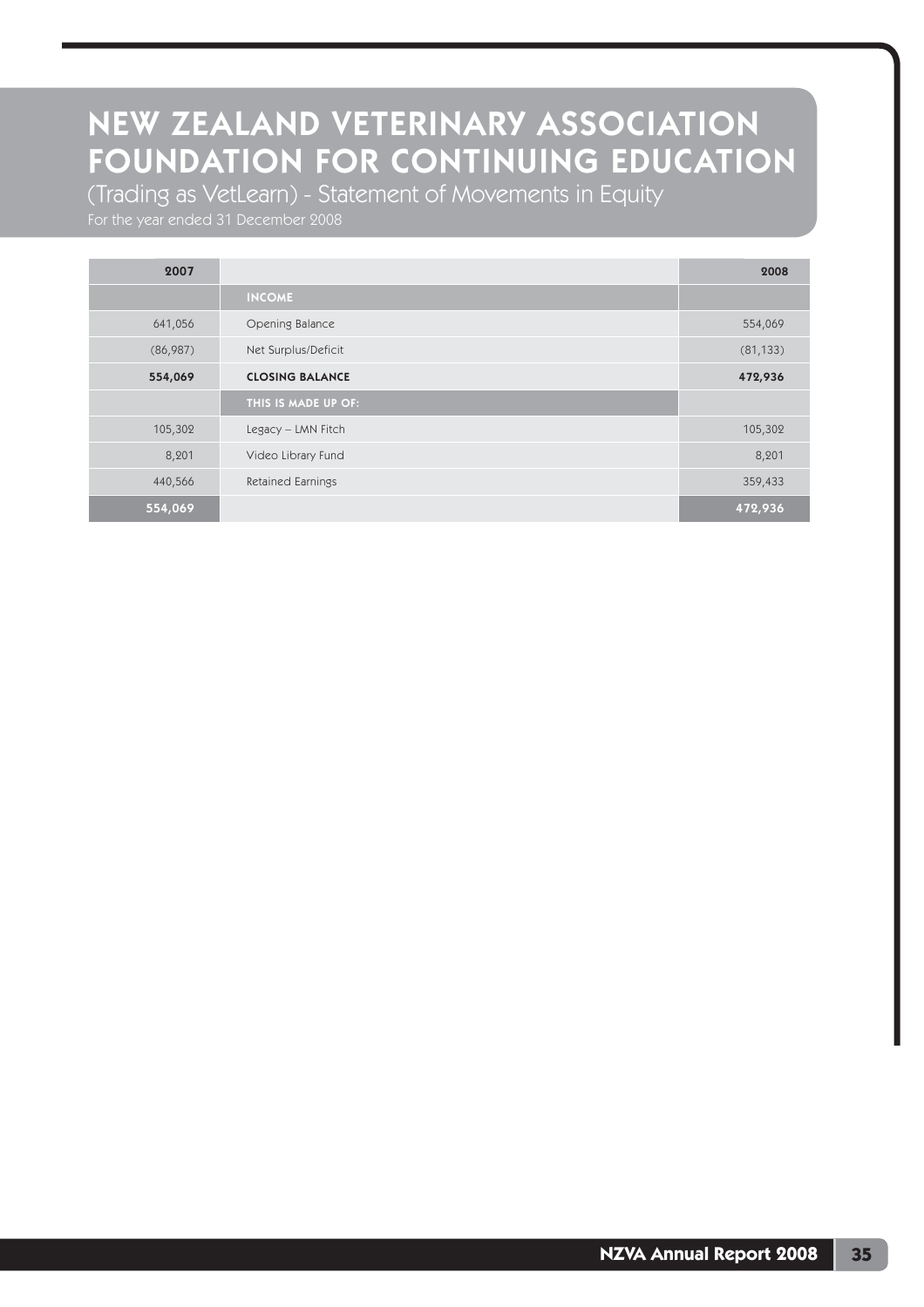# NEW ZEALAND VETERINARY ASSOCIATION FOUNDATION FOR CONTINUING EDUCATION

## (Trading as VetLearn) - Statement of Movements in Equity

For the year ended 31 December 2008

| 2007 | | 2008 |
|---|---|---|
| | **INCOME** | |
| 641,056 | Opening Balance | 554,069 |
| (86,987) | Net Surplus/Deficit | (81,133) |
| **554,069** | **CLOSING BALANCE** | **472,936** |
| | **THIS IS MADE UP OF:** | |
| 105,302 | Legacy – LMN Fitch | 105,302 |
| 8,201 | Video Library Fund | 8,201 |
| 440,566 | Retained Earnings | 359,433 |
| **554,069** | | **472,936** |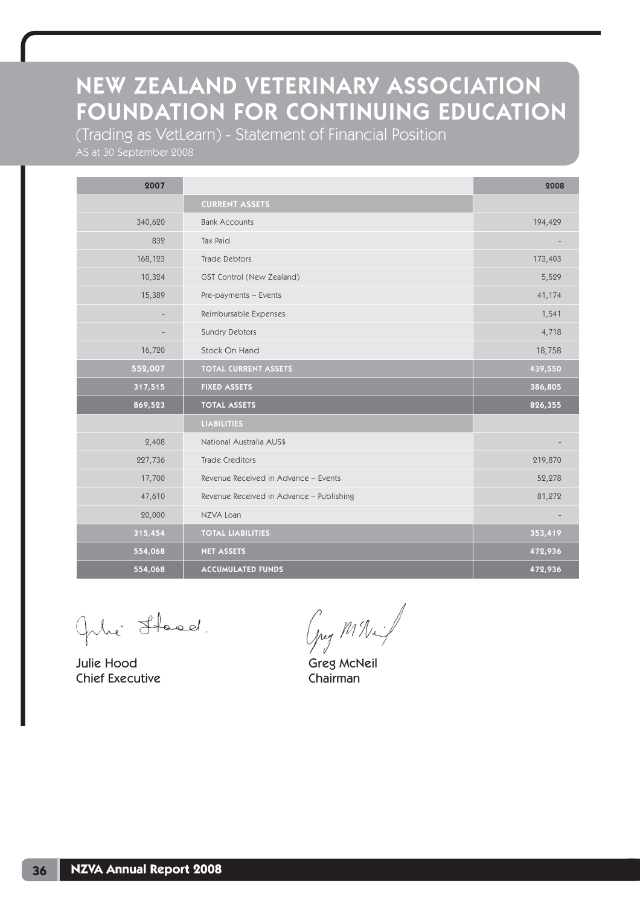# NEW ZEALAND VETERINARY ASSOCIATION FOUNDATION FOR CONTINUING EDUCATION

(Trading as VetLearn) - Statement of Financial Position

AS at 30 September 2008

| 2007 | | 2008 |
|---|---|---|
| | **CURRENT ASSETS** | |
| 340,620 | Bank Accounts | 194,429 |
| 832 | Tax Paid | - |
| 168,123 | Trade Debtors | 173,403 |
| 10,324 | GST Control (New Zealand) | 5,529 |
| 15,389 | Pre-payments – Events | 41,174 |
| - | Reimbursable Expenses | 1,541 |
| - | Sundry Debtors | 4,718 |
| 16,720 | Stock On Hand | 18,758 |
| **552,007** | **TOTAL CURRENT ASSETS** | **439,550** |
| **317,515** | **FIXED ASSETS** | **386,805** |
| **869,523** | **TOTAL ASSETS** | **826,355** |
| | **LIABILITIES** | |
| 2,408 | National Australia AUS$ | - |
| 227,736 | Trade Creditors | 219,870 |
| 17,700 | Revenue Received in Advance – Events | 52,278 |
| 47,610 | Revenue Received in Advance – Publishing | 81,272 |
| 20,000 | NZVA Loan | - |
| **315,454** | **TOTAL LIABILITIES** | **353,419** |
| **554,068** | **NET ASSETS** | **472,936** |
| **554,068** | **ACCUMULATED FUNDS** | **472,936** |

Julie Hood
Chief Executive

Greg McNeil
Chairman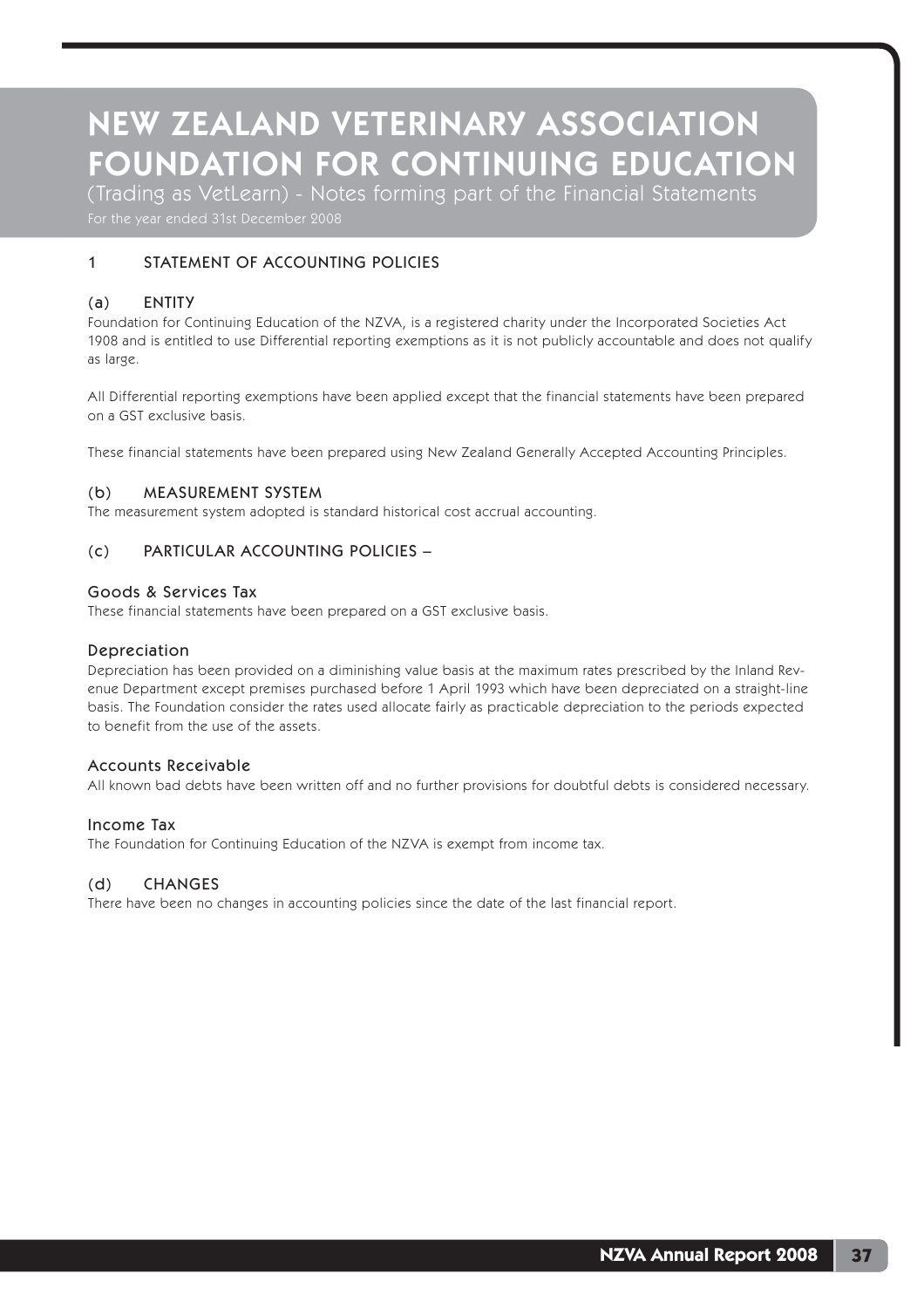# NEW ZEALAND VETERINARY ASSOCIATION FOUNDATION FOR CONTINUING EDUCATION

(Trading as VetLearn) - Notes forming part of the Financial Statements

For the year ended 31st December 2008

## 1 STATEMENT OF ACCOUNTING POLICIES

### (a) ENTITY

Foundation for Continuing Education of the NZVA, is a registered charity under the Incorporated Societies Act 1908 and is entitled to use Differential reporting exemptions as it is not publicly accountable and does not qualify as large.

All Differential reporting exemptions have been applied except that the financial statements have been prepared on a GST exclusive basis.

These financial statements have been prepared using New Zealand Generally Accepted Accounting Principles.

### (b) MEASUREMENT SYSTEM

The measurement system adopted is standard historical cost accrual accounting.

### (c) PARTICULAR ACCOUNTING POLICIES –

#### Goods & Services Tax

These financial statements have been prepared on a GST exclusive basis.

#### Depreciation

Depreciation has been provided on a diminishing value basis at the maximum rates prescribed by the Inland Revenue Department except premises purchased before 1 April 1993 which have been depreciated on a straight-line basis. The Foundation consider the rates used allocate fairly as practicable depreciation to the periods expected to benefit from the use of the assets.

#### Accounts Receivable

All known bad debts have been written off and no further provisions for doubtful debts is considered necessary.

#### Income Tax

The Foundation for Continuing Education of the NZVA is exempt from income tax.

### (d) CHANGES

There have been no changes in accounting policies since the date of the last financial report.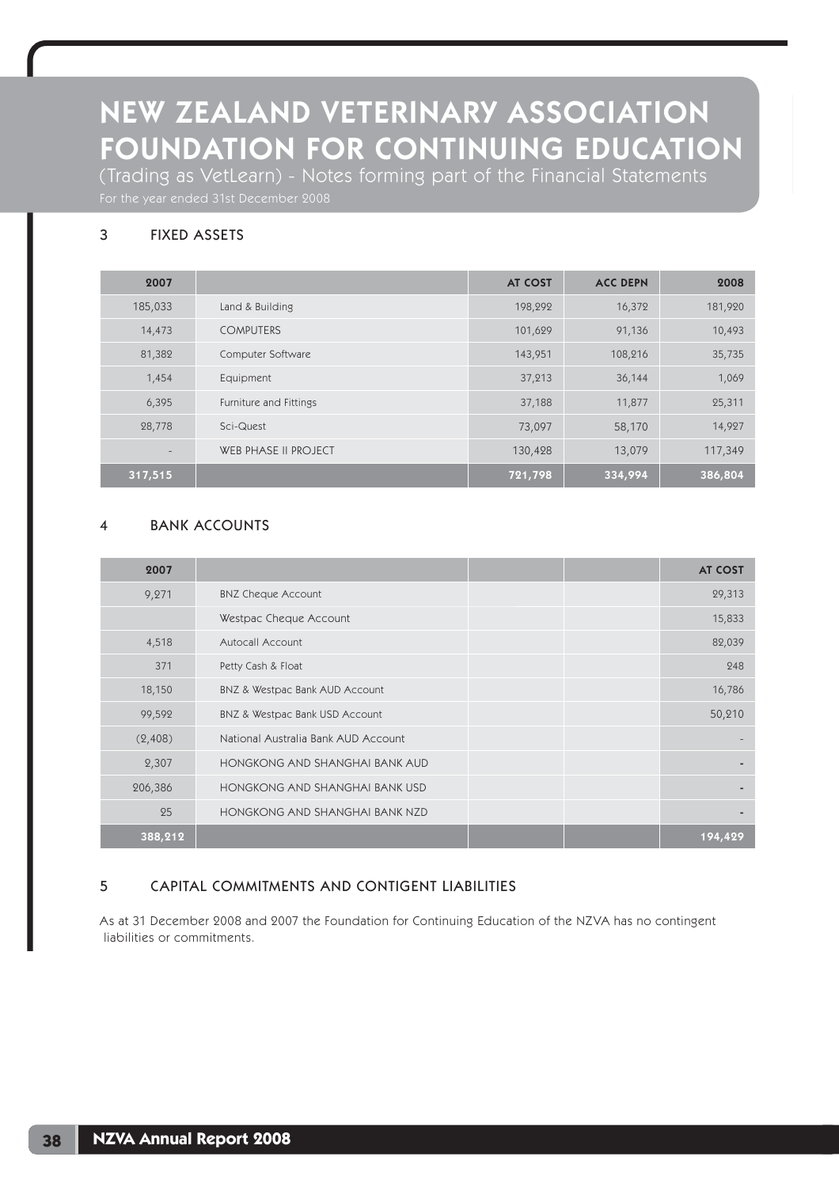# NEW ZEALAND VETERINARY ASSOCIATION FOUNDATION FOR CONTINUING EDUCATION

(Trading as VetLearn) - Notes forming part of the Financial Statements

For the year ended 31st December 2008

## 3 FIXED ASSETS

| 2007 | | AT COST | ACC DEPN | 2008 |
|---|---|---|---|---|
| 185,033 | Land & Building | 198,292 | 16,372 | 181,920 |
| 14,473 | COMPUTERS | 101,629 | 91,136 | 10,493 |
| 81,382 | Computer Software | 143,951 | 108,216 | 35,735 |
| 1,454 | Equipment | 37,213 | 36,144 | 1,069 |
| 6,395 | Furniture and Fittings | 37,188 | 11,877 | 25,311 |
| 28,778 | Sci-Quest | 73,097 | 58,170 | 14,927 |
| - | WEB PHASE II PROJECT | 130,428 | 13,079 | 117,349 |
| **317,515** | | **721,798** | **334,994** | **386,804** |

## 4 BANK ACCOUNTS

| 2007 | | | | AT COST |
|---|---|---|---|---|
| 9,271 | BNZ Cheque Account | | | 29,313 |
| | Westpac Cheque Account | | | 15,833 |
| 4,518 | Autocall Account | | | 82,039 |
| 371 | Petty Cash & Float | | | 248 |
| 18,150 | BNZ & Westpac Bank AUD Account | | | 16,786 |
| 99,592 | BNZ & Westpac Bank USD Account | | | 50,210 |
| (2,408) | National Australia Bank AUD Account | | | - |
| 2,307 | HONGKONG AND SHANGHAI BANK AUD | | | - |
| 206,386 | HONGKONG AND SHANGHAI BANK USD | | | - |
| 25 | HONGKONG AND SHANGHAI BANK NZD | | | - |
| **388,212** | | | | **194,429** |

## 5 CAPITAL COMMITMENTS AND CONTIGENT LIABILITIES

As at 31 December 2008 and 2007 the Foundation for Continuing Education of the NZVA has no contingent liabilities or commitments.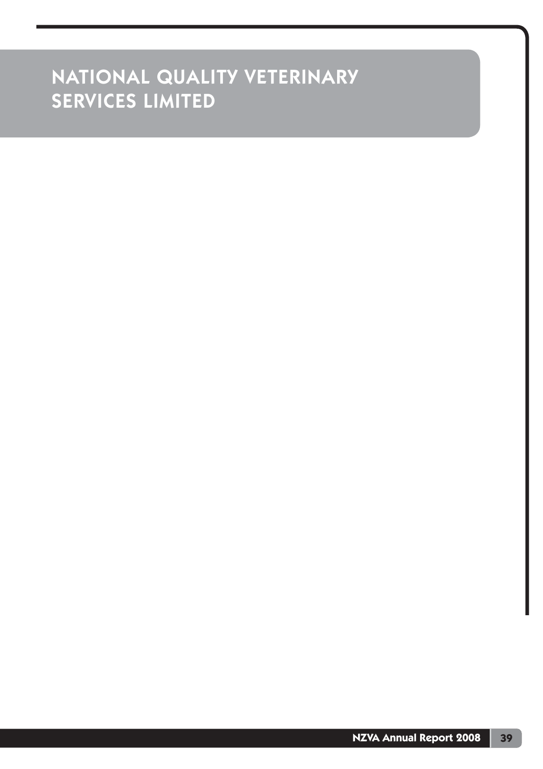# NATIONAL QUALITY VETERINARY SERVICES LIMITED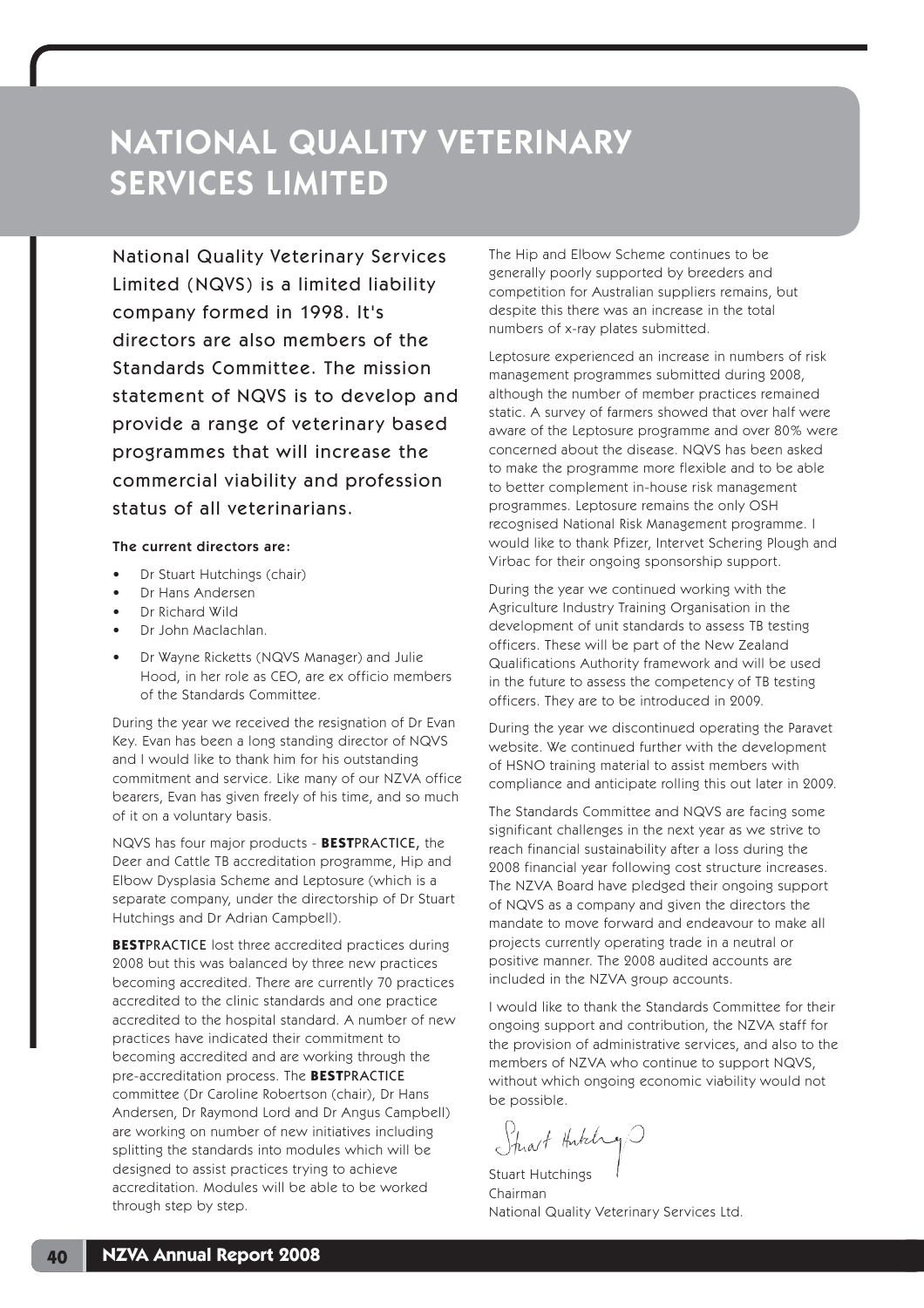# NATIONAL QUALITY VETERINARY SERVICES LIMITED

National Quality Veterinary Services Limited (NQVS) is a limited liability company formed in 1998. It's directors are also members of the Standards Committee. The mission statement of NQVS is to develop and provide a range of veterinary based programmes that will increase the commercial viability and profession status of all veterinarians.

**The current directors are:**

- Dr Stuart Hutchings (chair)
- Dr Hans Andersen
- Dr Richard Wild
- Dr John Maclachlan.
- Dr Wayne Ricketts (NQVS Manager) and Julie Hood, in her role as CEO, are ex officio members of the Standards Committee.

During the year we received the resignation of Dr Evan Key. Evan has been a long standing director of NQVS and I would like to thank him for his outstanding commitment and service. Like many of our NZVA office bearers, Evan has given freely of his time, and so much of it on a voluntary basis.

NQVS has four major products - **BEST**PRACTICE, the Deer and Cattle TB accreditation programme, Hip and Elbow Dysplasia Scheme and Leptosure (which is a separate company, under the directorship of Dr Stuart Hutchings and Dr Adrian Campbell).

**BEST**PRACTICE lost three accredited practices during 2008 but this was balanced by three new practices becoming accredited. There are currently 70 practices accredited to the clinic standards and one practice accredited to the hospital standard. A number of new practices have indicated their commitment to becoming accredited and are working through the pre-accreditation process. The **BEST**PRACTICE committee (Dr Caroline Robertson (chair), Dr Hans Andersen, Dr Raymond Lord and Dr Angus Campbell) are working on number of new initiatives including splitting the standards into modules which will be designed to assist practices trying to achieve accreditation. Modules will be able to be worked through step by step.

The Hip and Elbow Scheme continues to be generally poorly supported by breeders and competition for Australian suppliers remains, but despite this there was an increase in the total numbers of x-ray plates submitted.

Leptosure experienced an increase in numbers of risk management programmes submitted during 2008, although the number of member practices remained static. A survey of farmers showed that over half were aware of the Leptosure programme and over 80% were concerned about the disease. NQVS has been asked to make the programme more flexible and to be able to better complement in-house risk management programmes. Leptosure remains the only OSH recognised National Risk Management programme. I would like to thank Pfizer, Intervet Schering Plough and Virbac for their ongoing sponsorship support.

During the year we continued working with the Agriculture Industry Training Organisation in the development of unit standards to assess TB testing officers. These will be part of the New Zealand Qualifications Authority framework and will be used in the future to assess the competency of TB testing officers. They are to be introduced in 2009.

During the year we discontinued operating the Paravet website. We continued further with the development of HSNO training material to assist members with compliance and anticipate rolling this out later in 2009.

The Standards Committee and NQVS are facing some significant challenges in the next year as we strive to reach financial sustainability after a loss during the 2008 financial year following cost structure increases. The NZVA Board have pledged their ongoing support of NQVS as a company and given the directors the mandate to move forward and endeavour to make all projects currently operating trade in a neutral or positive manner. The 2008 audited accounts are included in the NZVA group accounts.

I would like to thank the Standards Committee for their ongoing support and contribution, the NZVA staff for the provision of administrative services, and also to the members of NZVA who continue to support NQVS, without which ongoing economic viability would not be possible.

Stuart Hutchings  
Chairman  
National Quality Veterinary Services Ltd.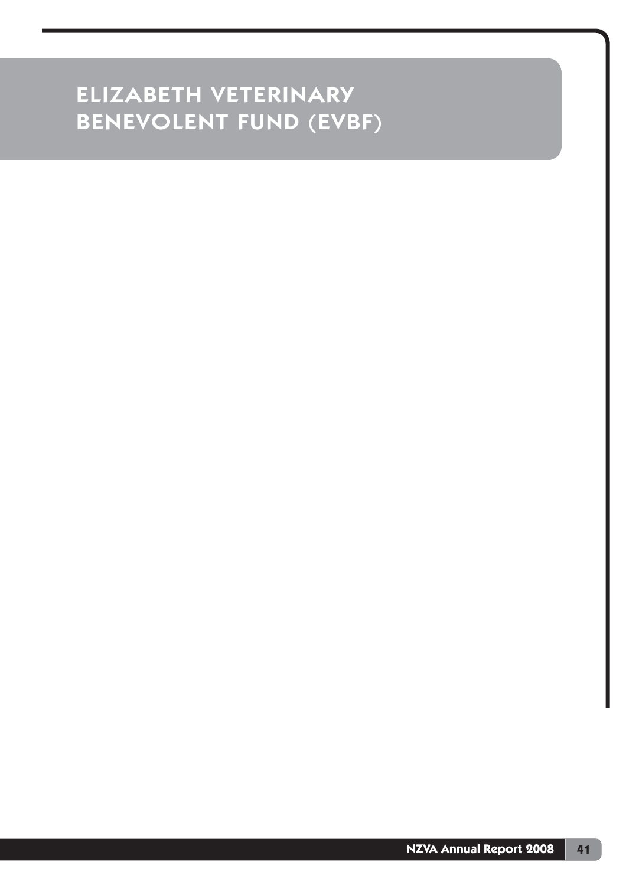# ELIZABETH VETERINARY BENEVOLENT FUND (EVBF)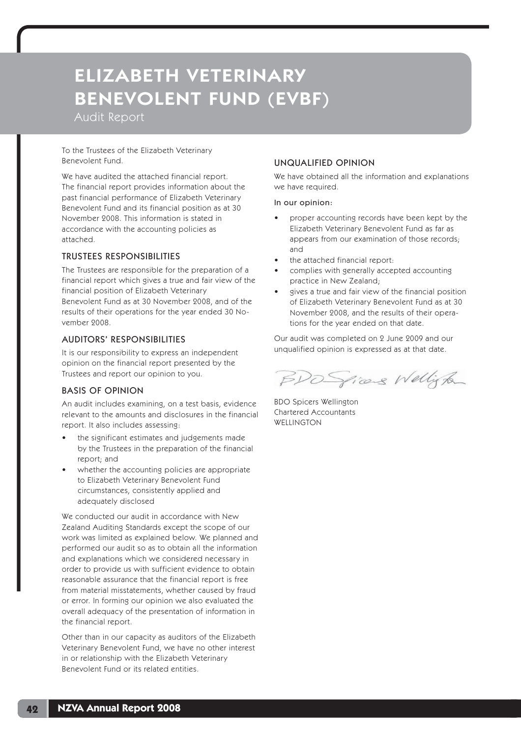# ELIZABETH VETERINARY BENEVOLENT FUND (EVBF)

Audit Report

To the Trustees of the Elizabeth Veterinary Benevolent Fund.

We have audited the attached financial report. The financial report provides information about the past financial performance of Elizabeth Veterinary Benevolent Fund and its financial position as at 30 November 2008. This information is stated in accordance with the accounting policies as attached.

## TRUSTEES RESPONSIBILITIES

The Trustees are responsible for the preparation of a financial report which gives a true and fair view of the financial position of Elizabeth Veterinary Benevolent Fund as at 30 November 2008, and of the results of their operations for the year ended 30 November 2008.

## AUDITORS' RESPONSIBILITIES

It is our responsibility to express an independent opinion on the financial report presented by the Trustees and report our opinion to you.

## BASIS OF OPINION

An audit includes examining, on a test basis, evidence relevant to the amounts and disclosures in the financial report. It also includes assessing:

- the significant estimates and judgements made by the Trustees in the preparation of the financial report; and
- whether the accounting policies are appropriate to Elizabeth Veterinary Benevolent Fund circumstances, consistently applied and adequately disclosed

We conducted our audit in accordance with New Zealand Auditing Standards except the scope of our work was limited as explained below. We planned and performed our audit so as to obtain all the information and explanations which we considered necessary in order to provide us with sufficient evidence to obtain reasonable assurance that the financial report is free from material misstatements, whether caused by fraud or error. In forming our opinion we also evaluated the overall adequacy of the presentation of information in the financial report.

Other than in our capacity as auditors of the Elizabeth Veterinary Benevolent Fund, we have no other interest in or relationship with the Elizabeth Veterinary Benevolent Fund or its related entities.

## UNQUALIFIED OPINION

We have obtained all the information and explanations we have required.

In our opinion:

- proper accounting records have been kept by the Elizabeth Veterinary Benevolent Fund as far as appears from our examination of those records; and
- the attached financial report:
- complies with generally accepted accounting practice in New Zealand;
- gives a true and fair view of the financial position of Elizabeth Veterinary Benevolent Fund as at 30 November 2008, and the results of their operations for the year ended on that date.

Our audit was completed on 2 June 2009 and our unqualified opinion is expressed as at that date.

BDO Spicers Wellington

BDO Spicers Wellington
Chartered Accountants
WELLINGTON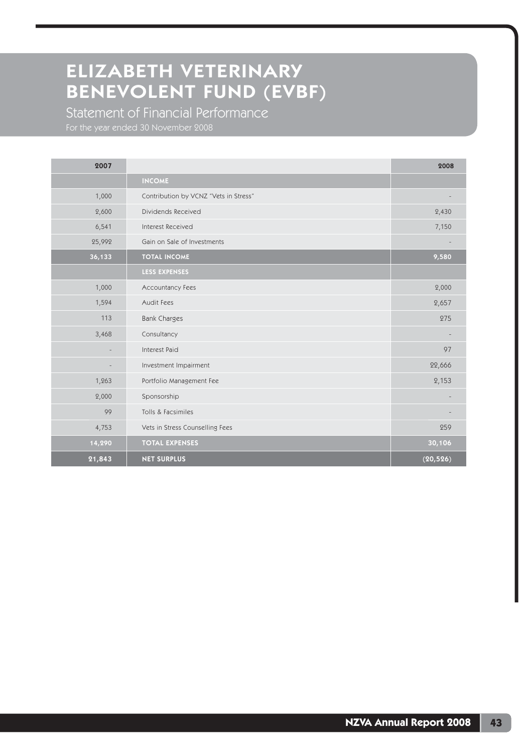# ELIZABETH VETERINARY BENEVOLENT FUND (EVBF)

## Statement of Financial Performance

For the year ended 30 November 2008

| 2007 | | 2008 |
|---:|---|---:|
| | **INCOME** | |
| 1,000 | Contribution by VCNZ "Vets in Stress" | - |
| 2,600 | Dividends Received | 2,430 |
| 6,541 | Interest Received | 7,150 |
| 25,992 | Gain on Sale of Investments | - |
| **36,133** | **TOTAL INCOME** | **9,580** |
| | **LESS EXPENSES** | |
| 1,000 | Accountancy Fees | 2,000 |
| 1,594 | Audit Fees | 2,657 |
| 113 | Bank Charges | 275 |
| 3,468 | Consultancy | - |
| - | Interest Paid | 97 |
| - | Investment Impairment | 22,666 |
| 1,263 | Portfolio Management Fee | 2,153 |
| 2,000 | Sponsorship | - |
| 99 | Tolls & Facsimiles | - |
| 4,753 | Vets in Stress Counselling Fees | 259 |
| **14,290** | **TOTAL EXPENSES** | **30,106** |
| **21,843** | **NET SURPLUS** | **(20,526)** |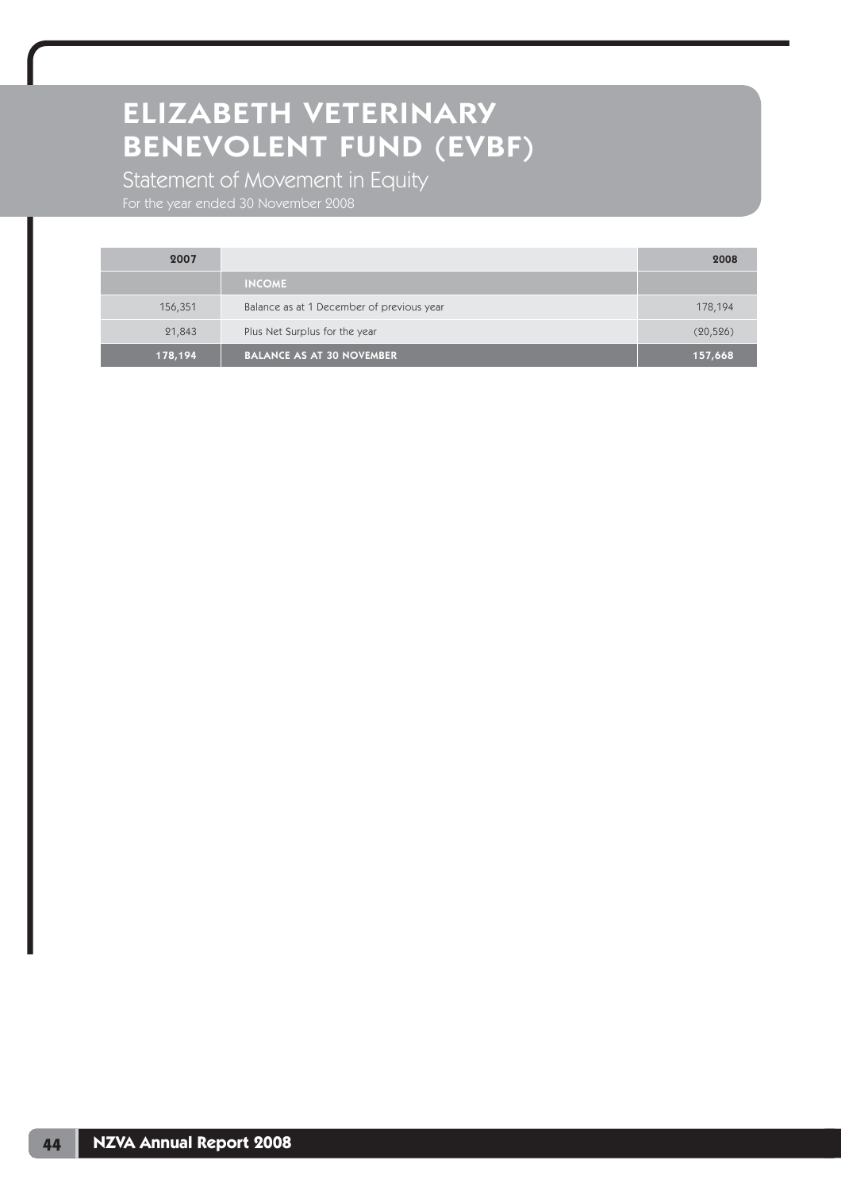# ELIZABETH VETERINARY BENEVOLENT FUND (EVBF)

## Statement of Movement in Equity

For the year ended 30 November 2008

| 2007 | | 2008 |
|---|---|---|
| | **INCOME** | |
| 156,351 | Balance as at 1 December of previous year | 178,194 |
| 21,843 | Plus Net Surplus for the year | (20,526) |
| **178,194** | **BALANCE AS AT 30 NOVEMBER** | **157,668** |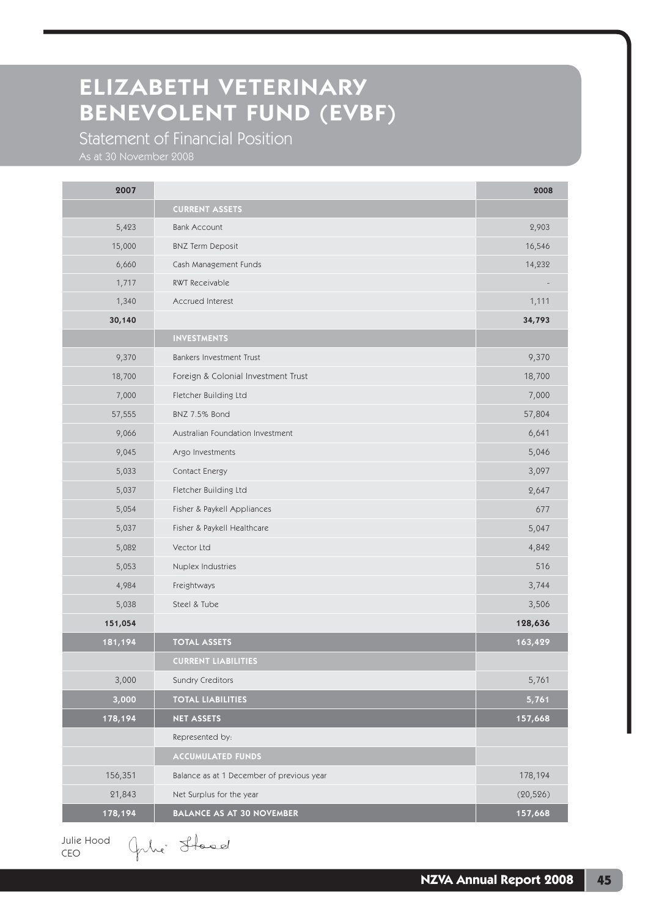# ELIZABETH VETERINARY BENEVOLENT FUND (EVBF)

## Statement of Financial Position

As at 30 November 2008

| 2007 | | 2008 |
|---|---|---|
| | **CURRENT ASSETS** | |
| 5,423 | Bank Account | 2,903 |
| 15,000 | BNZ Term Deposit | 16,546 |
| 6,660 | Cash Management Funds | 14,232 |
| 1,717 | RWT Receivable | - |
| 1,340 | Accrued Interest | 1,111 |
| **30,140** | | **34,793** |
| | **INVESTMENTS** | |
| 9,370 | Bankers Investment Trust | 9,370 |
| 18,700 | Foreign & Colonial Investment Trust | 18,700 |
| 7,000 | Fletcher Building Ltd | 7,000 |
| 57,555 | BNZ 7.5% Bond | 57,804 |
| 9,066 | Australian Foundation Investment | 6,641 |
| 9,045 | Argo Investments | 5,046 |
| 5,033 | Contact Energy | 3,097 |
| 5,037 | Fletcher Building Ltd | 2,647 |
| 5,054 | Fisher & Paykell Appliances | 677 |
| 5,037 | Fisher & Paykell Healthcare | 5,047 |
| 5,082 | Vector Ltd | 4,842 |
| 5,053 | Nuplex Industries | 516 |
| 4,984 | Freightways | 3,744 |
| 5,038 | Steel & Tube | 3,506 |
| **151,054** | | **128,636** |
| **181,194** | **TOTAL ASSETS** | **163,429** |
| | **CURRENT LIABILITIES** | |
| 3,000 | Sundry Creditors | 5,761 |
| **3,000** | **TOTAL LIABILITIES** | **5,761** |
| **178,194** | **NET ASSETS** | **157,668** |
| | Represented by: | |
| | **ACCUMULATED FUNDS** | |
| 156,351 | Balance as at 1 December of previous year | 178,194 |
| 21,843 | Net Surplus for the year | (20,526) |
| **178,194** | **BALANCE AS AT 30 NOVEMBER** | **157,668** |

Julie Hood
CEO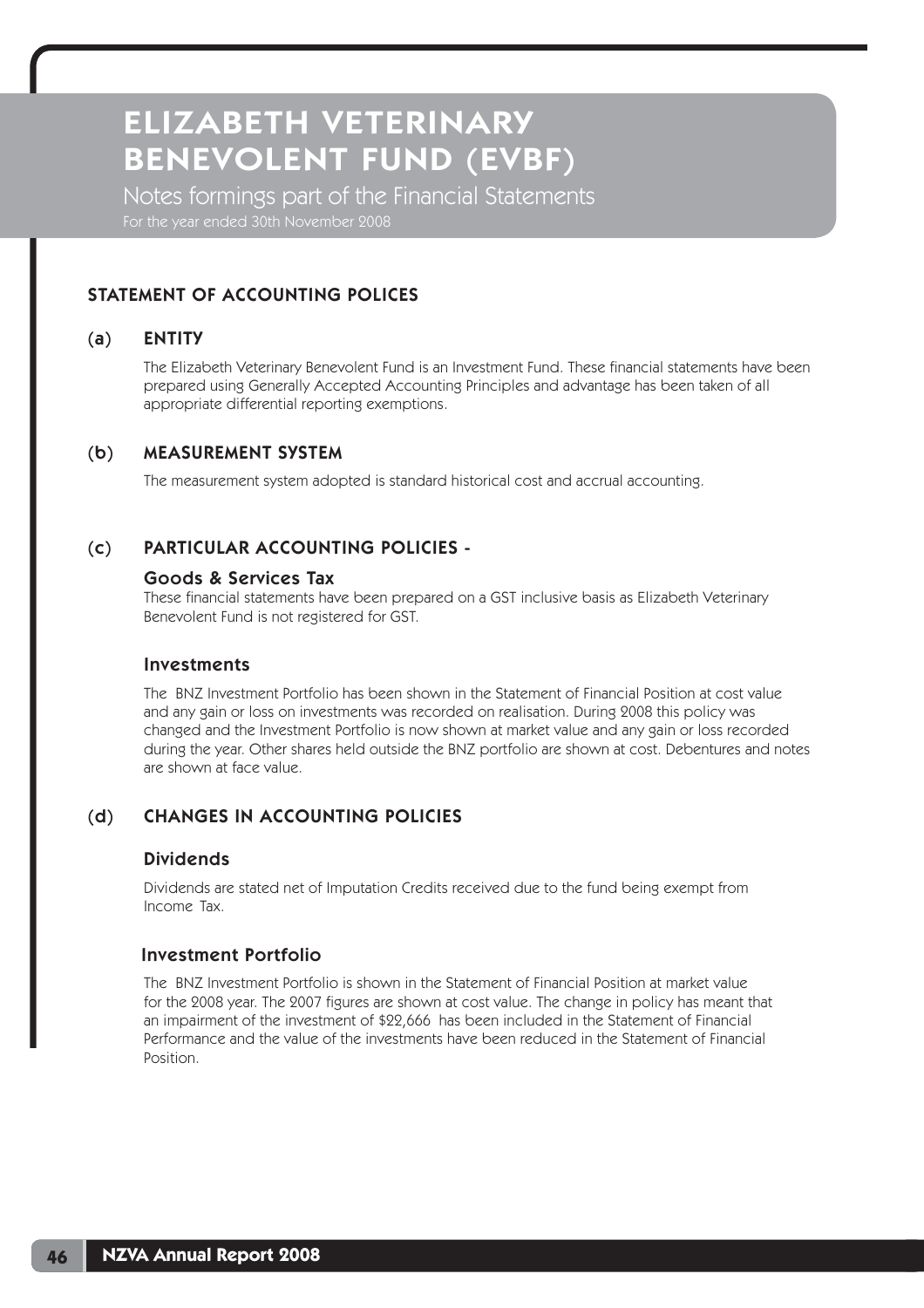# ELIZABETH VETERINARY BENEVOLENT FUND (EVBF)

## Notes formings part of the Financial Statements

For the year ended 30th November 2008

### STATEMENT OF ACCOUNTING POLICES

#### (a) ENTITY

The Elizabeth Veterinary Benevolent Fund is an Investment Fund. These financial statements have been prepared using Generally Accepted Accounting Principles and advantage has been taken of all appropriate differential reporting exemptions.

#### (b) MEASUREMENT SYSTEM

The measurement system adopted is standard historical cost and accrual accounting.

#### (c) PARTICULAR ACCOUNTING POLICIES -

**Goods & Services Tax**

These financial statements have been prepared on a GST inclusive basis as Elizabeth Veterinary Benevolent Fund is not registered for GST.

**Investments**

The BNZ Investment Portfolio has been shown in the Statement of Financial Position at cost value and any gain or loss on investments was recorded on realisation. During 2008 this policy was changed and the Investment Portfolio is now shown at market value and any gain or loss recorded during the year. Other shares held outside the BNZ portfolio are shown at cost. Debentures and notes are shown at face value.

#### (d) CHANGES IN ACCOUNTING POLICIES

**Dividends**

Dividends are stated net of Imputation Credits received due to the fund being exempt from Income Tax.

**Investment Portfolio**

The BNZ Investment Portfolio is shown in the Statement of Financial Position at market value for the 2008 year. The 2007 figures are shown at cost value. The change in policy has meant that an impairment of the investment of $22,666 has been included in the Statement of Financial Performance and the value of the investments have been reduced in the Statement of Financial Position.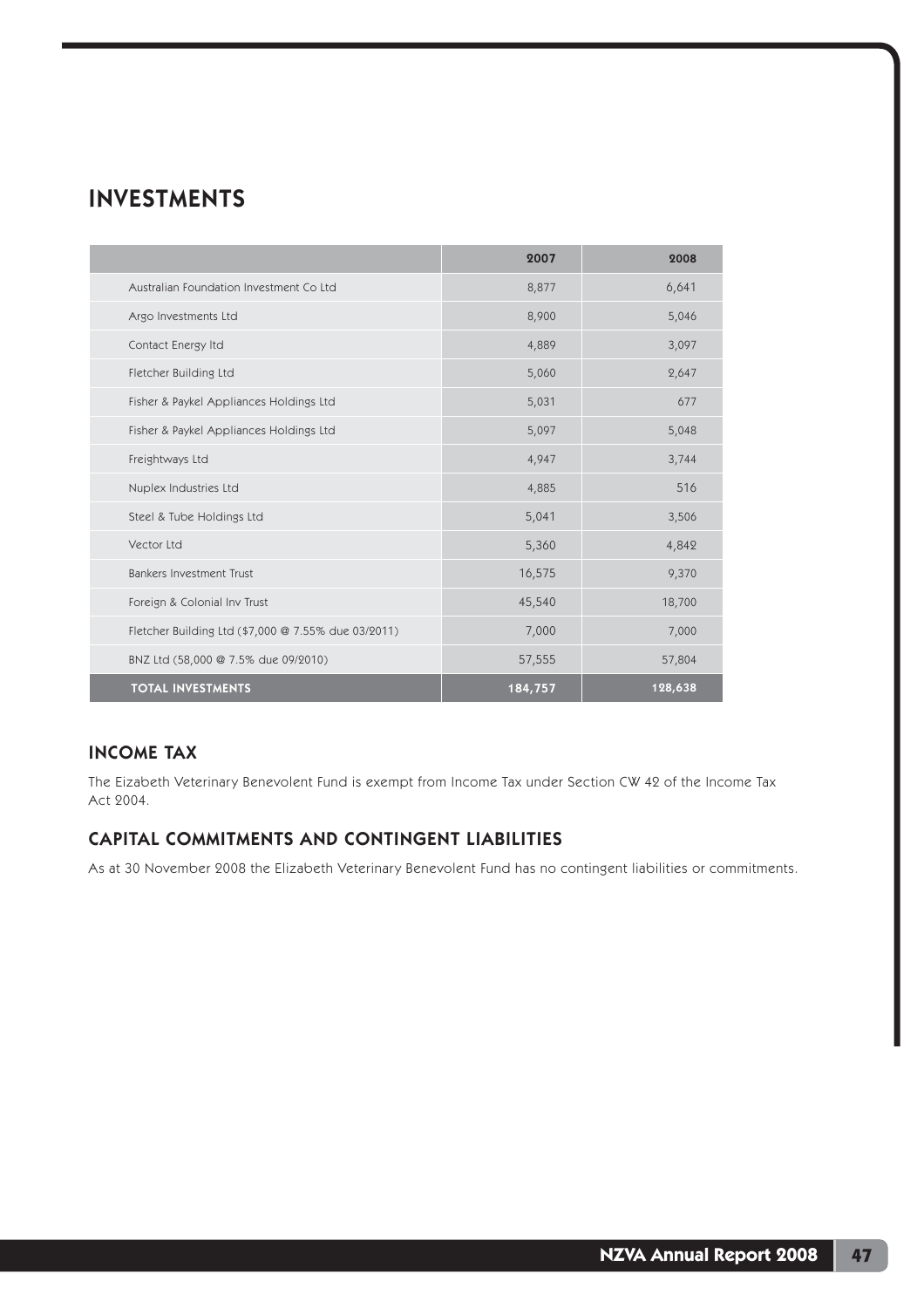## INVESTMENTS

| | 2007 | 2008 |
|---|---|---|
| Australian Foundation Investment Co Ltd | 8,877 | 6,641 |
| Argo Investments Ltd | 8,900 | 5,046 |
| Contact Energy ltd | 4,889 | 3,097 |
| Fletcher Building Ltd | 5,060 | 2,647 |
| Fisher & Paykel Appliances Holdings Ltd | 5,031 | 677 |
| Fisher & Paykel Appliances Holdings Ltd | 5,097 | 5,048 |
| Freightways Ltd | 4,947 | 3,744 |
| Nuplex Industries Ltd | 4,885 | 516 |
| Steel & Tube Holdings Ltd | 5,041 | 3,506 |
| Vector Ltd | 5,360 | 4,842 |
| Bankers Investment Trust | 16,575 | 9,370 |
| Foreign & Colonial Inv Trust | 45,540 | 18,700 |
| Fletcher Building Ltd ($7,000 @ 7.55% due 03/2011) | 7,000 | 7,000 |
| BNZ Ltd (58,000 @ 7.5% due 09/2010) | 57,555 | 57,804 |
| **TOTAL INVESTMENTS** | **184,757** | **128,638** |

### INCOME TAX

The Eizabeth Veterinary Benevolent Fund is exempt from Income Tax under Section CW 42 of the Income Tax Act 2004.

### CAPITAL COMMITMENTS AND CONTINGENT LIABILITIES

As at 30 November 2008 the Elizabeth Veterinary Benevolent Fund has no contingent liabilities or commitments.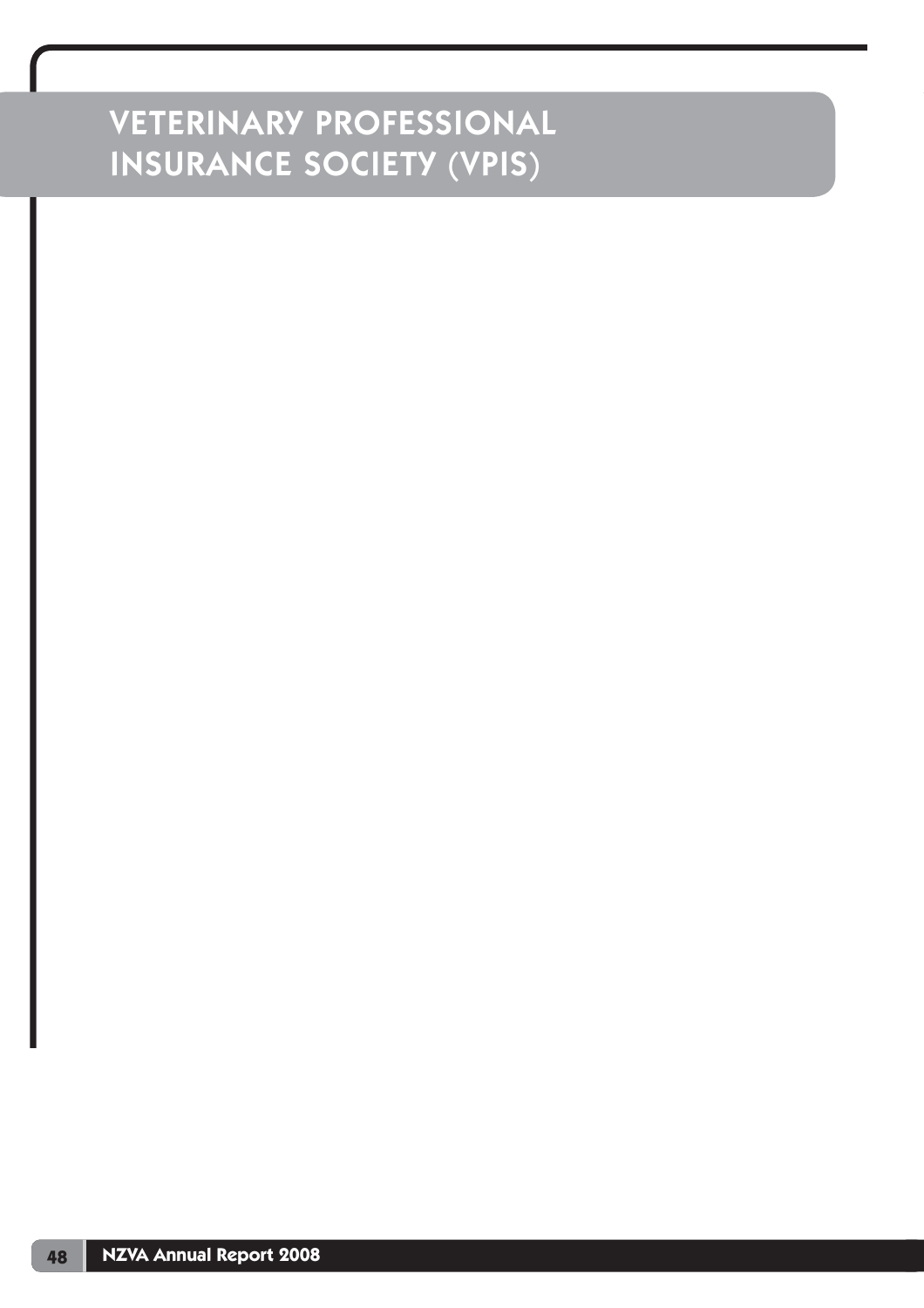# VETERINARY PROFESSIONAL INSURANCE SOCIETY (VPIS)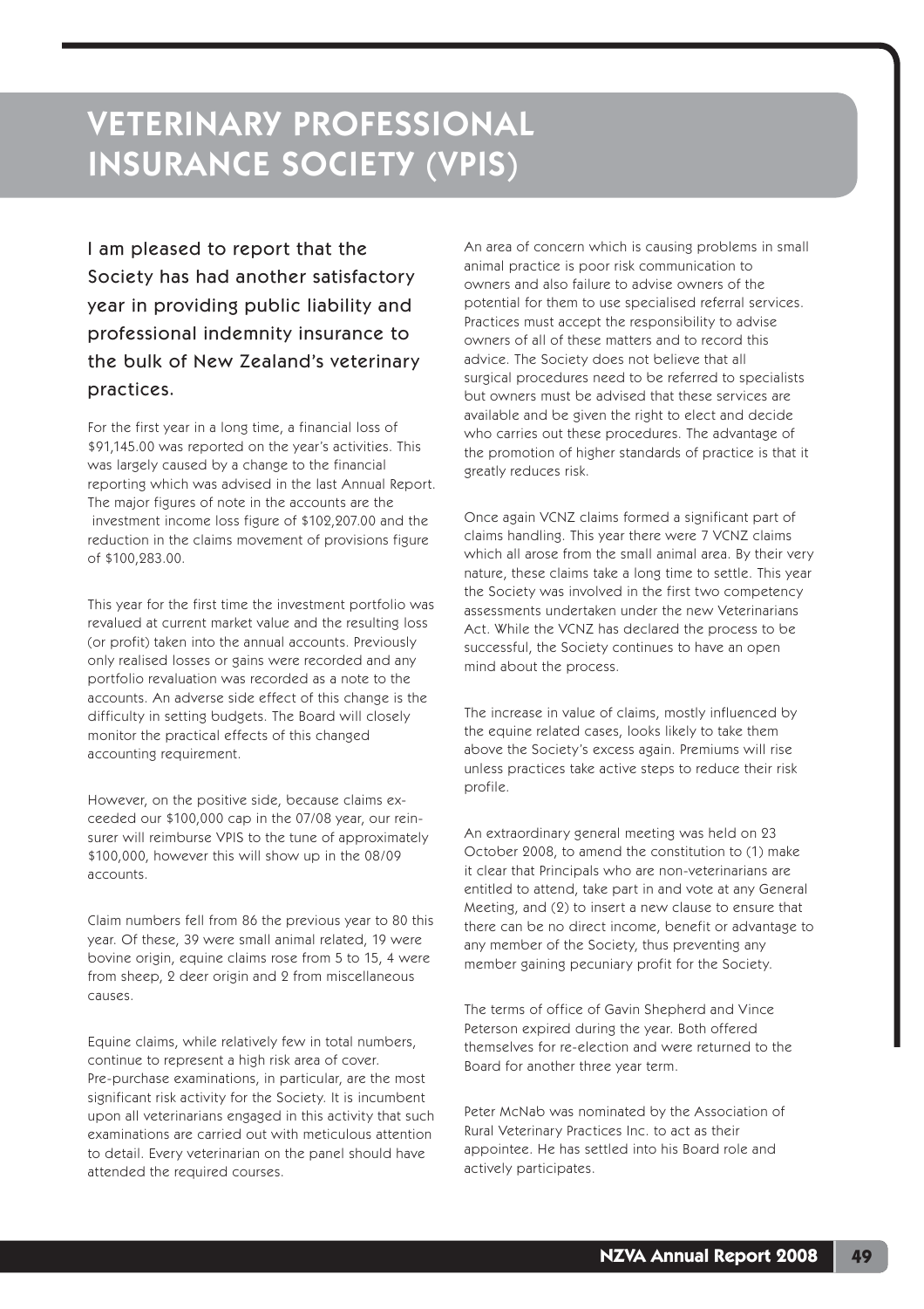# VETERINARY PROFESSIONAL INSURANCE SOCIETY (VPIS)

I am pleased to report that the Society has had another satisfactory year in providing public liability and professional indemnity insurance to the bulk of New Zealand's veterinary practices.

For the first year in a long time, a financial loss of $91,145.00 was reported on the year's activities. This was largely caused by a change to the financial reporting which was advised in the last Annual Report. The major figures of note in the accounts are the investment income loss figure of $102,207.00 and the reduction in the claims movement of provisions figure of $100,283.00.

This year for the first time the investment portfolio was revalued at current market value and the resulting loss (or profit) taken into the annual accounts. Previously only realised losses or gains were recorded and any portfolio revaluation was recorded as a note to the accounts. An adverse side effect of this change is the difficulty in setting budgets. The Board will closely monitor the practical effects of this changed accounting requirement.

However, on the positive side, because claims exceeded our $100,000 cap in the 07/08 year, our reinsurer will reimburse VPIS to the tune of approximately $100,000, however this will show up in the 08/09 accounts.

Claim numbers fell from 86 the previous year to 80 this year. Of these, 39 were small animal related, 19 were bovine origin, equine claims rose from 5 to 15, 4 were from sheep, 2 deer origin and 2 from miscellaneous causes.

Equine claims, while relatively few in total numbers, continue to represent a high risk area of cover. Pre-purchase examinations, in particular, are the most significant risk activity for the Society. It is incumbent upon all veterinarians engaged in this activity that such examinations are carried out with meticulous attention to detail. Every veterinarian on the panel should have attended the required courses.

An area of concern which is causing problems in small animal practice is poor risk communication to owners and also failure to advise owners of the potential for them to use specialised referral services. Practices must accept the responsibility to advise owners of all of these matters and to record this advice. The Society does not believe that all surgical procedures need to be referred to specialists but owners must be advised that these services are available and be given the right to elect and decide who carries out these procedures. The advantage of the promotion of higher standards of practice is that it greatly reduces risk.

Once again VCNZ claims formed a significant part of claims handling. This year there were 7 VCNZ claims which all arose from the small animal area. By their very nature, these claims take a long time to settle. This year the Society was involved in the first two competency assessments undertaken under the new Veterinarians Act. While the VCNZ has declared the process to be successful, the Society continues to have an open mind about the process.

The increase in value of claims, mostly influenced by the equine related cases, looks likely to take them above the Society's excess again. Premiums will rise unless practices take active steps to reduce their risk profile.

An extraordinary general meeting was held on 23 October 2008, to amend the constitution to (1) make it clear that Principals who are non-veterinarians are entitled to attend, take part in and vote at any General Meeting, and (2) to insert a new clause to ensure that there can be no direct income, benefit or advantage to any member of the Society, thus preventing any member gaining pecuniary profit for the Society.

The terms of office of Gavin Shepherd and Vince Peterson expired during the year. Both offered themselves for re-election and were returned to the Board for another three year term.

Peter McNab was nominated by the Association of Rural Veterinary Practices Inc. to act as their appointee. He has settled into his Board role and actively participates.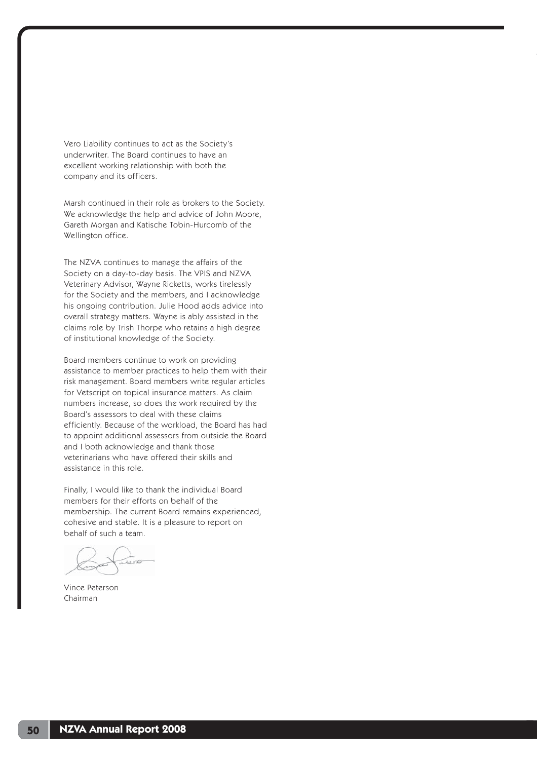Vero Liability continues to act as the Society's underwriter. The Board continues to have an excellent working relationship with both the company and its officers.

Marsh continued in their role as brokers to the Society. We acknowledge the help and advice of John Moore, Gareth Morgan and Katische Tobin-Hurcomb of the Wellington office.

The NZVA continues to manage the affairs of the Society on a day-to-day basis. The VPIS and NZVA Veterinary Advisor, Wayne Ricketts, works tirelessly for the Society and the members, and I acknowledge his ongoing contribution. Julie Hood adds advice into overall strategy matters. Wayne is ably assisted in the claims role by Trish Thorpe who retains a high degree of institutional knowledge of the Society.

Board members continue to work on providing assistance to member practices to help them with their risk management. Board members write regular articles for Vetscript on topical insurance matters. As claim numbers increase, so does the work required by the Board's assessors to deal with these claims efficiently. Because of the workload, the Board has had to appoint additional assessors from outside the Board and I both acknowledge and thank those veterinarians who have offered their skills and assistance in this role.

Finally, I would like to thank the individual Board members for their efforts on behalf of the membership. The current Board remains experienced, cohesive and stable. It is a pleasure to report on behalf of such a team.

Vince Peterson
Chairman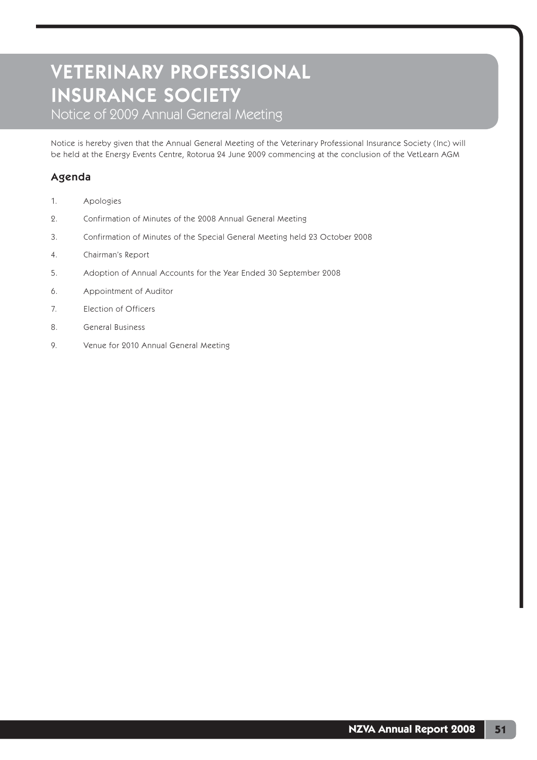# VETERINARY PROFESSIONAL INSURANCE SOCIETY

## Notice of 2009 Annual General Meeting

Notice is hereby given that the Annual General Meeting of the Veterinary Professional Insurance Society (Inc) will be held at the Energy Events Centre, Rotorua 24 June 2009 commencing at the conclusion of the VetLearn AGM

### Agenda

1. Apologies
2. Confirmation of Minutes of the 2008 Annual General Meeting
3. Confirmation of Minutes of the Special General Meeting held 23 October 2008
4. Chairman's Report
5. Adoption of Annual Accounts for the Year Ended 30 September 2008
6. Appointment of Auditor
7. Election of Officers
8. General Business
9. Venue for 2010 Annual General Meeting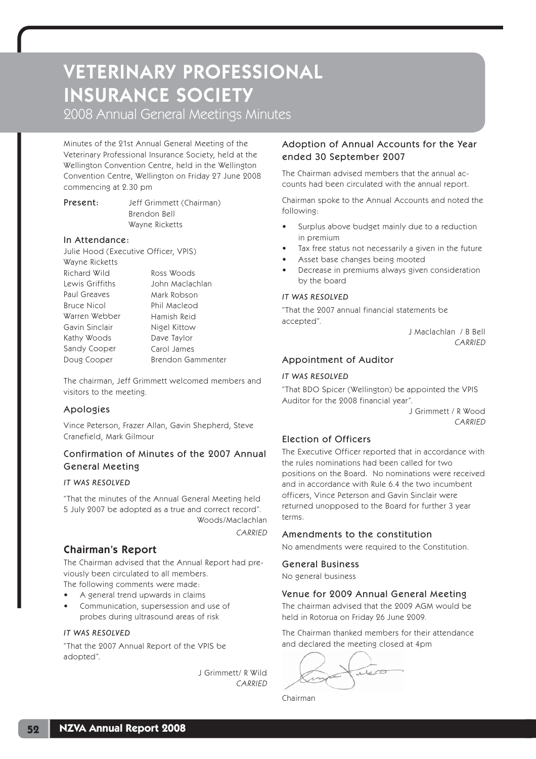# VETERINARY PROFESSIONAL INSURANCE SOCIETY

## 2008 Annual General Meetings Minutes

Minutes of the 21st Annual General Meeting of the Veterinary Professional Insurance Society, held at the Wellington Convention Centre, held in the Wellington Convention Centre, Wellington on Friday 27 June 2008 commencing at 2.30 pm

**Present:** Jeff Grimmett (Chairman)
Brendon Bell
Wayne Ricketts

### In Attendance:

Julie Hood (Executive Officer, VPIS)
Wayne Ricketts

| | |
|---|---|
| Richard Wild | Ross Woods |
| Lewis Griffiths | John Maclachlan |
| Paul Greaves | Mark Robson |
| Bruce Nicol | Phil Macleod |
| Warren Webber | Hamish Reid |
| Gavin Sinclair | Nigel Kittow |
| Kathy Woods | Dave Taylor |
| Sandy Cooper | Carol James |
| Doug Cooper | Brendon Gammenter |

The chairman, Jeff Grimmett welcomed members and visitors to the meeting.

### Apologies

Vince Peterson, Frazer Allan, Gavin Shepherd, Steve Cranefield, Mark Gilmour

### Confirmation of Minutes of the 2007 Annual General Meeting

*IT WAS RESOLVED*

"That the minutes of the Annual General Meeting held 5 July 2007 be adopted as a true and correct record".

Woods/Maclachlan
*CARRIED*

### Chairman's Report

The Chairman advised that the Annual Report had previously been circulated to all members.
The following comments were made:

- A general trend upwards in claims
- Communication, supersession and use of probes during ultrasound areas of risk

*IT WAS RESOLVED*

"That the 2007 Annual Report of the VPIS be adopted".

J Grimmett/ R Wild
*CARRIED*

### Adoption of Annual Accounts for the Year ended 30 September 2007

The Chairman advised members that the annual accounts had been circulated with the annual report.

Chairman spoke to the Annual Accounts and noted the following:

- Surplus above budget mainly due to a reduction in premium
- Tax free status not necessarily a given in the future
- Asset base changes being mooted
- Decrease in premiums always given consideration by the board

*IT WAS RESOLVED*

"That the 2007 annual financial statements be accepted".

J Maclachlan / B Bell
*CARRIED*

### Appointment of Auditor

*IT WAS RESOLVED*

"That BDO Spicer (Wellington) be appointed the VPIS Auditor for the 2008 financial year".

J Grimmett / R Wood
*CARRIED*

### Election of Officers

The Executive Officer reported that in accordance with the rules nominations had been called for two positions on the Board. No nominations were received and in accordance with Rule 6.4 the two incumbent officers, Vince Peterson and Gavin Sinclair were returned unopposed to the Board for further 3 year terms.

### Amendments to the constitution

No amendments were required to the Constitution.

### General Business

No general business

### Venue for 2009 Annual General Meeting

The chairman advised that the 2009 AGM would be held in Rotorua on Friday 26 June 2009.

The Chairman thanked members for their attendance and declared the meeting closed at 4pm

Chairman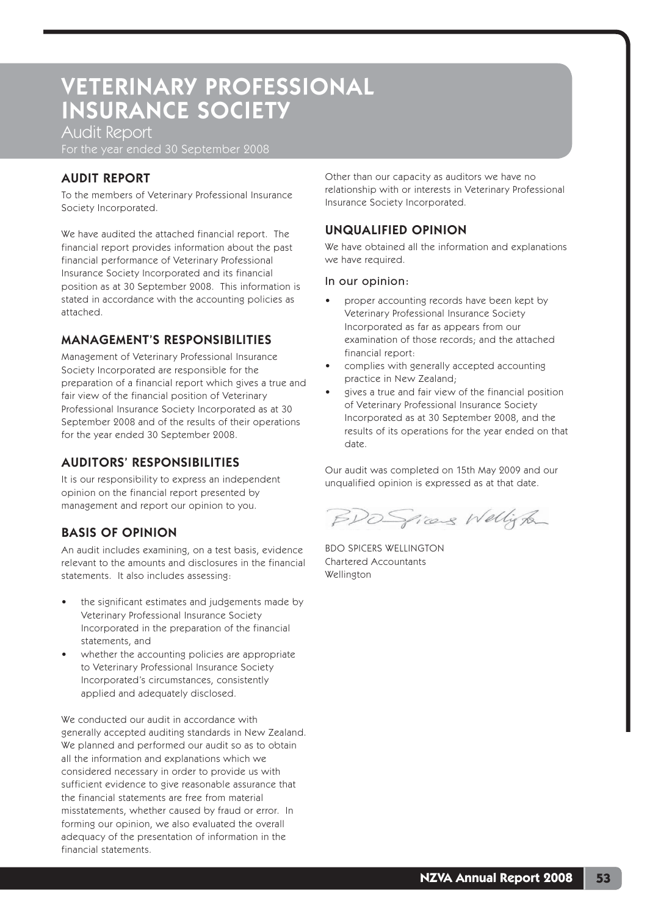# VETERINARY PROFESSIONAL INSURANCE SOCIETY

Audit Report

For the year ended 30 September 2008

## AUDIT REPORT

To the members of Veterinary Professional Insurance Society Incorporated.

We have audited the attached financial report. The financial report provides information about the past financial performance of Veterinary Professional Insurance Society Incorporated and its financial position as at 30 September 2008. This information is stated in accordance with the accounting policies as attached.

## MANAGEMENT'S RESPONSIBILITIES

Management of Veterinary Professional Insurance Society Incorporated are responsible for the preparation of a financial report which gives a true and fair view of the financial position of Veterinary Professional Insurance Society Incorporated as at 30 September 2008 and of the results of their operations for the year ended 30 September 2008.

## AUDITORS' RESPONSIBILITIES

It is our responsibility to express an independent opinion on the financial report presented by management and report our opinion to you.

## BASIS OF OPINION

An audit includes examining, on a test basis, evidence relevant to the amounts and disclosures in the financial statements. It also includes assessing:

- the significant estimates and judgements made by Veterinary Professional Insurance Society Incorporated in the preparation of the financial statements, and
- whether the accounting policies are appropriate to Veterinary Professional Insurance Society Incorporated's circumstances, consistently applied and adequately disclosed.

We conducted our audit in accordance with generally accepted auditing standards in New Zealand. We planned and performed our audit so as to obtain all the information and explanations which we considered necessary in order to provide us with sufficient evidence to give reasonable assurance that the financial statements are free from material misstatements, whether caused by fraud or error. In forming our opinion, we also evaluated the overall adequacy of the presentation of information in the financial statements.

Other than our capacity as auditors we have no relationship with or interests in Veterinary Professional Insurance Society Incorporated.

## UNQUALIFIED OPINION

We have obtained all the information and explanations we have required.

In our opinion:

- proper accounting records have been kept by Veterinary Professional Insurance Society Incorporated as far as appears from our examination of those records; and the attached financial report:
- complies with generally accepted accounting practice in New Zealand;
- gives a true and fair view of the financial position of Veterinary Professional Insurance Society Incorporated as at 30 September 2008, and the results of its operations for the year ended on that date.

Our audit was completed on 15th May 2009 and our unqualified opinion is expressed as at that date.

BDO Spicers Wellington

BDO SPICERS WELLINGTON
Chartered Accountants
Wellington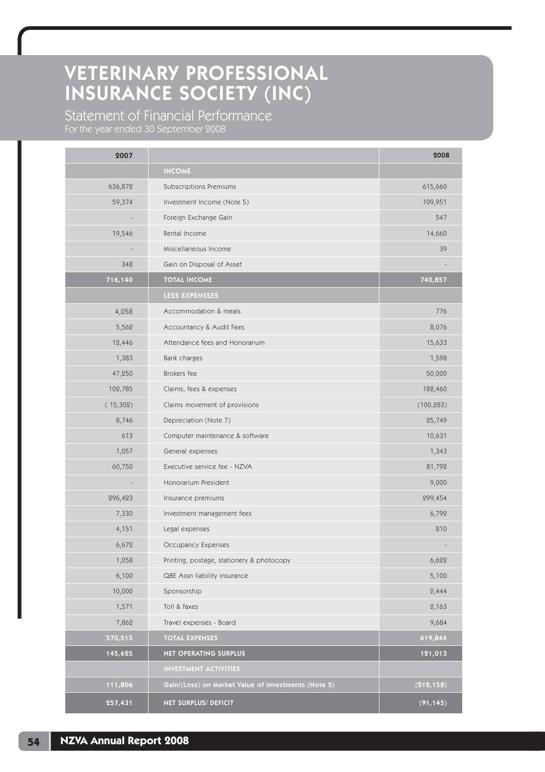# VETERINARY PROFESSIONAL INSURANCE SOCIETY (INC)

## Statement of Financial Performance

For the year ended 30 September 2008

| 2007 | | 2008 |
|---|---|---|
| | **INCOME** | |
| 636,872 | Subscriptions Premiums | 615,660 |
| 59,374 | Investment Income (Note 5) | 109,951 |
| - | Foreign Exchange Gain | 547 |
| 19,546 | Rental Income | 14,660 |
| - | Miscellaneous Income | 39 |
| 348 | Gain on Disposal of Asset | - |
| **716,140** | **TOTAL INCOME** | **740,857** |
| | **LESS EXPENSSES** | |
| 4,058 | Accommodation & meals | 776 |
| 5,562 | Accountancy & Audit Fees | 8,076 |
| 12,446 | Attendance fees and Honorarium | 15,633 |
| 1,383 | Bank charges | 1,598 |
| 47,250 | Brokers fee | 50,000 |
| 102,785 | Claims, fees & expenses | 182,460 |
| ( 15,302) | Claims movement of provisions | (100,283) |
| 8,746 | Depreciation (Note 7) | 25,749 |
| 613 | Computer maintenance & software | 10,631 |
| 1,057 | General expenses | 1,343 |
| 60,750 | Executive service fee - NZVA | 81,792 |
| - | Honorarium President | 9,000 |
| 296,423 | Insurance premiums | 299,454 |
| 7,330 | Investment management fees | 6,792 |
| 4,151 | Legal expenses | 810 |
| 6,672 | Occupancy Expenses | - |
| 1,058 | Printing, postage, stationery & photocopy | 6,622 |
| 6,100 | QBE Assn liability insurance | 5,100 |
| 10,000 | Sponsorship | 2,444 |
| 1,571 | Toll & faxes | 2,163 |
| 7,862 | Travel expenses - Board | 9,684 |
| **570,515** | **TOTAL EXPENSES** | **619,844** |
| **145,625** | **NET OPERATING SURPLUS** | **121,013** |
| | **INVESTMENT ACTIVITIES** | |
| **111,806** | **Gain/(Loss) on Market Value of investments (Note 5)** | **(212,158)** |
| **257,431** | **NET SURPLUS/ DEFICIT** | **(91,145)** |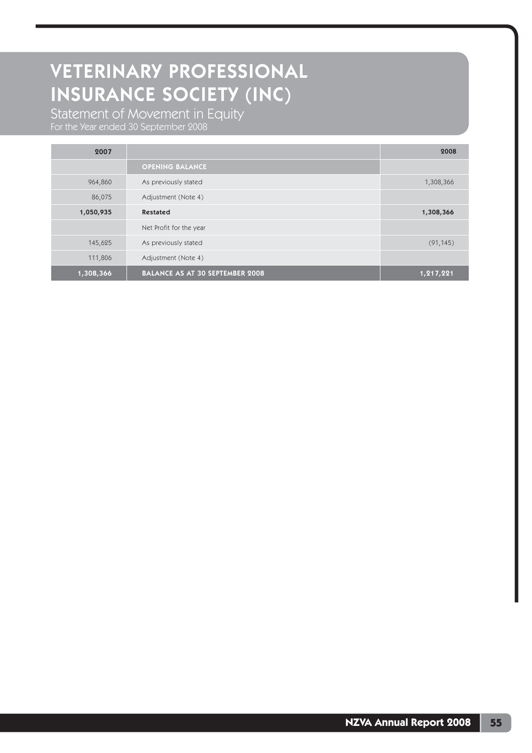# VETERINARY PROFESSIONAL INSURANCE SOCIETY (INC)

## Statement of Movement in Equity

For the Year ended 30 September 2008

| 2007 | | 2008 |
|---:|---|---:|
| | **OPENING BALANCE** | |
| 964,860 | As previously stated | 1,308,366 |
| 86,075 | Adjustment (Note 4) | |
| **1,050,935** | **Restated** | **1,308,366** |
| | Net Profit for the year | |
| 145,625 | As previously stated | (91,145) |
| 111,806 | Adjustment (Note 4) | |
| **1,308,366** | **BALANCE AS AT 30 SEPTEMBER 2008** | **1,217,221** |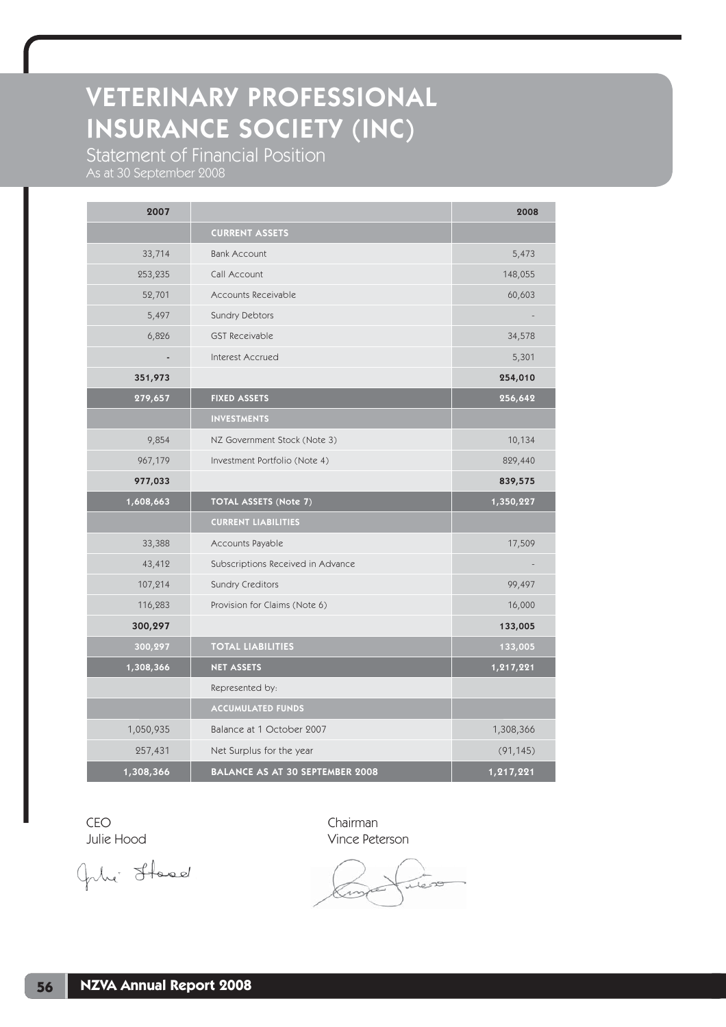# VETERINARY PROFESSIONAL INSURANCE SOCIETY (INC)

## Statement of Financial Position

As at 30 September 2008

| 2007 | | 2008 |
|---|---|---|
| | **CURRENT ASSETS** | |
| 33,714 | Bank Account | 5,473 |
| 253,235 | Call Account | 148,055 |
| 52,701 | Accounts Receivable | 60,603 |
| 5,497 | Sundry Debtors | - |
| 6,826 | GST Receivable | 34,578 |
| - | Interest Accrued | 5,301 |
| **351,973** | | **254,010** |
| **279,657** | **FIXED ASSETS** | **256,642** |
| | **INVESTMENTS** | |
| 9,854 | NZ Government Stock (Note 3) | 10,134 |
| 967,179 | Investment Portfolio (Note 4) | 829,440 |
| **977,033** | | **839,575** |
| **1,608,663** | **TOTAL ASSETS (Note 7)** | **1,350,227** |
| | **CURRENT LIABILITIES** | |
| 33,388 | Accounts Payable | 17,509 |
| 43,412 | Subscriptions Received in Advance | - |
| 107,214 | Sundry Creditors | 99,497 |
| 116,283 | Provision for Claims (Note 6) | 16,000 |
| **300,297** | | **133,005** |
| **300,297** | **TOTAL LIABILITIES** | **133,005** |
| **1,308,366** | **NET ASSETS** | **1,217,221** |
| | Represented by: | |
| | **ACCUMULATED FUNDS** | |
| 1,050,935 | Balance at 1 October 2007 | 1,308,366 |
| 257,431 | Net Surplus for the year | (91,145) |
| **1,308,366** | **BALANCE AS AT 30 SEPTEMBER 2008** | **1,217,221** |

CEO
Julie Hood

Chairman
Vince Peterson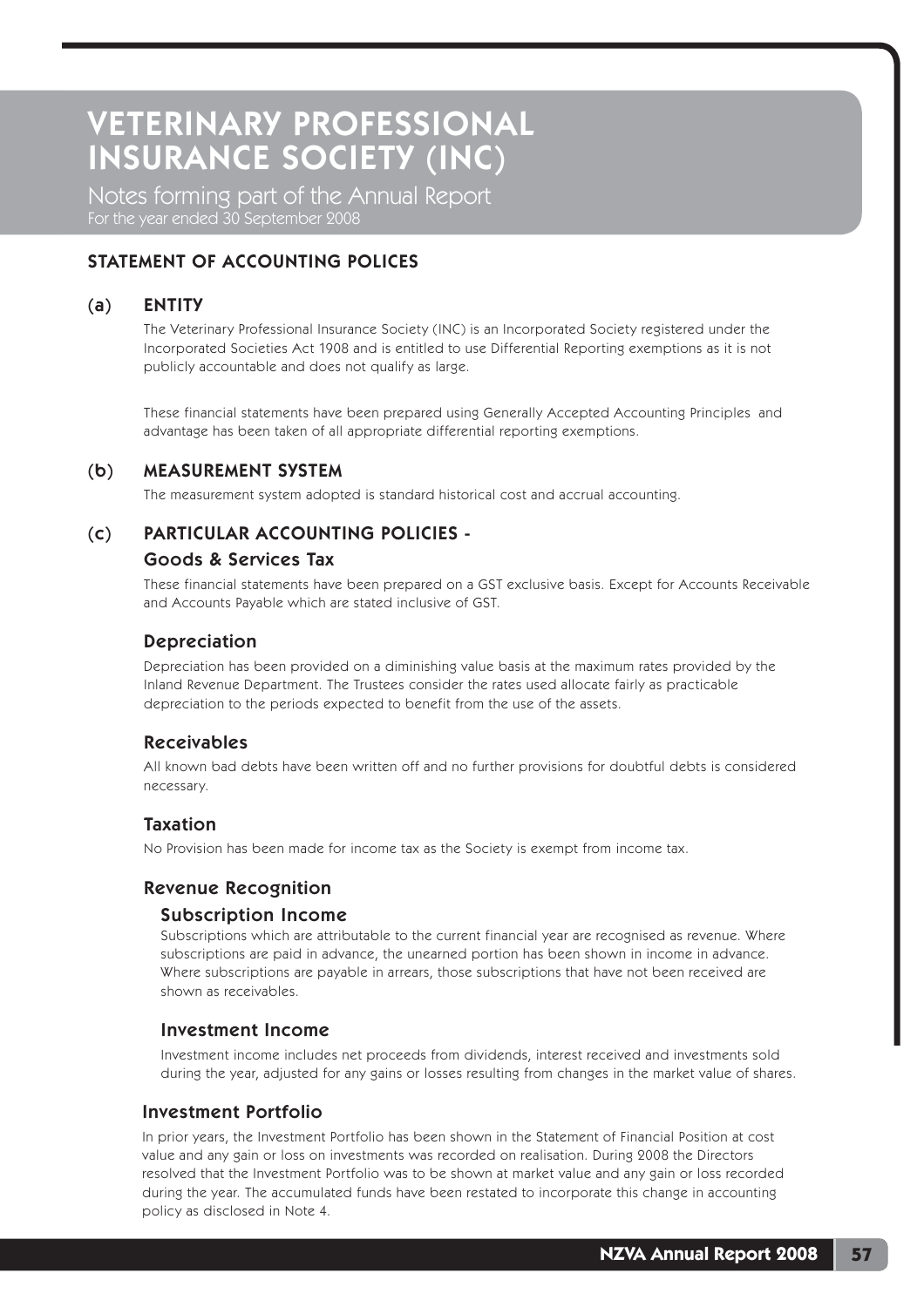# VETERINARY PROFESSIONAL INSURANCE SOCIETY (INC)

Notes forming part of the Annual Report
For the year ended 30 September 2008

## STATEMENT OF ACCOUNTING POLICES

### (a) ENTITY

The Veterinary Professional Insurance Society (INC) is an Incorporated Society registered under the Incorporated Societies Act 1908 and is entitled to use Differential Reporting exemptions as it is not publicly accountable and does not qualify as large.

These financial statements have been prepared using Generally Accepted Accounting Principles and advantage has been taken of all appropriate differential reporting exemptions.

### (b) MEASUREMENT SYSTEM

The measurement system adopted is standard historical cost and accrual accounting.

### (c) PARTICULAR ACCOUNTING POLICIES -

#### Goods & Services Tax

These financial statements have been prepared on a GST exclusive basis. Except for Accounts Receivable and Accounts Payable which are stated inclusive of GST.

#### Depreciation

Depreciation has been provided on a diminishing value basis at the maximum rates provided by the Inland Revenue Department. The Trustees consider the rates used allocate fairly as practicable depreciation to the periods expected to benefit from the use of the assets.

#### Receivables

All known bad debts have been written off and no further provisions for doubtful debts is considered necessary.

#### Taxation

No Provision has been made for income tax as the Society is exempt from income tax.

#### Revenue Recognition

##### Subscription Income

Subscriptions which are attributable to the current financial year are recognised as revenue. Where subscriptions are paid in advance, the unearned portion has been shown in income in advance. Where subscriptions are payable in arrears, those subscriptions that have not been received are shown as receivables.

##### Investment Income

Investment income includes net proceeds from dividends, interest received and investments sold during the year, adjusted for any gains or losses resulting from changes in the market value of shares.

#### Investment Portfolio

In prior years, the Investment Portfolio has been shown in the Statement of Financial Position at cost value and any gain or loss on investments was recorded on realisation. During 2008 the Directors resolved that the Investment Portfolio was to be shown at market value and any gain or loss recorded during the year. The accumulated funds have been restated to incorporate this change in accounting policy as disclosed in Note 4.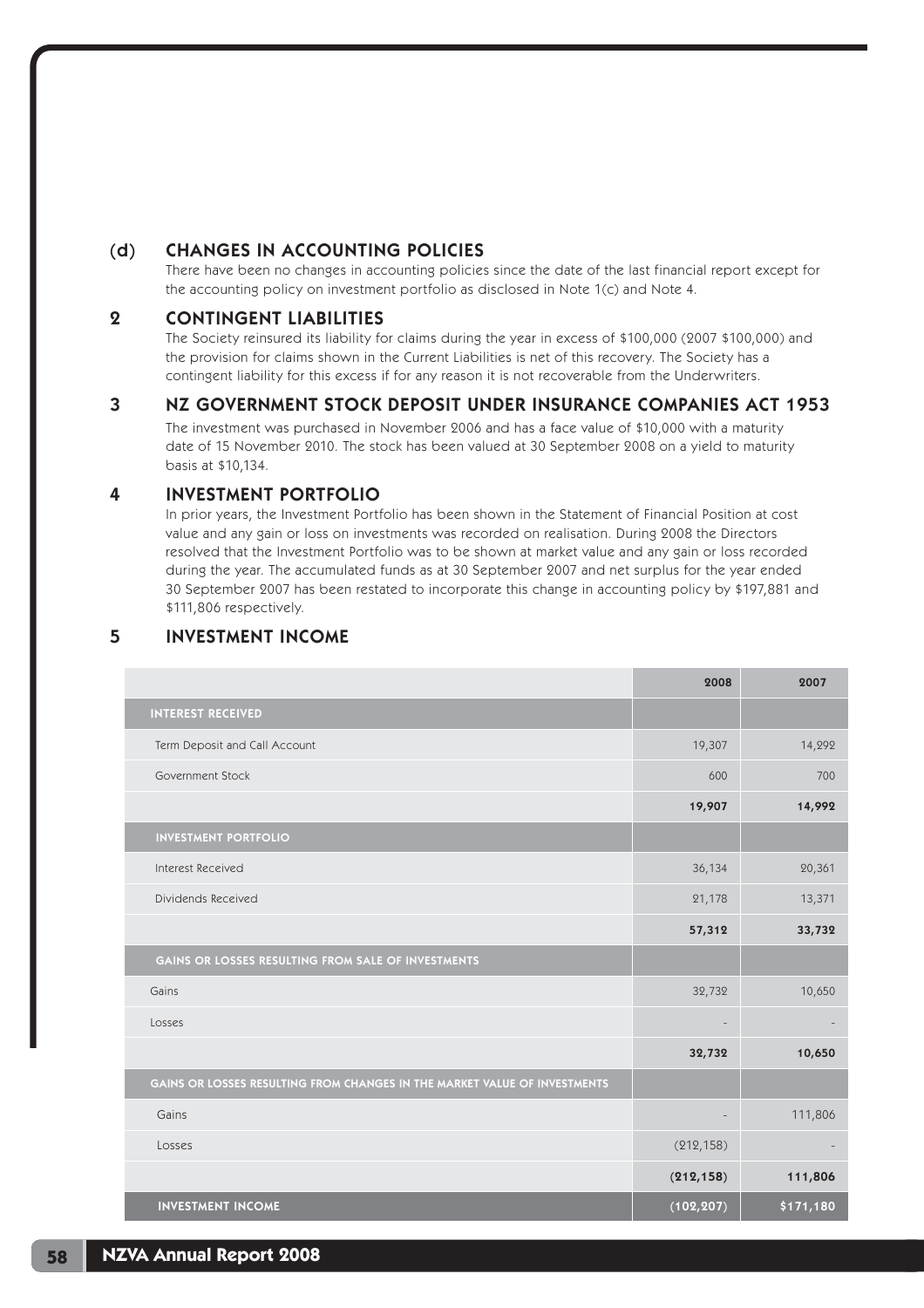## (d) CHANGES IN ACCOUNTING POLICIES

There have been no changes in accounting policies since the date of the last financial report except for the accounting policy on investment portfolio as disclosed in Note 1(c) and Note 4.

## 2 CONTINGENT LIABILITIES

The Society reinsured its liability for claims during the year in excess of $100,000 (2007 $100,000) and the provision for claims shown in the Current Liabilities is net of this recovery. The Society has a contingent liability for this excess if for any reason it is not recoverable from the Underwriters.

## 3 NZ GOVERNMENT STOCK DEPOSIT UNDER INSURANCE COMPANIES ACT 1953

The investment was purchased in November 2006 and has a face value of $10,000 with a maturity date of 15 November 2010. The stock has been valued at 30 September 2008 on a yield to maturity basis at $10,134.

## 4 INVESTMENT PORTFOLIO

In prior years, the Investment Portfolio has been shown in the Statement of Financial Position at cost value and any gain or loss on investments was recorded on realisation. During 2008 the Directors resolved that the Investment Portfolio was to be shown at market value and any gain or loss recorded during the year. The accumulated funds as at 30 September 2007 and net surplus for the year ended 30 September 2007 has been restated to incorporate this change in accounting policy by $197,881 and $111,806 respectively.

## 5 INVESTMENT INCOME

| | 2008 | 2007 |
|---|---|---|
| **INTEREST RECEIVED** | | |
| Term Deposit and Call Account | 19,307 | 14,292 |
| Government Stock | 600 | 700 |
| | **19,907** | **14,992** |
| **INVESTMENT PORTFOLIO** | | |
| Interest Received | 36,134 | 20,361 |
| Dividends Received | 21,178 | 13,371 |
| | **57,312** | **33,732** |
| **GAINS OR LOSSES RESULTING FROM SALE OF INVESTMENTS** | | |
| Gains | 32,732 | 10,650 |
| Losses | - | - |
| | **32,732** | **10,650** |
| **GAINS OR LOSSES RESULTING FROM CHANGES IN THE MARKET VALUE OF INVESTMENTS** | | |
| Gains | - | 111,806 |
| Losses | (212,158) | - |
| | **(212,158)** | **111,806** |
| **INVESTMENT INCOME** | **(102,207)** | **$171,180** |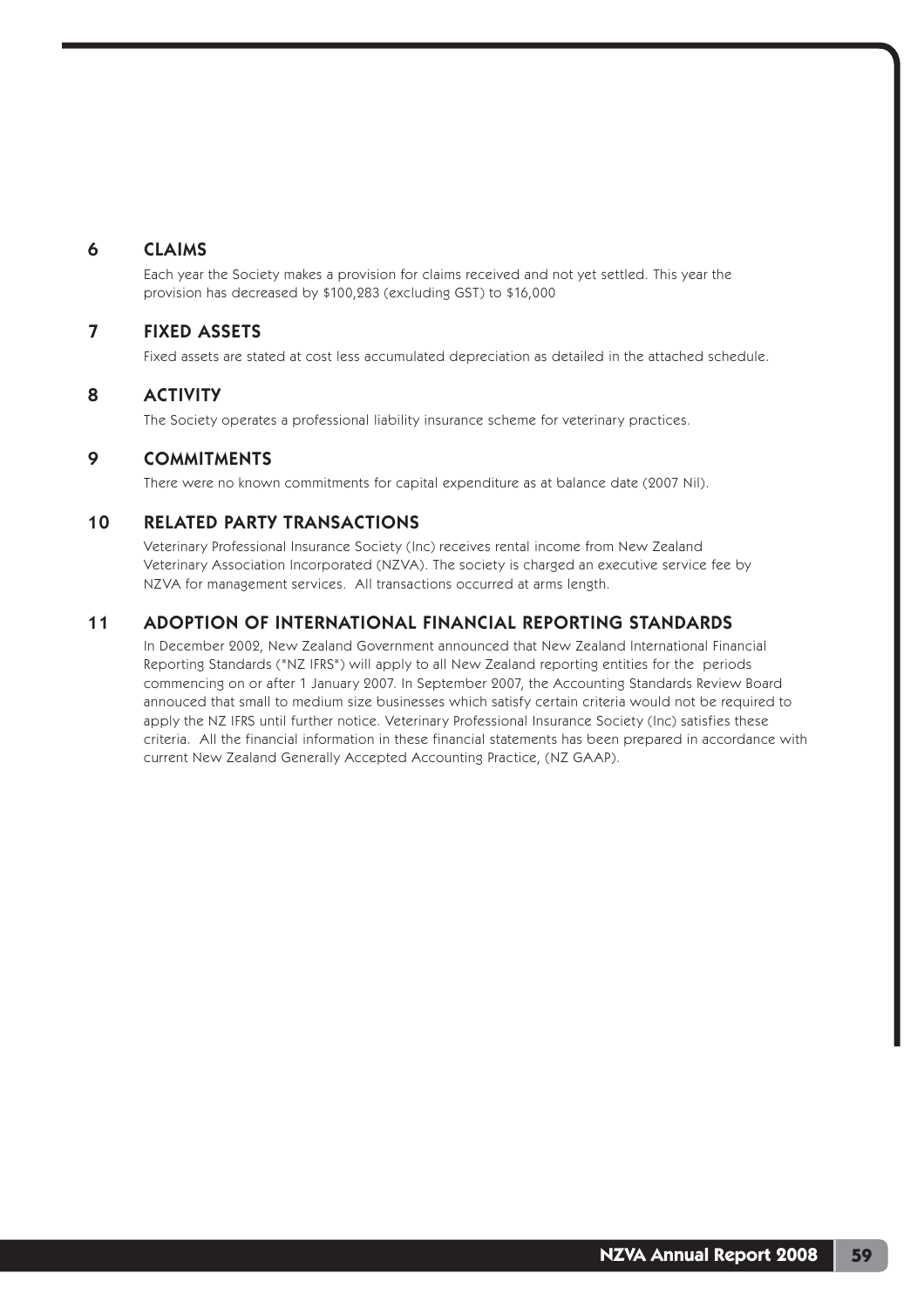## 6 CLAIMS

Each year the Society makes a provision for claims received and not yet settled. This year the provision has decreased by $100,283 (excluding GST) to $16,000

## 7 FIXED ASSETS

Fixed assets are stated at cost less accumulated depreciation as detailed in the attached schedule.

## 8 ACTIVITY

The Society operates a professional liability insurance scheme for veterinary practices.

## 9 COMMITMENTS

There were no known commitments for capital expenditure as at balance date (2007 Nil).

## 10 RELATED PARTY TRANSACTIONS

Veterinary Professional Insurance Society (Inc) receives rental income from New Zealand Veterinary Association Incorporated (NZVA). The society is charged an executive service fee by NZVA for management services. All transactions occurred at arms length.

## 11 ADOPTION OF INTERNATIONAL FINANCIAL REPORTING STANDARDS

In December 2002, New Zealand Government announced that New Zealand International Financial Reporting Standards ("NZ IFRS") will apply to all New Zealand reporting entities for the periods commencing on or after 1 January 2007. In September 2007, the Accounting Standards Review Board annouced that small to medium size businesses which satisfy certain criteria would not be required to apply the NZ IFRS until further notice. Veterinary Professional Insurance Society (Inc) satisfies these criteria. All the financial information in these financial statements has been prepared in accordance with current New Zealand Generally Accepted Accounting Practice, (NZ GAAP).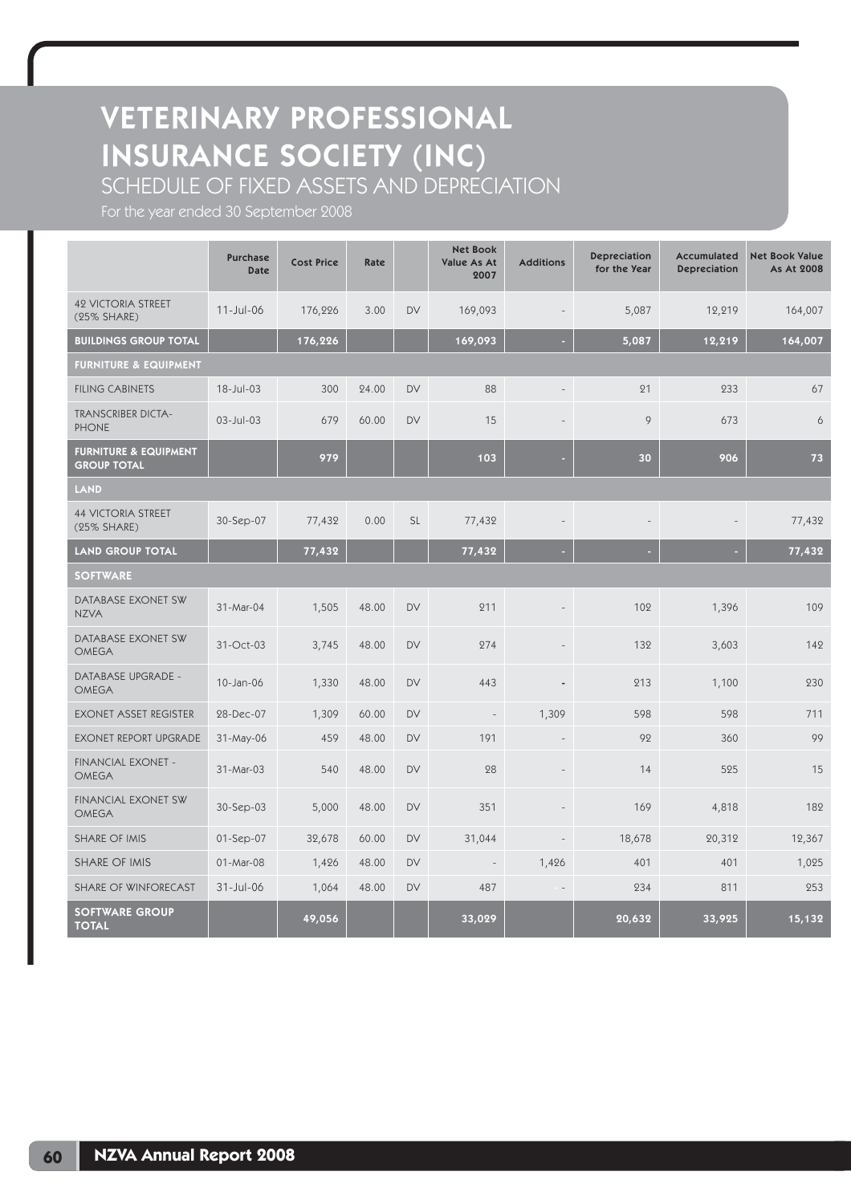# VETERINARY PROFESSIONAL INSURANCE SOCIETY (INC)

## SCHEDULE OF FIXED ASSETS AND DEPRECIATION

For the year ended 30 September 2008

| | Purchase Date | Cost Price | Rate | | Net Book Value As At 2007 | Additions | Depreciation for the Year | Accumulated Depreciation | Net Book Value As At 2008 |
|---|---|---|---|---|---|---|---|---|---|
| 42 VICTORIA STREET (25% SHARE) | 11-Jul-06 | 176,226 | 3.00 | DV | 169,093 | - | 5,087 | 12,219 | 164,007 |
| **BUILDINGS GROUP TOTAL** | | **176,226** | | | **169,093** | **-** | **5,087** | **12,219** | **164,007** |
| **FURNITURE & EQUIPMENT** | | | | | | | | | |
| FILING CABINETS | 18-Jul-03 | 300 | 24.00 | DV | 88 | - | 21 | 233 | 67 |
| TRANSCRIBER DICTA-PHONE | 03-Jul-03 | 679 | 60.00 | DV | 15 | - | 9 | 673 | 6 |
| **FURNITURE & EQUIPMENT GROUP TOTAL** | | **979** | | | **103** | **-** | **30** | **906** | **73** |
| **LAND** | | | | | | | | | |
| 44 VICTORIA STREET (25% SHARE) | 30-Sep-07 | 77,432 | 0.00 | SL | 77,432 | - | - | - | 77,432 |
| **LAND GROUP TOTAL** | | **77,432** | | | **77,432** | **-** | **-** | **-** | **77,432** |
| **SOFTWARE** | | | | | | | | | |
| DATABASE EXONET SW NZVA | 31-Mar-04 | 1,505 | 48.00 | DV | 211 | - | 102 | 1,396 | 109 |
| DATABASE EXONET SW OMEGA | 31-Oct-03 | 3,745 | 48.00 | DV | 274 | - | 132 | 3,603 | 142 |
| DATABASE UPGRADE - OMEGA | 10-Jan-06 | 1,330 | 48.00 | DV | 443 | - | 213 | 1,100 | 230 |
| EXONET ASSET REGISTER | 28-Dec-07 | 1,309 | 60.00 | DV | - | 1,309 | 598 | 598 | 711 |
| EXONET REPORT UPGRADE | 31-May-06 | 459 | 48.00 | DV | 191 | - | 92 | 360 | 99 |
| FINANCIAL EXONET - OMEGA | 31-Mar-03 | 540 | 48.00 | DV | 28 | - | 14 | 525 | 15 |
| FINANCIAL EXONET SW OMEGA | 30-Sep-03 | 5,000 | 48.00 | DV | 351 | - | 169 | 4,818 | 182 |
| SHARE OF IMIS | 01-Sep-07 | 32,678 | 60.00 | DV | 31,044 | - | 18,678 | 20,312 | 12,367 |
| SHARE OF IMIS | 01-Mar-08 | 1,426 | 48.00 | DV | - | 1,426 | 401 | 401 | 1,025 |
| SHARE OF WINFORECAST | 31-Jul-06 | 1,064 | 48.00 | DV | 487 | - | 234 | 811 | 253 |
| **SOFTWARE GROUP TOTAL** | | **49,056** | | | **33,029** | | **20,632** | **33,925** | **15,132** |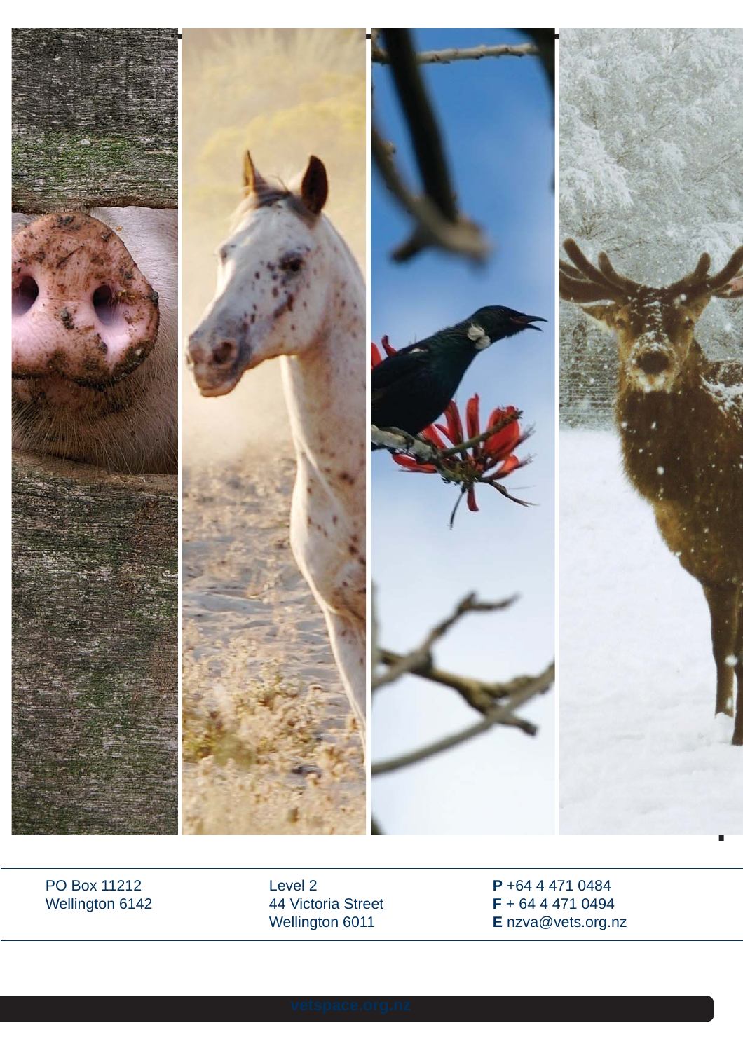PO Box 11212
Wellington 6142

Level 2
44 Victoria Street
Wellington 6011

**P** +64 4 471 0484
**F** + 64 4 471 0494
**E** nzva@vets.org.nz

vetspace.org.nz